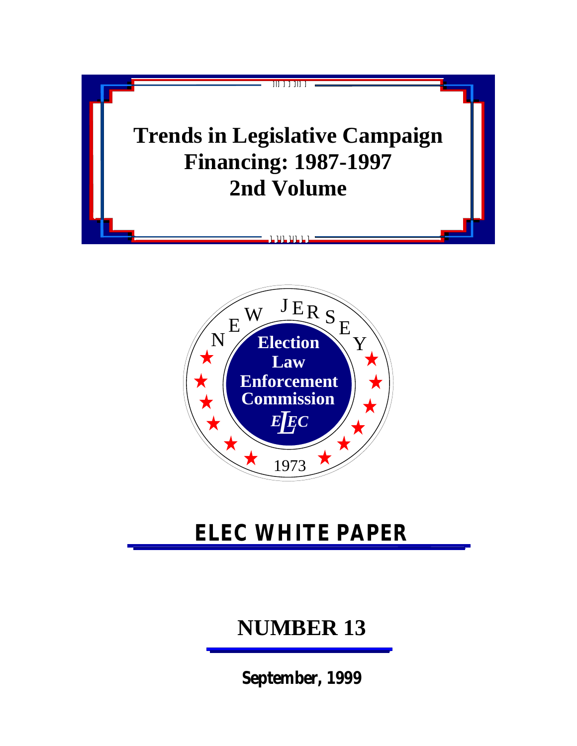# Trends in Legislative Campaign Financing: 1987-1997
# 2nd Volume

NEW JERSEY

Election Law Enforcement Commission

ELEC

1973

## ELEC WHITE PAPER

## NUMBER 13

**September, 1999**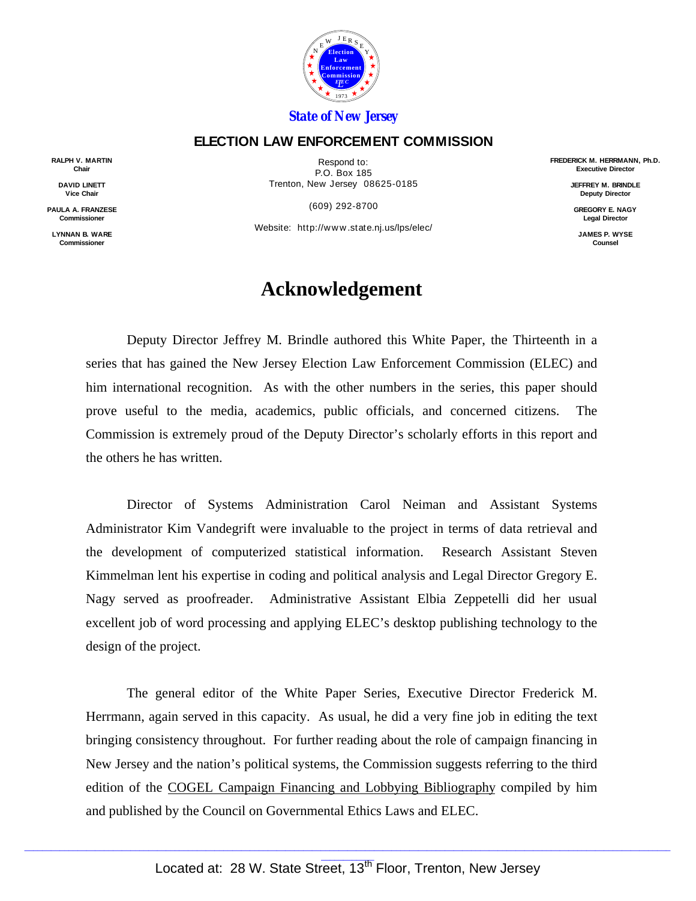State of New Jersey

**ELECTION LAW ENFORCEMENT COMMISSION**

**RALPH V. MARTIN**
**Chair**

**DAVID LINETT**
**Vice Chair**

**PAULA A. FRANZESE**
**Commissioner**

**LYNNAN B. WARE**
**Commissioner**

Respond to:
P.O. Box 185
Trenton, New Jersey 08625-0185

(609) 292-8700

Website: http://www.state.nj.us/lps/elec/

**FREDERICK M. HERRMANN, Ph.D.**
**Executive Director**

**JEFFREY M. BRINDLE**
**Deputy Director**

**GREGORY E. NAGY**
**Legal Director**

**JAMES P. WYSE**
**Counsel**

# Acknowledgement

Deputy Director Jeffrey M. Brindle authored this White Paper, the Thirteenth in a series that has gained the New Jersey Election Law Enforcement Commission (ELEC) and him international recognition. As with the other numbers in the series, this paper should prove useful to the media, academics, public officials, and concerned citizens. The Commission is extremely proud of the Deputy Director's scholarly efforts in this report and the others he has written.

Director of Systems Administration Carol Neiman and Assistant Systems Administrator Kim Vandegrift were invaluable to the project in terms of data retrieval and the development of computerized statistical information. Research Assistant Steven Kimmelman lent his expertise in coding and political analysis and Legal Director Gregory E. Nagy served as proofreader. Administrative Assistant Elbia Zeppetelli did her usual excellent job of word processing and applying ELEC's desktop publishing technology to the design of the project.

The general editor of the White Paper Series, Executive Director Frederick M. Herrmann, again served in this capacity. As usual, he did a very fine job in editing the text bringing consistency throughout. For further reading about the role of campaign financing in New Jersey and the nation's political systems, the Commission suggests referring to the third edition of the COGEL Campaign Financing and Lobbying Bibliography compiled by him and published by the Council on Governmental Ethics Laws and ELEC.

Located at: 28 W. State Street, 13th Floor, Trenton, New Jersey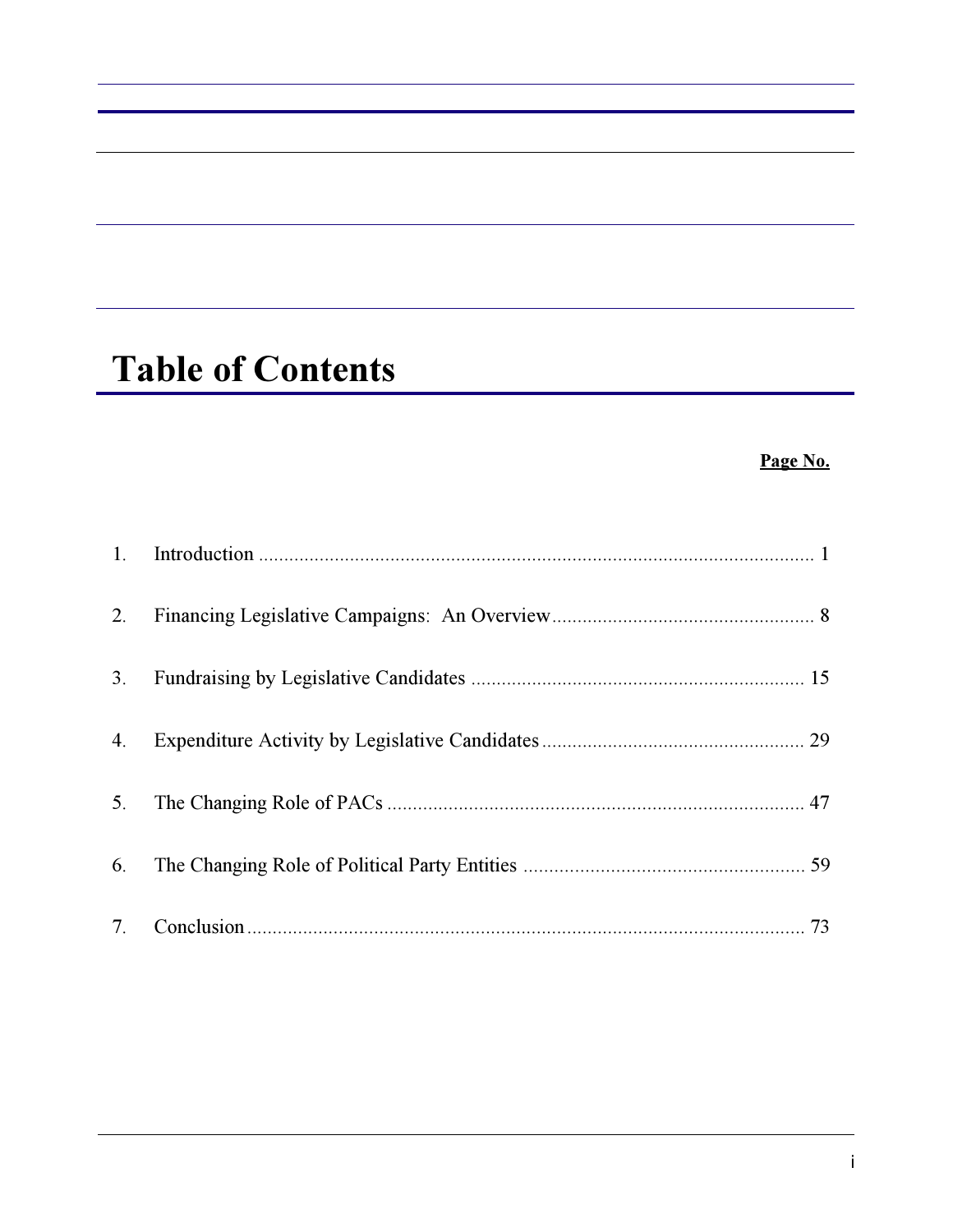# Table of Contents

| | | Page No. |
|---|---|---|
| 1. | Introduction | 1 |
| 2. | Financing Legislative Campaigns: An Overview | 8 |
| 3. | Fundraising by Legislative Candidates | 15 |
| 4. | Expenditure Activity by Legislative Candidates | 29 |
| 5. | The Changing Role of PACs | 47 |
| 6. | The Changing Role of Political Party Entities | 59 |
| 7. | Conclusion | 73 |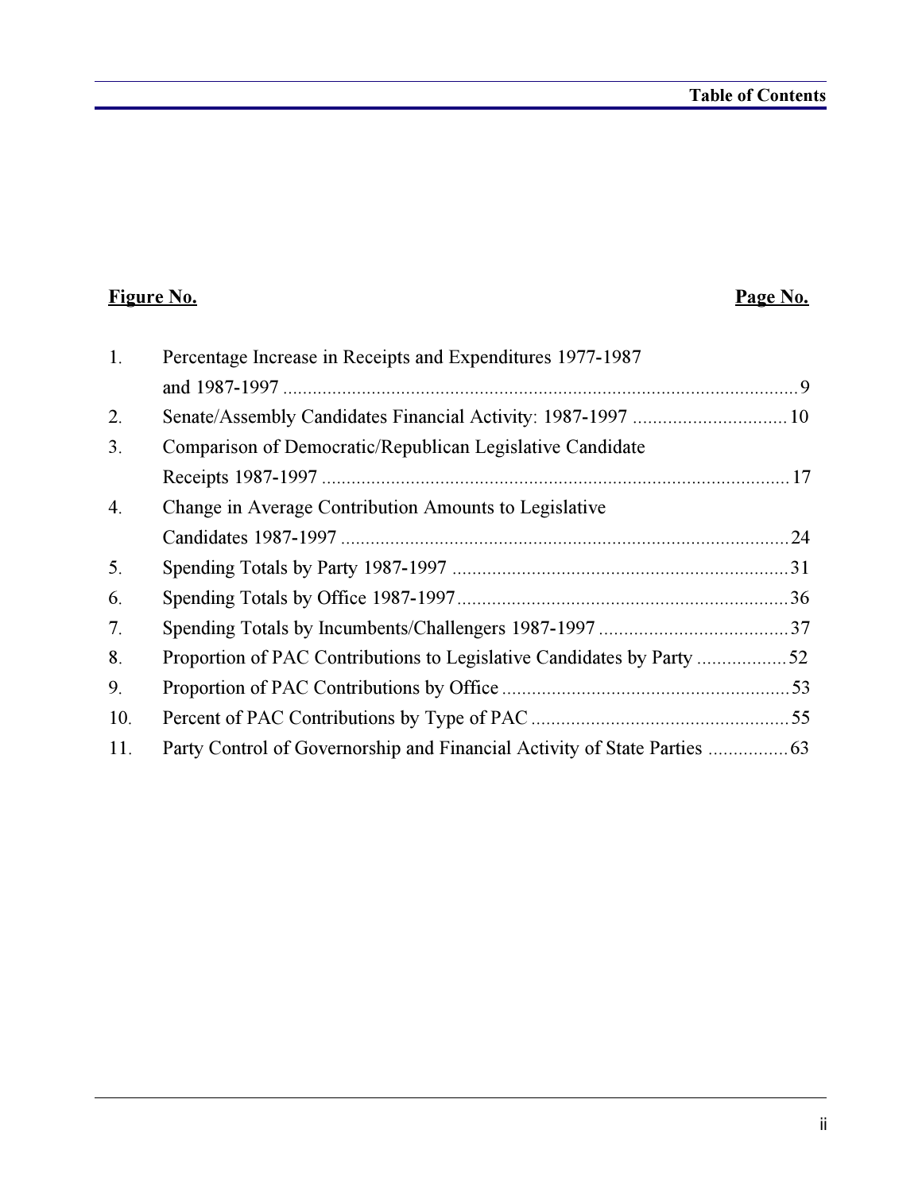| **Figure No.** | | **Page No.** |
|---|---|---|
| 1. | Percentage Increase in Receipts and Expenditures 1977-1987 and 1987-1997 | 9 |
| 2. | Senate/Assembly Candidates Financial Activity: 1987-1997 | 10 |
| 3. | Comparison of Democratic/Republican Legislative Candidate Receipts 1987-1997 | 17 |
| 4. | Change in Average Contribution Amounts to Legislative Candidates 1987-1997 | 24 |
| 5. | Spending Totals by Party 1987-1997 | 31 |
| 6. | Spending Totals by Office 1987-1997 | 36 |
| 7. | Spending Totals by Incumbents/Challengers 1987-1997 | 37 |
| 8. | Proportion of PAC Contributions to Legislative Candidates by Party | 52 |
| 9. | Proportion of PAC Contributions by Office | 53 |
| 10. | Percent of PAC Contributions by Type of PAC | 55 |
| 11. | Party Control of Governorship and Financial Activity of State Parties | 63 |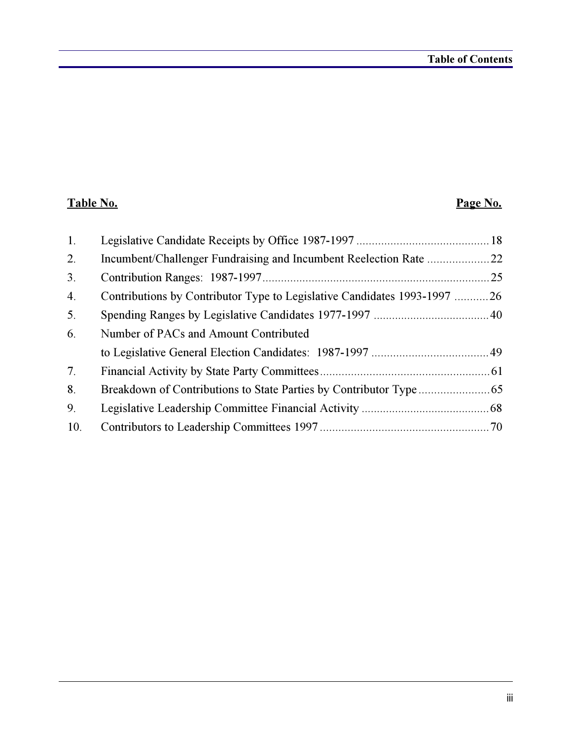| Table No. | | Page No. |
|---|---|---|
| 1. | Legislative Candidate Receipts by Office 1987-1997 | 18 |
| 2. | Incumbent/Challenger Fundraising and Incumbent Reelection Rate | 22 |
| 3. | Contribution Ranges: 1987-1997 | 25 |
| 4. | Contributions by Contributor Type to Legislative Candidates 1993-1997 | 26 |
| 5. | Spending Ranges by Legislative Candidates 1977-1997 | 40 |
| 6. | Number of PACs and Amount Contributed to Legislative General Election Candidates: 1987-1997 | 49 |
| 7. | Financial Activity by State Party Committees | 61 |
| 8. | Breakdown of Contributions to State Parties by Contributor Type | 65 |
| 9. | Legislative Leadership Committee Financial Activity | 68 |
| 10. | Contributors to Leadership Committees 1997 | 70 |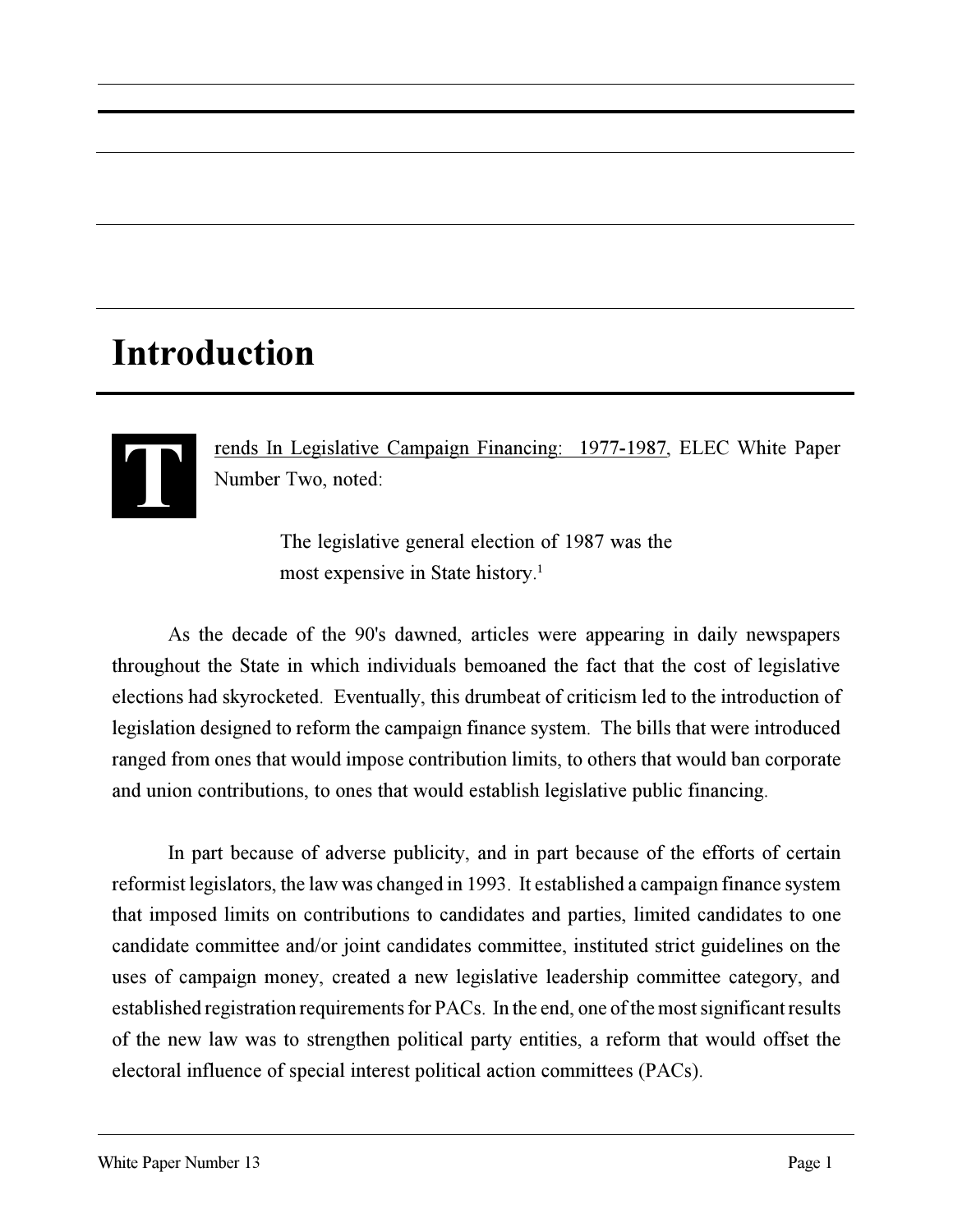# Introduction

Trends In Legislative Campaign Financing: 1977-1987, ELEC White Paper Number Two, noted:

> The legislative general election of 1987 was the most expensive in State history.[1]

As the decade of the 90's dawned, articles were appearing in daily newspapers throughout the State in which individuals bemoaned the fact that the cost of legislative elections had skyrocketed. Eventually, this drumbeat of criticism led to the introduction of legislation designed to reform the campaign finance system. The bills that were introduced ranged from ones that would impose contribution limits, to others that would ban corporate and union contributions, to ones that would establish legislative public financing.

In part because of adverse publicity, and in part because of the efforts of certain reformist legislators, the law was changed in 1993. It established a campaign finance system that imposed limits on contributions to candidates and parties, limited candidates to one candidate committee and/or joint candidates committee, instituted strict guidelines on the uses of campaign money, created a new legislative leadership committee category, and established registration requirements for PACs. In the end, one of the most significant results of the new law was to strengthen political party entities, a reform that would offset the electoral influence of special interest political action committees (PACs).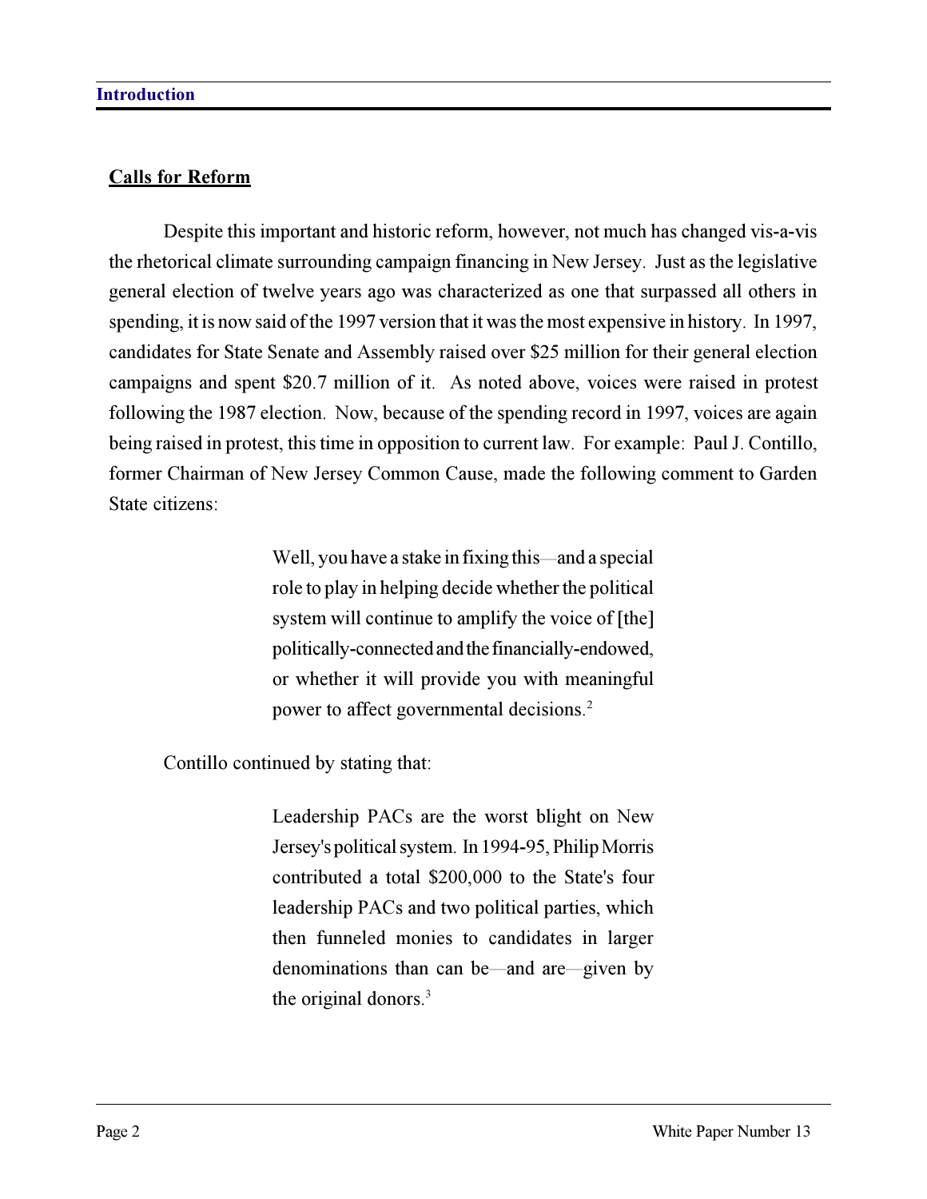## Calls for Reform

Despite this important and historic reform, however, not much has changed vis-a-vis the rhetorical climate surrounding campaign financing in New Jersey. Just as the legislative general election of twelve years ago was characterized as one that surpassed all others in spending, it is now said of the 1997 version that it was the most expensive in history. In 1997, candidates for State Senate and Assembly raised over $25 million for their general election campaigns and spent $20.7 million of it. As noted above, voices were raised in protest following the 1987 election. Now, because of the spending record in 1997, voices are again being raised in protest, this time in opposition to current law. For example: Paul J. Contillo, former Chairman of New Jersey Common Cause, made the following comment to Garden State citizens:

> Well, you have a stake in fixing this—and a special role to play in helping decide whether the political system will continue to amplify the voice of [the] politically-connected and the financially-endowed, or whether it will provide you with meaningful power to affect governmental decisions.[2]

Contillo continued by stating that:

> Leadership PACs are the worst blight on New Jersey's political system. In 1994-95, Philip Morris contributed a total $200,000 to the State's four leadership PACs and two political parties, which then funneled monies to candidates in larger denominations than can be—and are—given by the original donors.[3]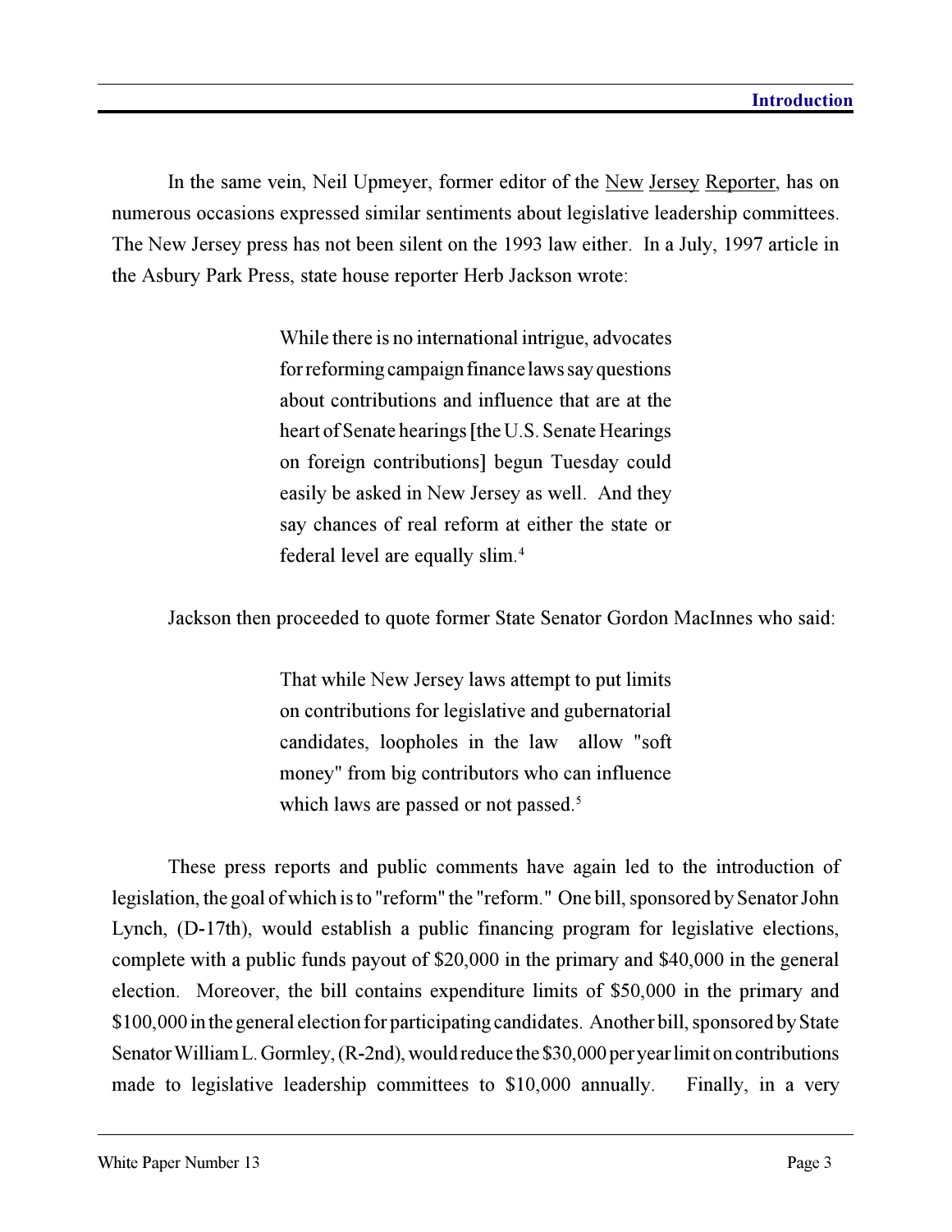In the same vein, Neil Upmeyer, former editor of the New Jersey Reporter, has on numerous occasions expressed similar sentiments about legislative leadership committees. The New Jersey press has not been silent on the 1993 law either. In a July, 1997 article in the Asbury Park Press, state house reporter Herb Jackson wrote:

> While there is no international intrigue, advocates for reforming campaign finance laws say questions about contributions and influence that are at the heart of Senate hearings [the U.S. Senate Hearings on foreign contributions] begun Tuesday could easily be asked in New Jersey as well. And they say chances of real reform at either the state or federal level are equally slim.[4]

Jackson then proceeded to quote former State Senator Gordon MacInnes who said:

> That while New Jersey laws attempt to put limits on contributions for legislative and gubernatorial candidates, loopholes in the law allow "soft money" from big contributors who can influence which laws are passed or not passed.[5]

These press reports and public comments have again led to the introduction of legislation, the goal of which is to "reform" the "reform." One bill, sponsored by Senator John Lynch, (D-17th), would establish a public financing program for legislative elections, complete with a public funds payout of $20,000 in the primary and $40,000 in the general election. Moreover, the bill contains expenditure limits of $50,000 in the primary and $100,000 in the general election for participating candidates. Another bill, sponsored by State Senator William L. Gormley, (R-2nd), would reduce the $30,000 per year limit on contributions made to legislative leadership committees to $10,000 annually. Finally, in a very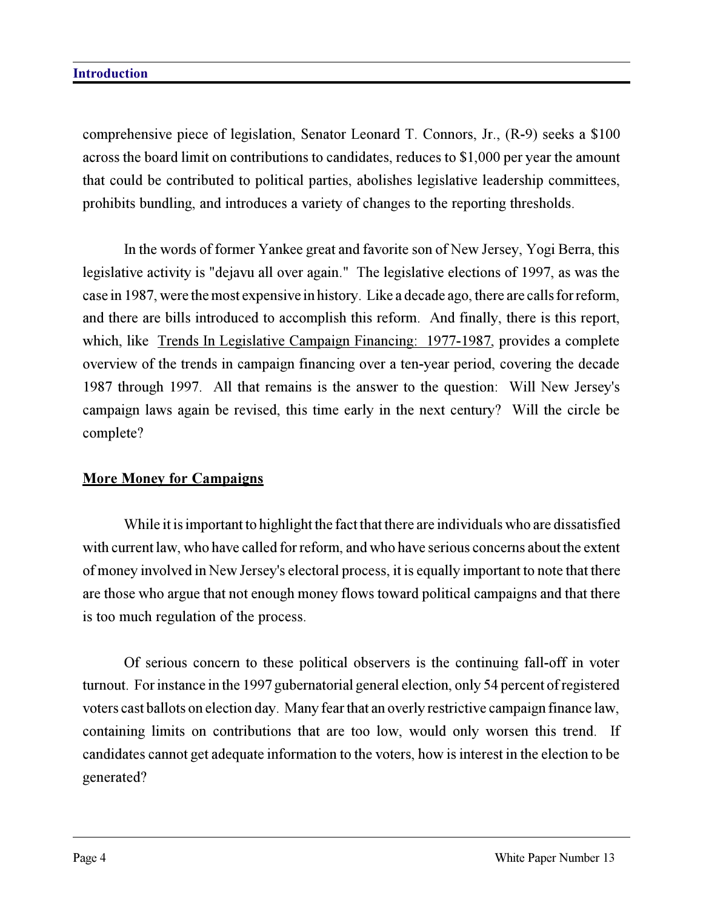comprehensive piece of legislation, Senator Leonard T. Connors, Jr., (R-9) seeks a $100 across the board limit on contributions to candidates, reduces to $1,000 per year the amount that could be contributed to political parties, abolishes legislative leadership committees, prohibits bundling, and introduces a variety of changes to the reporting thresholds.

In the words of former Yankee great and favorite son of New Jersey, Yogi Berra, this legislative activity is "dejavu all over again." The legislative elections of 1997, as was the case in 1987, were the most expensive in history. Like a decade ago, there are calls for reform, and there are bills introduced to accomplish this reform. And finally, there is this report, which, like Trends In Legislative Campaign Financing: 1977-1987, provides a complete overview of the trends in campaign financing over a ten-year period, covering the decade 1987 through 1997. All that remains is the answer to the question: Will New Jersey's campaign laws again be revised, this time early in the next century? Will the circle be complete?

## More Money for Campaigns

While it is important to highlight the fact that there are individuals who are dissatisfied with current law, who have called for reform, and who have serious concerns about the extent of money involved in New Jersey's electoral process, it is equally important to note that there are those who argue that not enough money flows toward political campaigns and that there is too much regulation of the process.

Of serious concern to these political observers is the continuing fall-off in voter turnout. For instance in the 1997 gubernatorial general election, only 54 percent of registered voters cast ballots on election day. Many fear that an overly restrictive campaign finance law, containing limits on contributions that are too low, would only worsen this trend. If candidates cannot get adequate information to the voters, how is interest in the election to be generated?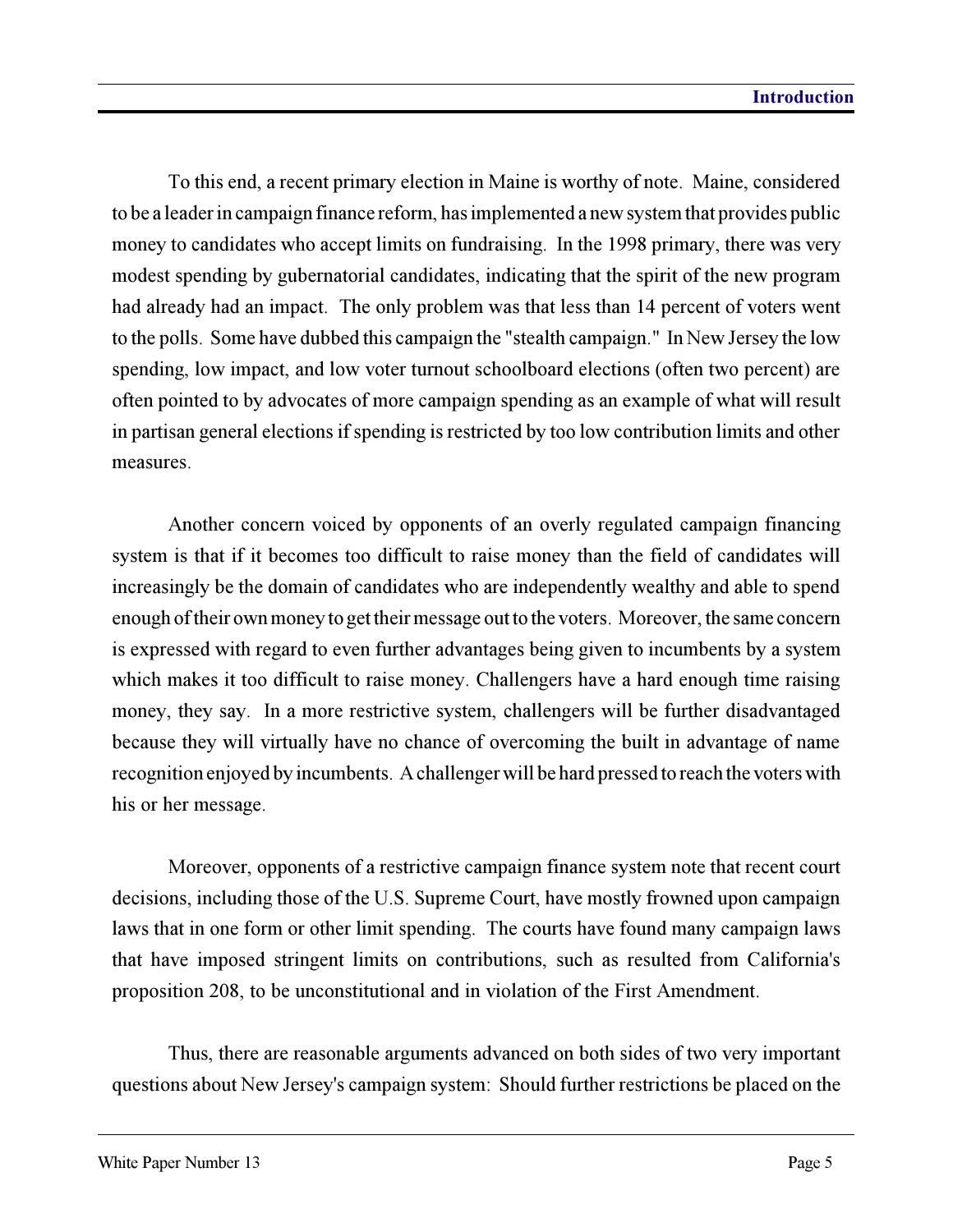To this end, a recent primary election in Maine is worthy of note. Maine, considered to be a leader in campaign finance reform, has implemented a new system that provides public money to candidates who accept limits on fundraising. In the 1998 primary, there was very modest spending by gubernatorial candidates, indicating that the spirit of the new program had already had an impact. The only problem was that less than 14 percent of voters went to the polls. Some have dubbed this campaign the "stealth campaign." In New Jersey the low spending, low impact, and low voter turnout schoolboard elections (often two percent) are often pointed to by advocates of more campaign spending as an example of what will result in partisan general elections if spending is restricted by too low contribution limits and other measures.

Another concern voiced by opponents of an overly regulated campaign financing system is that if it becomes too difficult to raise money than the field of candidates will increasingly be the domain of candidates who are independently wealthy and able to spend enough of their own money to get their message out to the voters. Moreover, the same concern is expressed with regard to even further advantages being given to incumbents by a system which makes it too difficult to raise money. Challengers have a hard enough time raising money, they say. In a more restrictive system, challengers will be further disadvantaged because they will virtually have no chance of overcoming the built in advantage of name recognition enjoyed by incumbents. A challenger will be hard pressed to reach the voters with his or her message.

Moreover, opponents of a restrictive campaign finance system note that recent court decisions, including those of the U.S. Supreme Court, have mostly frowned upon campaign laws that in one form or other limit spending. The courts have found many campaign laws that have imposed stringent limits on contributions, such as resulted from California's proposition 208, to be unconstitutional and in violation of the First Amendment.

Thus, there are reasonable arguments advanced on both sides of two very important questions about New Jersey's campaign system: Should further restrictions be placed on the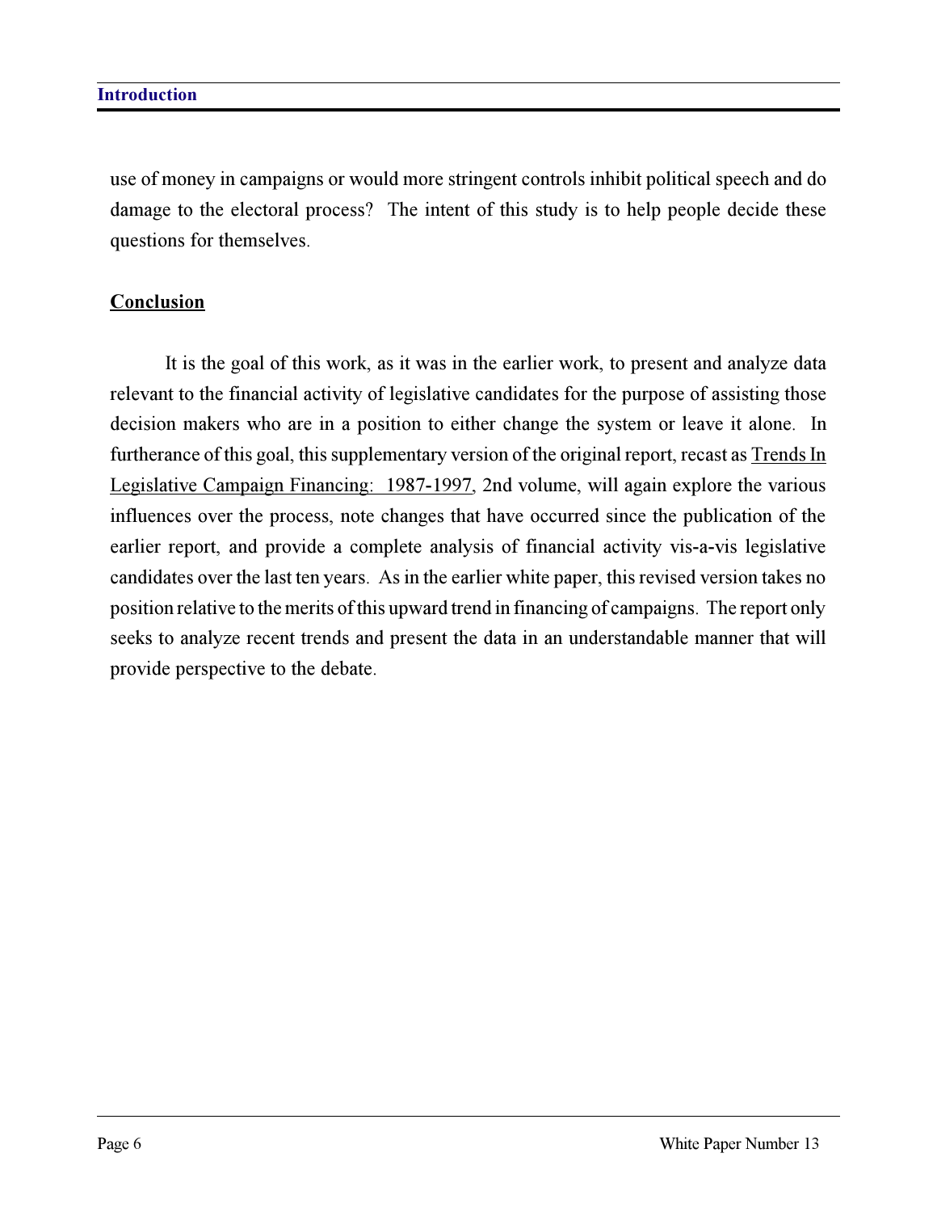use of money in campaigns or would more stringent controls inhibit political speech and do damage to the electoral process? The intent of this study is to help people decide these questions for themselves.

## Conclusion

It is the goal of this work, as it was in the earlier work, to present and analyze data relevant to the financial activity of legislative candidates for the purpose of assisting those decision makers who are in a position to either change the system or leave it alone. In furtherance of this goal, this supplementary version of the original report, recast as Trends In Legislative Campaign Financing: 1987-1997, 2nd volume, will again explore the various influences over the process, note changes that have occurred since the publication of the earlier report, and provide a complete analysis of financial activity vis-a-vis legislative candidates over the last ten years. As in the earlier white paper, this revised version takes no position relative to the merits of this upward trend in financing of campaigns. The report only seeks to analyze recent trends and present the data in an understandable manner that will provide perspective to the debate.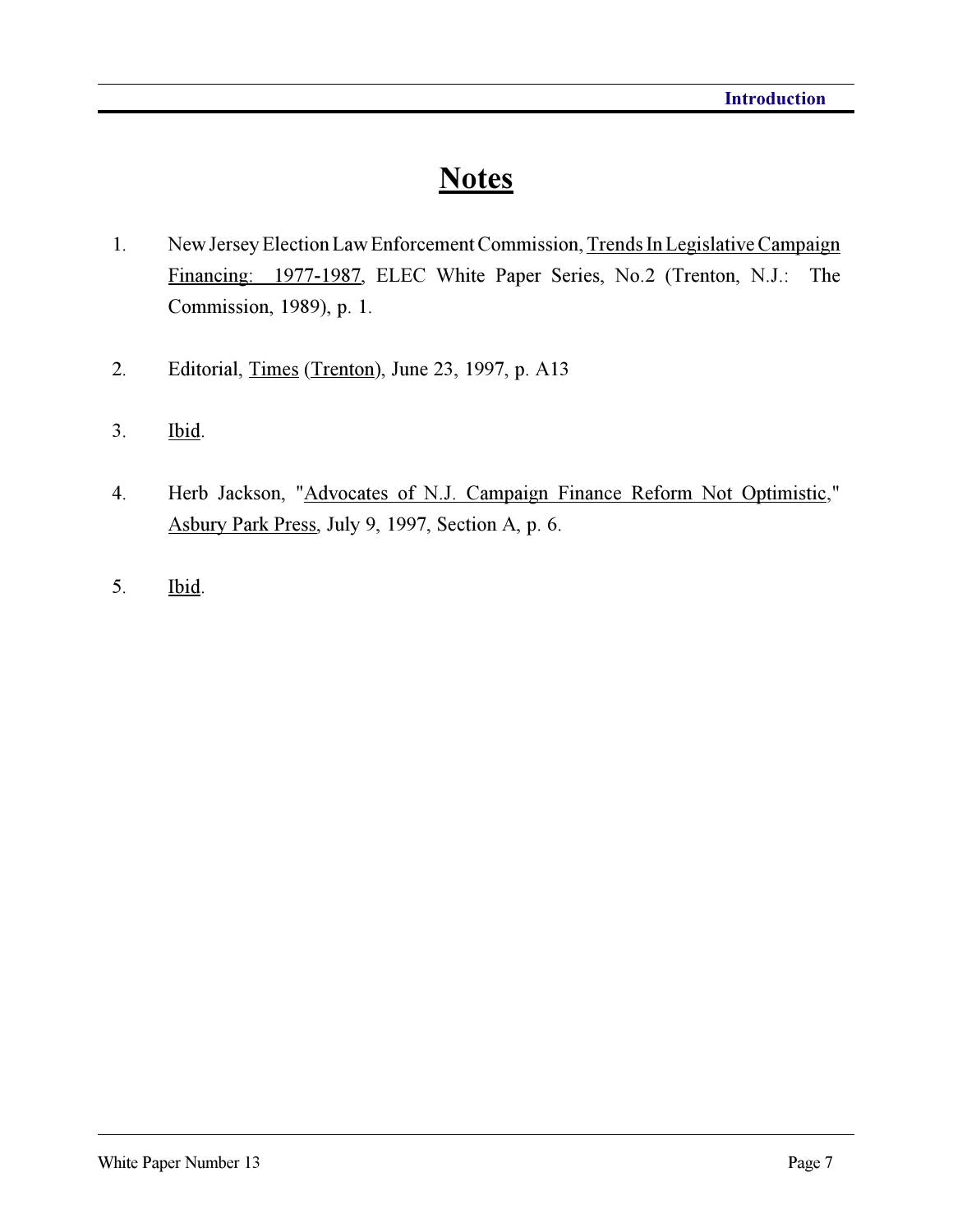# Notes

1. New Jersey Election Law Enforcement Commission, Trends In Legislative Campaign Financing: 1977-1987, ELEC White Paper Series, No.2 (Trenton, N.J.: The Commission, 1989), p. 1.

2. Editorial, Times (Trenton), June 23, 1997, p. A13

3. Ibid.

4. Herb Jackson, "Advocates of N.J. Campaign Finance Reform Not Optimistic," Asbury Park Press, July 9, 1997, Section A, p. 6.

5. Ibid.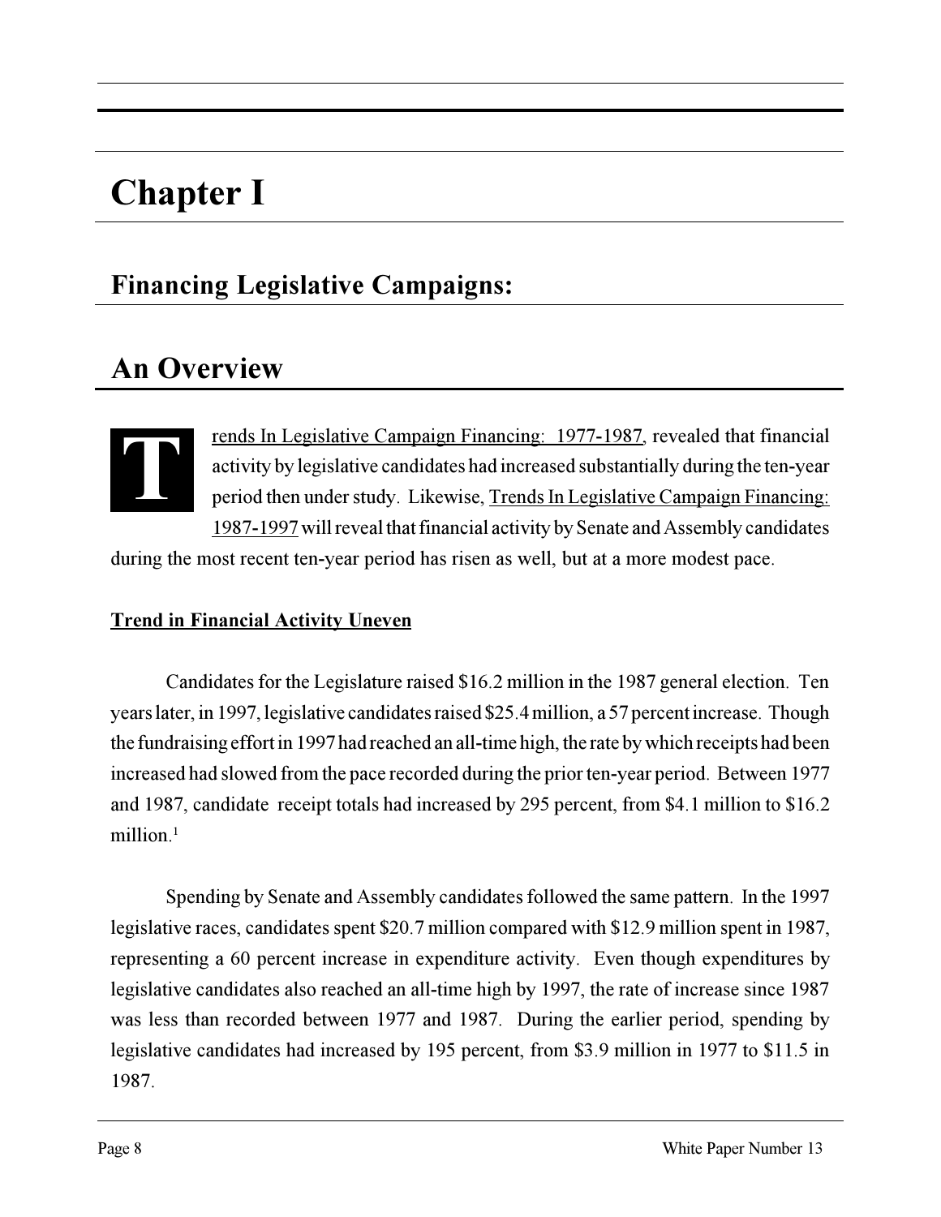# Chapter I

## Financing Legislative Campaigns:

## An Overview

Trends In Legislative Campaign Financing: 1977-1987, revealed that financial activity by legislative candidates had increased substantially during the ten-year period then under study. Likewise, Trends In Legislative Campaign Financing: 1987-1997 will reveal that financial activity by Senate and Assembly candidates during the most recent ten-year period has risen as well, but at a more modest pace.

**Trend in Financial Activity Uneven**

Candidates for the Legislature raised $16.2 million in the 1987 general election. Ten years later, in 1997, legislative candidates raised $25.4 million, a 57 percent increase. Though the fundraising effort in 1997 had reached an all-time high, the rate by which receipts had been increased had slowed from the pace recorded during the prior ten-year period. Between 1977 and 1987, candidate receipt totals had increased by 295 percent, from $4.1 million to $16.2 million.[1]

Spending by Senate and Assembly candidates followed the same pattern. In the 1997 legislative races, candidates spent $20.7 million compared with $12.9 million spent in 1987, representing a 60 percent increase in expenditure activity. Even though expenditures by legislative candidates also reached an all-time high by 1997, the rate of increase since 1987 was less than recorded between 1977 and 1987. During the earlier period, spending by legislative candidates had increased by 195 percent, from $3.9 million in 1977 to $11.5 in 1987.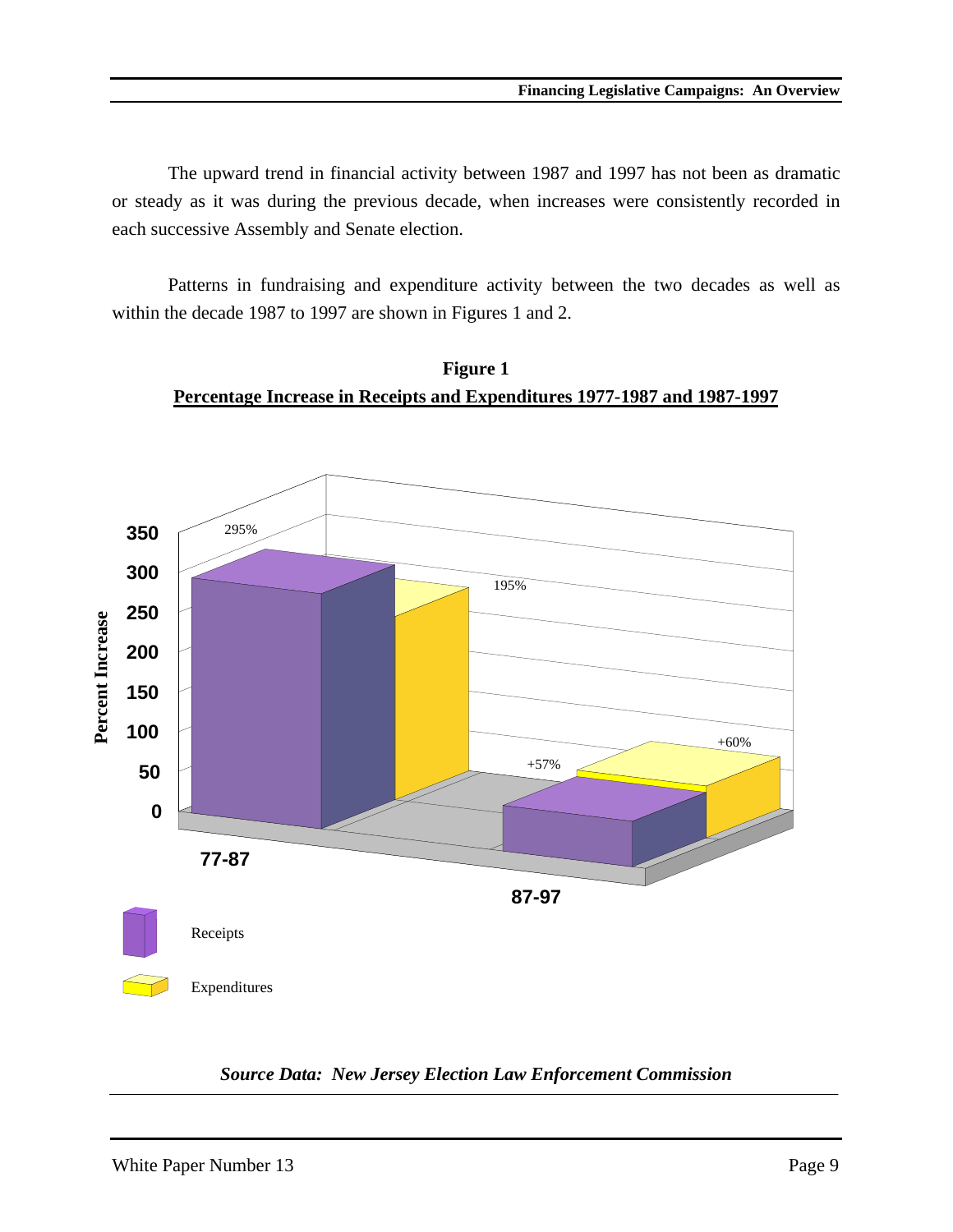The upward trend in financial activity between 1987 and 1997 has not been as dramatic or steady as it was during the previous decade, when increases were consistently recorded in each successive Assembly and Senate election.

Patterns in fundraising and expenditure activity between the two decades as well as within the decade 1987 to 1997 are shown in Figures 1 and 2.

**Figure 1**

**Percentage Increase in Receipts and Expenditures 1977-1987 and 1987-1997**

| Period | Receipts | Expenditures |
|---|---|---|
| 77-87 | 295% | 195% |
| 87-97 | +57% | +60% |

***Source Data: New Jersey Election Law Enforcement Commission***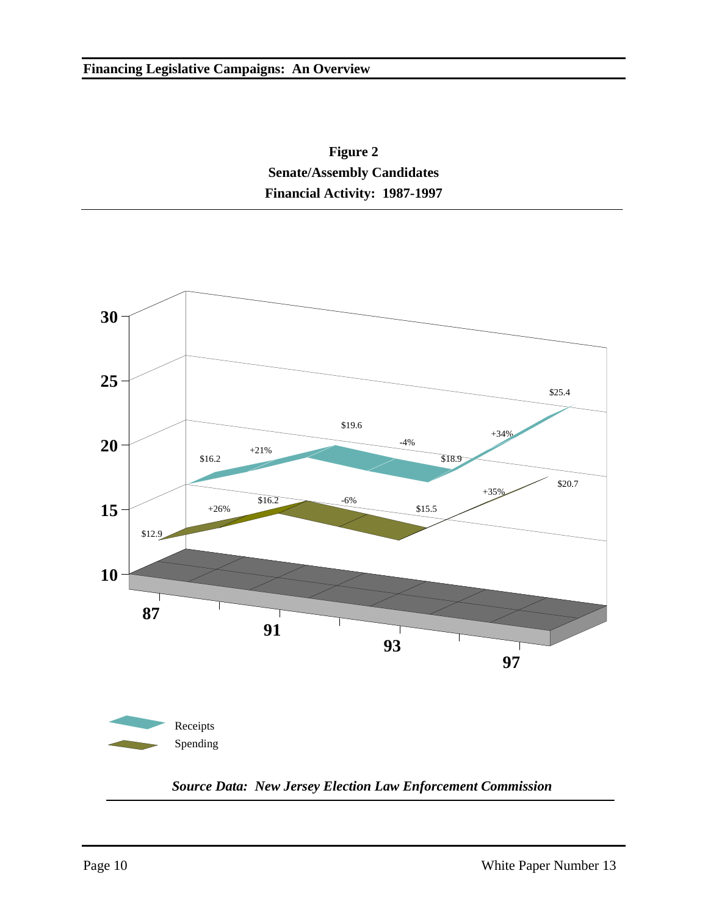**Figure 2**
**Senate/Assembly Candidates**
**Financial Activity: 1987-1997**

*Source Data: New Jersey Election Law Enforcement Commission*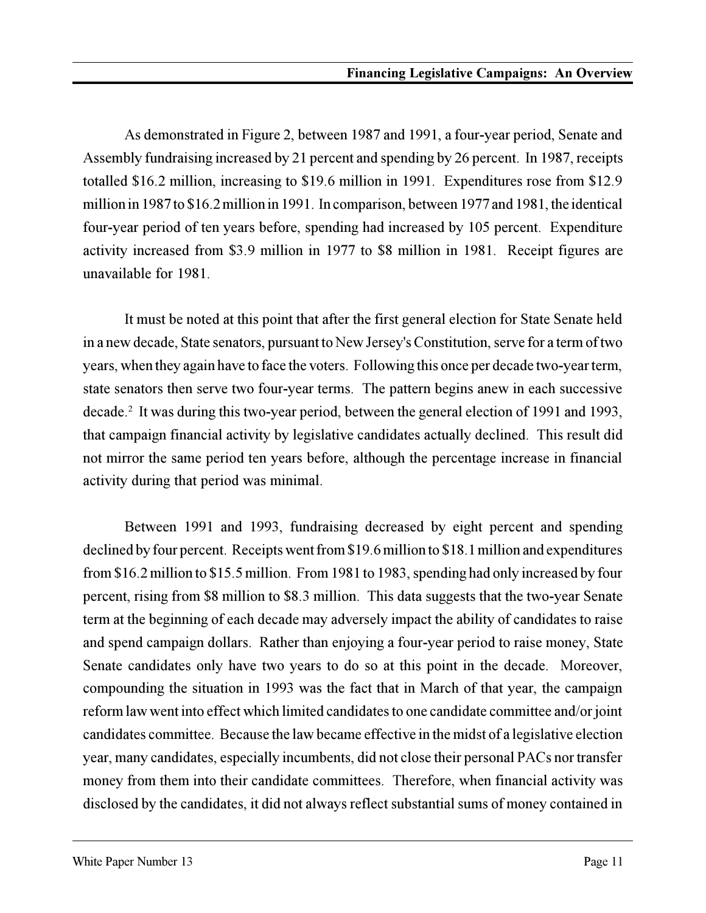As demonstrated in Figure 2, between 1987 and 1991, a four-year period, Senate and Assembly fundraising increased by 21 percent and spending by 26 percent. In 1987, receipts totalled $16.2 million, increasing to $19.6 million in 1991. Expenditures rose from $12.9 million in 1987 to $16.2 million in 1991. In comparison, between 1977 and 1981, the identical four-year period of ten years before, spending had increased by 105 percent. Expenditure activity increased from $3.9 million in 1977 to $8 million in 1981. Receipt figures are unavailable for 1981.

It must be noted at this point that after the first general election for State Senate held in a new decade, State senators, pursuant to New Jersey's Constitution, serve for a term of two years, when they again have to face the voters. Following this once per decade two-year term, state senators then serve two four-year terms. The pattern begins anew in each successive decade.[2] It was during this two-year period, between the general election of 1991 and 1993, that campaign financial activity by legislative candidates actually declined. This result did not mirror the same period ten years before, although the percentage increase in financial activity during that period was minimal.

Between 1991 and 1993, fundraising decreased by eight percent and spending declined by four percent. Receipts went from $19.6 million to $18.1 million and expenditures from $16.2 million to $15.5 million. From 1981 to 1983, spending had only increased by four percent, rising from $8 million to $8.3 million. This data suggests that the two-year Senate term at the beginning of each decade may adversely impact the ability of candidates to raise and spend campaign dollars. Rather than enjoying a four-year period to raise money, State Senate candidates only have two years to do so at this point in the decade. Moreover, compounding the situation in 1993 was the fact that in March of that year, the campaign reform law went into effect which limited candidates to one candidate committee and/or joint candidates committee. Because the law became effective in the midst of a legislative election year, many candidates, especially incumbents, did not close their personal PACs nor transfer money from them into their candidate committees. Therefore, when financial activity was disclosed by the candidates, it did not always reflect substantial sums of money contained in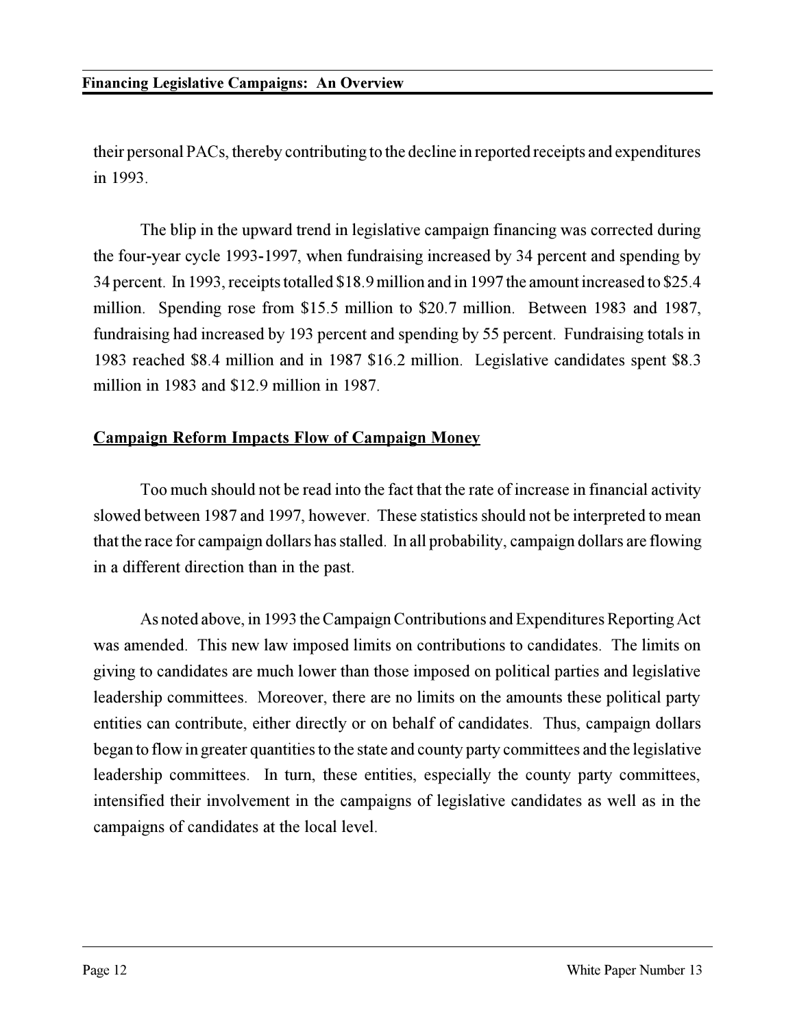their personal PACs, thereby contributing to the decline in reported receipts and expenditures in 1993.

The blip in the upward trend in legislative campaign financing was corrected during the four-year cycle 1993-1997, when fundraising increased by 34 percent and spending by 34 percent. In 1993, receipts totalled $18.9 million and in 1997 the amount increased to $25.4 million. Spending rose from $15.5 million to $20.7 million. Between 1983 and 1987, fundraising had increased by 193 percent and spending by 55 percent. Fundraising totals in 1983 reached $8.4 million and in 1987 $16.2 million. Legislative candidates spent $8.3 million in 1983 and $12.9 million in 1987.

## Campaign Reform Impacts Flow of Campaign Money

Too much should not be read into the fact that the rate of increase in financial activity slowed between 1987 and 1997, however. These statistics should not be interpreted to mean that the race for campaign dollars has stalled. In all probability, campaign dollars are flowing in a different direction than in the past.

As noted above, in 1993 the Campaign Contributions and Expenditures Reporting Act was amended. This new law imposed limits on contributions to candidates. The limits on giving to candidates are much lower than those imposed on political parties and legislative leadership committees. Moreover, there are no limits on the amounts these political party entities can contribute, either directly or on behalf of candidates. Thus, campaign dollars began to flow in greater quantities to the state and county party committees and the legislative leadership committees. In turn, these entities, especially the county party committees, intensified their involvement in the campaigns of legislative candidates as well as in the campaigns of candidates at the local level.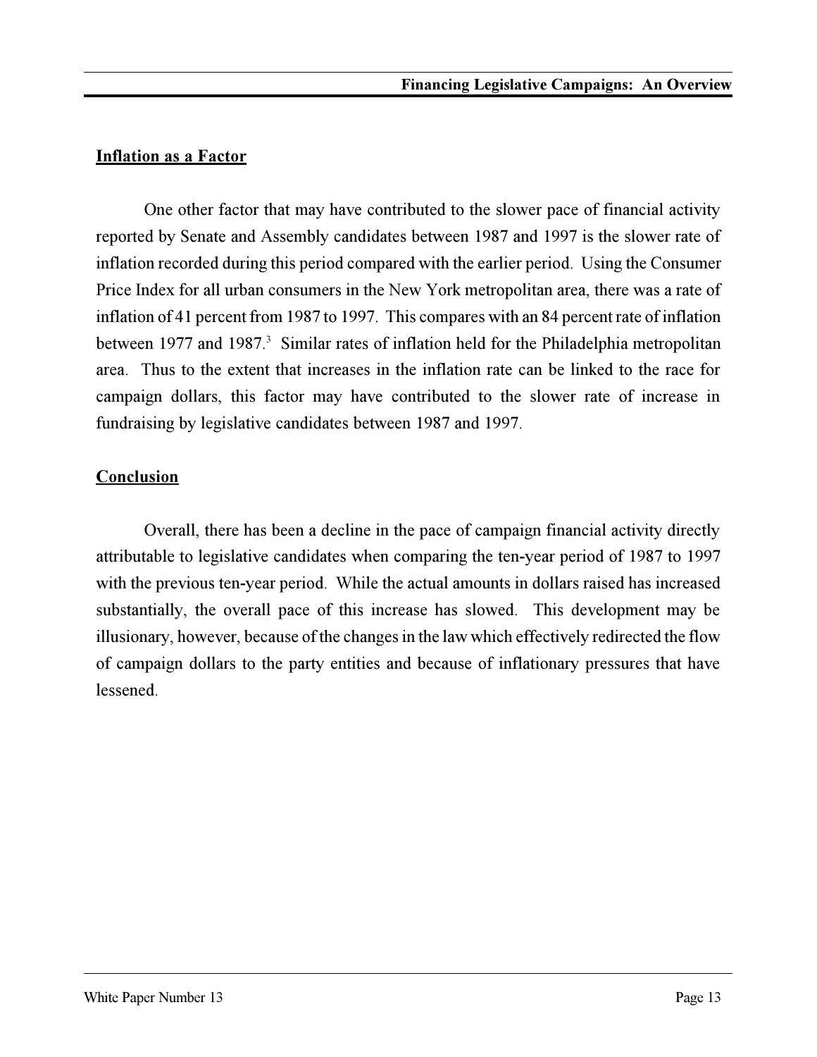## Inflation as a Factor

One other factor that may have contributed to the slower pace of financial activity reported by Senate and Assembly candidates between 1987 and 1997 is the slower rate of inflation recorded during this period compared with the earlier period. Using the Consumer Price Index for all urban consumers in the New York metropolitan area, there was a rate of inflation of 41 percent from 1987 to 1997. This compares with an 84 percent rate of inflation between 1977 and 1987.[3] Similar rates of inflation held for the Philadelphia metropolitan area. Thus to the extent that increases in the inflation rate can be linked to the race for campaign dollars, this factor may have contributed to the slower rate of increase in fundraising by legislative candidates between 1987 and 1997.

## Conclusion

Overall, there has been a decline in the pace of campaign financial activity directly attributable to legislative candidates when comparing the ten-year period of 1987 to 1997 with the previous ten-year period. While the actual amounts in dollars raised has increased substantially, the overall pace of this increase has slowed. This development may be illusionary, however, because of the changes in the law which effectively redirected the flow of campaign dollars to the party entities and because of inflationary pressures that have lessened.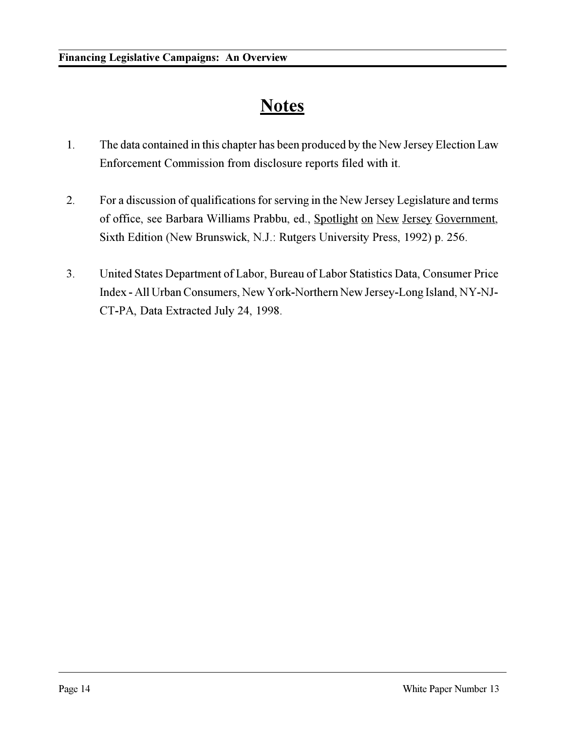# Notes

1. The data contained in this chapter has been produced by the New Jersey Election Law Enforcement Commission from disclosure reports filed with it.

2. For a discussion of qualifications for serving in the New Jersey Legislature and terms of office, see Barbara Williams Prabbu, ed., Spotlight on New Jersey Government, Sixth Edition (New Brunswick, N.J.: Rutgers University Press, 1992) p. 256.

3. United States Department of Labor, Bureau of Labor Statistics Data, Consumer Price Index - All Urban Consumers, New York-Northern New Jersey-Long Island, NY-NJ-CT-PA, Data Extracted July 24, 1998.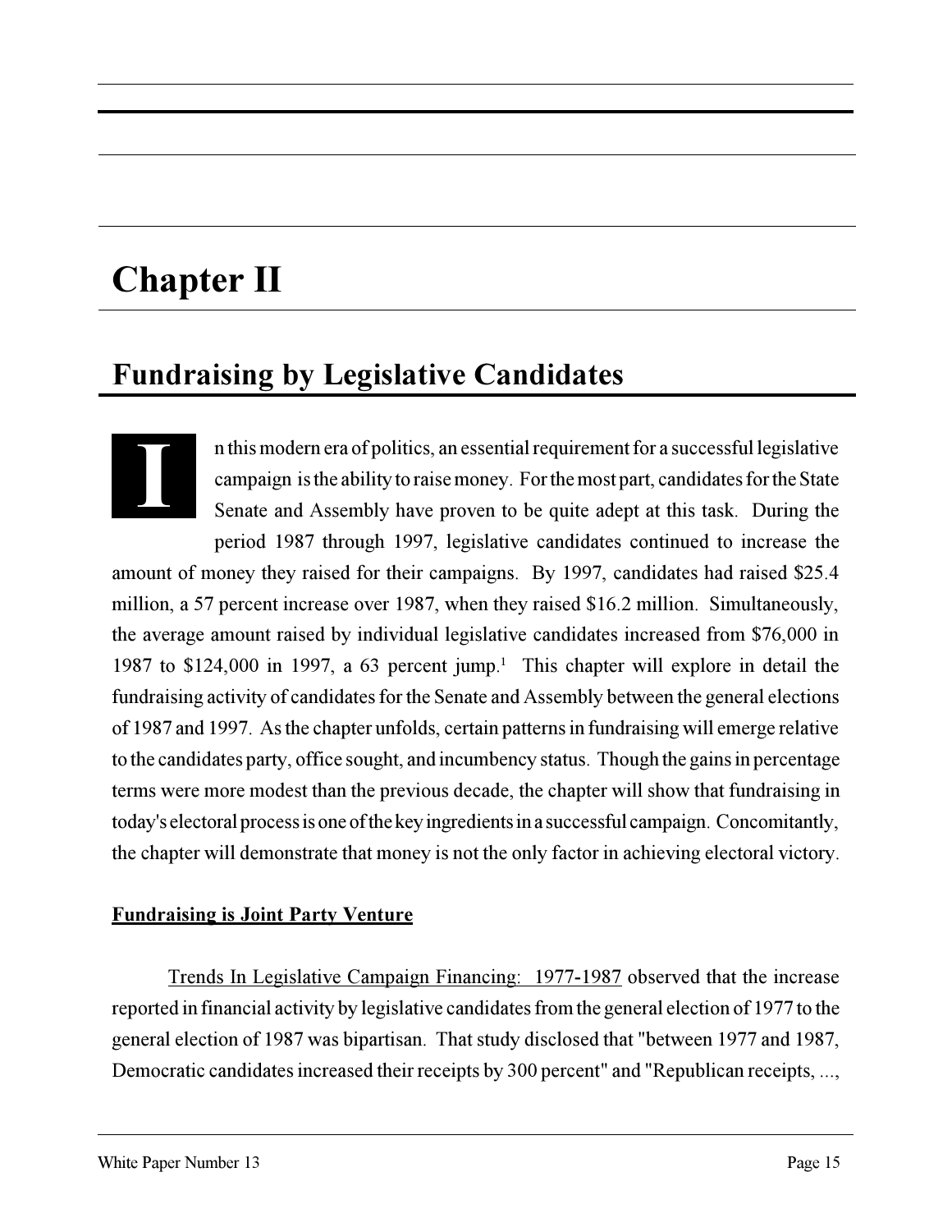# Chapter II

## Fundraising by Legislative Candidates

In this modern era of politics, an essential requirement for a successful legislative campaign is the ability to raise money. For the most part, candidates for the State Senate and Assembly have proven to be quite adept at this task. During the period 1987 through 1997, legislative candidates continued to increase the amount of money they raised for their campaigns. By 1997, candidates had raised $25.4 million, a 57 percent increase over 1987, when they raised $16.2 million. Simultaneously, the average amount raised by individual legislative candidates increased from $76,000 in 1987 to $124,000 in 1997, a 63 percent jump.[1] This chapter will explore in detail the fundraising activity of candidates for the Senate and Assembly between the general elections of 1987 and 1997. As the chapter unfolds, certain patterns in fundraising will emerge relative to the candidates party, office sought, and incumbency status. Though the gains in percentage terms were more modest than the previous decade, the chapter will show that fundraising in today's electoral process is one of the key ingredients in a successful campaign. Concomitantly, the chapter will demonstrate that money is not the only factor in achieving electoral victory.

**Fundraising is Joint Party Venture**

Trends In Legislative Campaign Financing: 1977-1987 observed that the increase reported in financial activity by legislative candidates from the general election of 1977 to the general election of 1987 was bipartisan. That study disclosed that "between 1977 and 1987, Democratic candidates increased their receipts by 300 percent" and "Republican receipts, ...,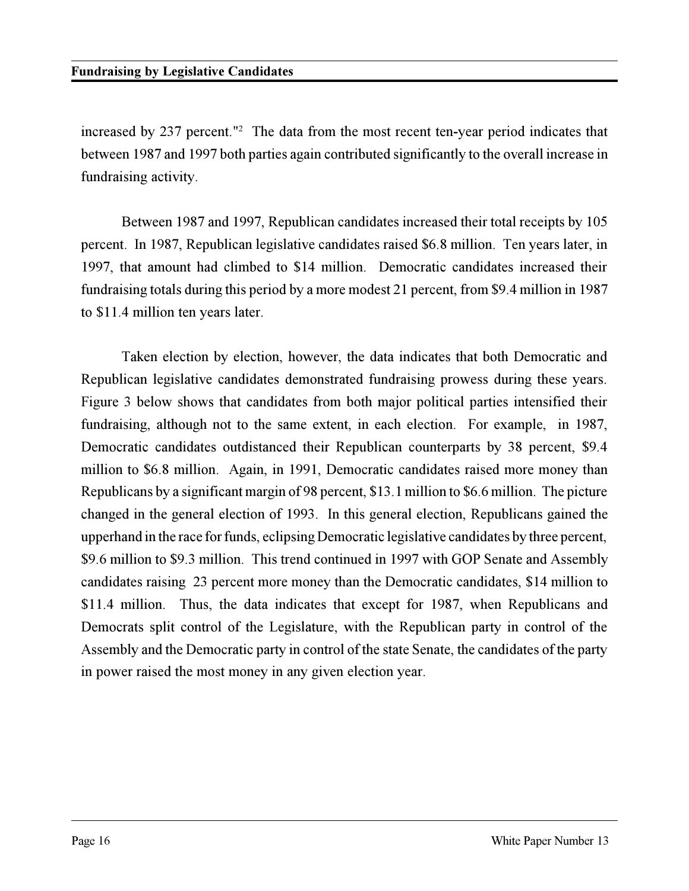increased by 237 percent."[2] The data from the most recent ten-year period indicates that between 1987 and 1997 both parties again contributed significantly to the overall increase in fundraising activity.

Between 1987 and 1997, Republican candidates increased their total receipts by 105 percent. In 1987, Republican legislative candidates raised $6.8 million. Ten years later, in 1997, that amount had climbed to $14 million. Democratic candidates increased their fundraising totals during this period by a more modest 21 percent, from $9.4 million in 1987 to $11.4 million ten years later.

Taken election by election, however, the data indicates that both Democratic and Republican legislative candidates demonstrated fundraising prowess during these years. Figure 3 below shows that candidates from both major political parties intensified their fundraising, although not to the same extent, in each election. For example, in 1987, Democratic candidates outdistanced their Republican counterparts by 38 percent, $9.4 million to $6.8 million. Again, in 1991, Democratic candidates raised more money than Republicans by a significant margin of 98 percent, $13.1 million to $6.6 million. The picture changed in the general election of 1993. In this general election, Republicans gained the upperhand in the race for funds, eclipsing Democratic legislative candidates by three percent, $9.6 million to $9.3 million. This trend continued in 1997 with GOP Senate and Assembly candidates raising 23 percent more money than the Democratic candidates, $14 million to $11.4 million. Thus, the data indicates that except for 1987, when Republicans and Democrats split control of the Legislature, with the Republican party in control of the Assembly and the Democratic party in control of the state Senate, the candidates of the party in power raised the most money in any given election year.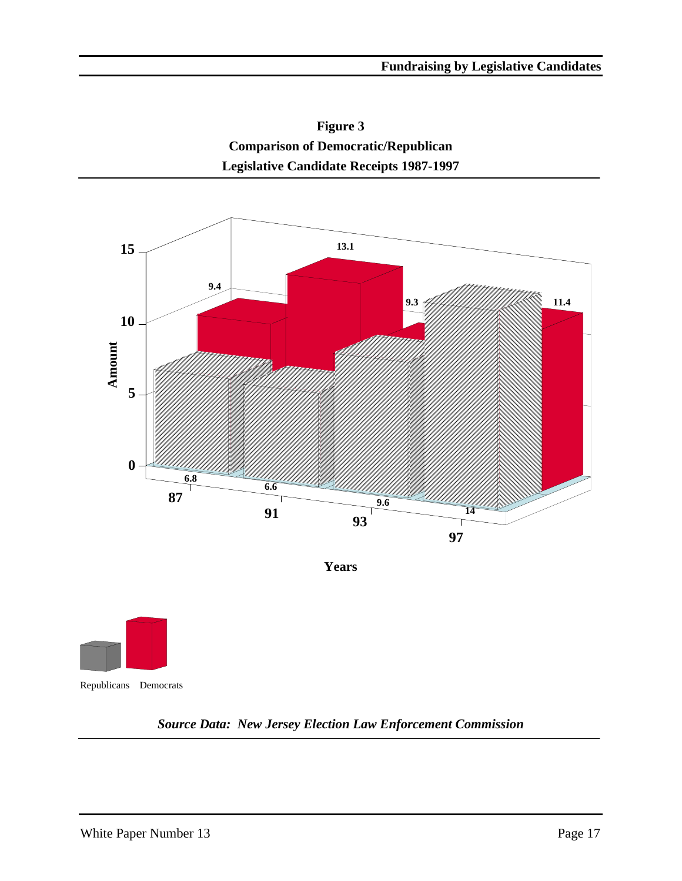**Figure 3**
**Comparison of Democratic/Republican**
**Legislative Candidate Receipts 1987-1997**

| Years | Republicans | Democrats |
|---|---|---|
| 87 | 6.8 | 9.4 |
| 91 | 6.6 | 13.1 |
| 93 | 9.6 | 9.3 |
| 97 | 14 | 11.4 |

*Source Data: New Jersey Election Law Enforcement Commission*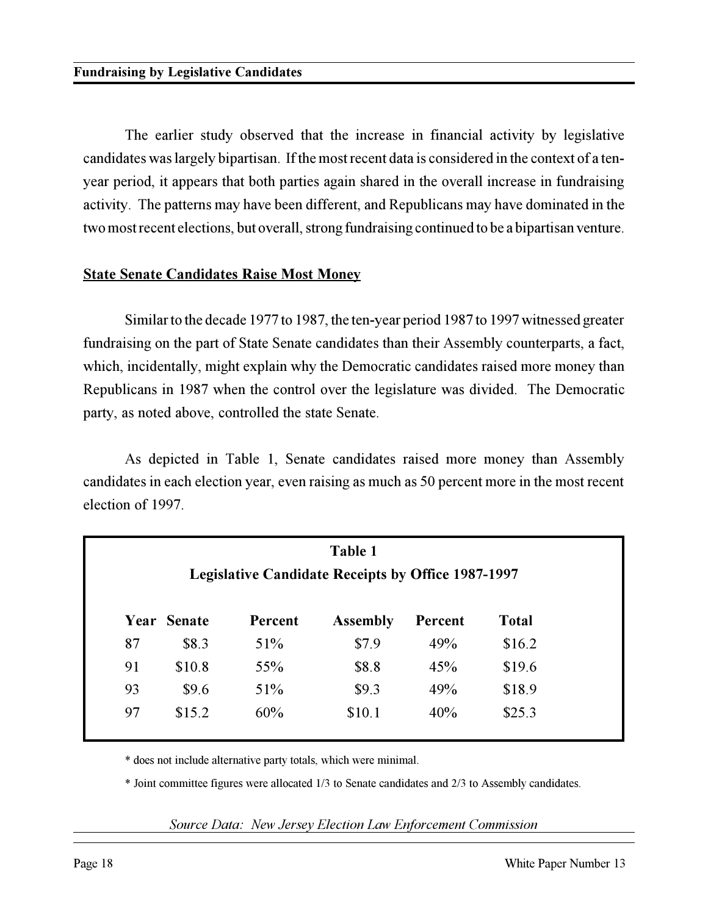The earlier study observed that the increase in financial activity by legislative candidates was largely bipartisan. If the most recent data is considered in the context of a ten-year period, it appears that both parties again shared in the overall increase in fundraising activity. The patterns may have been different, and Republicans may have dominated in the two most recent elections, but overall, strong fundraising continued to be a bipartisan venture.

## State Senate Candidates Raise Most Money

Similar to the decade 1977 to 1987, the ten-year period 1987 to 1997 witnessed greater fundraising on the part of State Senate candidates than their Assembly counterparts, a fact, which, incidentally, might explain why the Democratic candidates raised more money than Republicans in 1987 when the control over the legislature was divided. The Democratic party, as noted above, controlled the state Senate.

As depicted in Table 1, Senate candidates raised more money than Assembly candidates in each election year, even raising as much as 50 percent more in the most recent election of 1997.

**Table 1**
**Legislative Candidate Receipts by Office 1987-1997**

| Year | Senate | Percent | Assembly | Percent | Total |
|---|---|---|---|---|---|
| 87 | $8.3 | 51% | $7.9 | 49% | $16.2 |
| 91 | $10.8 | 55% | $8.8 | 45% | $19.6 |
| 93 | $9.6 | 51% | $9.3 | 49% | $18.9 |
| 97 | $15.2 | 60% | $10.1 | 40% | $25.3 |

* does not include alternative party totals, which were minimal.

* Joint committee figures were allocated 1/3 to Senate candidates and 2/3 to Assembly candidates.

*Source Data: New Jersey Election Law Enforcement Commission*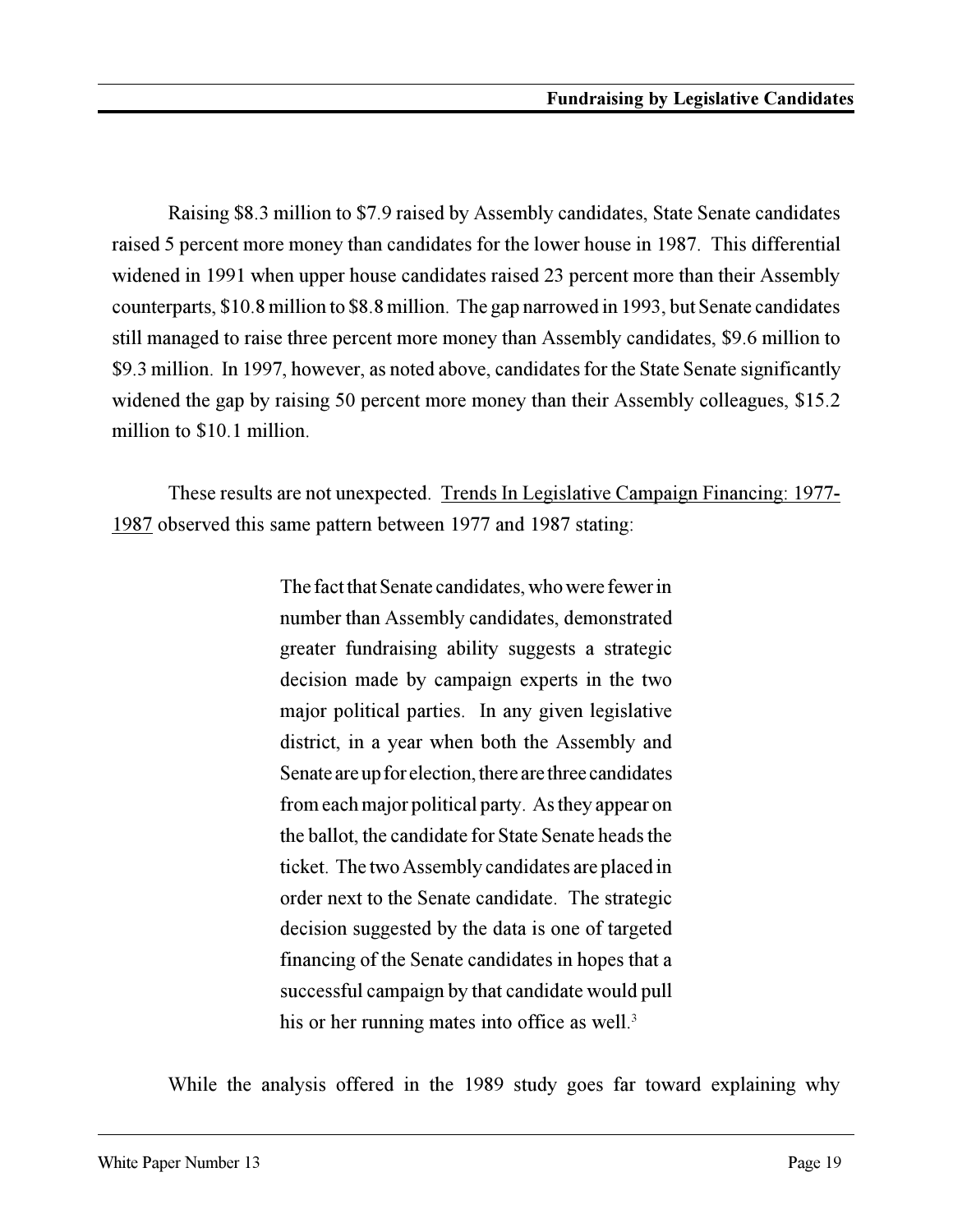Raising $8.3 million to $7.9 raised by Assembly candidates, State Senate candidates raised 5 percent more money than candidates for the lower house in 1987. This differential widened in 1991 when upper house candidates raised 23 percent more than their Assembly counterparts, $10.8 million to $8.8 million. The gap narrowed in 1993, but Senate candidates still managed to raise three percent more money than Assembly candidates, $9.6 million to $9.3 million. In 1997, however, as noted above, candidates for the State Senate significantly widened the gap by raising 50 percent more money than their Assembly colleagues, $15.2 million to $10.1 million.

These results are not unexpected. Trends In Legislative Campaign Financing: 1977-1987 observed this same pattern between 1977 and 1987 stating:

> The fact that Senate candidates, who were fewer in number than Assembly candidates, demonstrated greater fundraising ability suggests a strategic decision made by campaign experts in the two major political parties. In any given legislative district, in a year when both the Assembly and Senate are up for election, there are three candidates from each major political party. As they appear on the ballot, the candidate for State Senate heads the ticket. The two Assembly candidates are placed in order next to the Senate candidate. The strategic decision suggested by the data is one of targeted financing of the Senate candidates in hopes that a successful campaign by that candidate would pull his or her running mates into office as well.[3]

While the analysis offered in the 1989 study goes far toward explaining why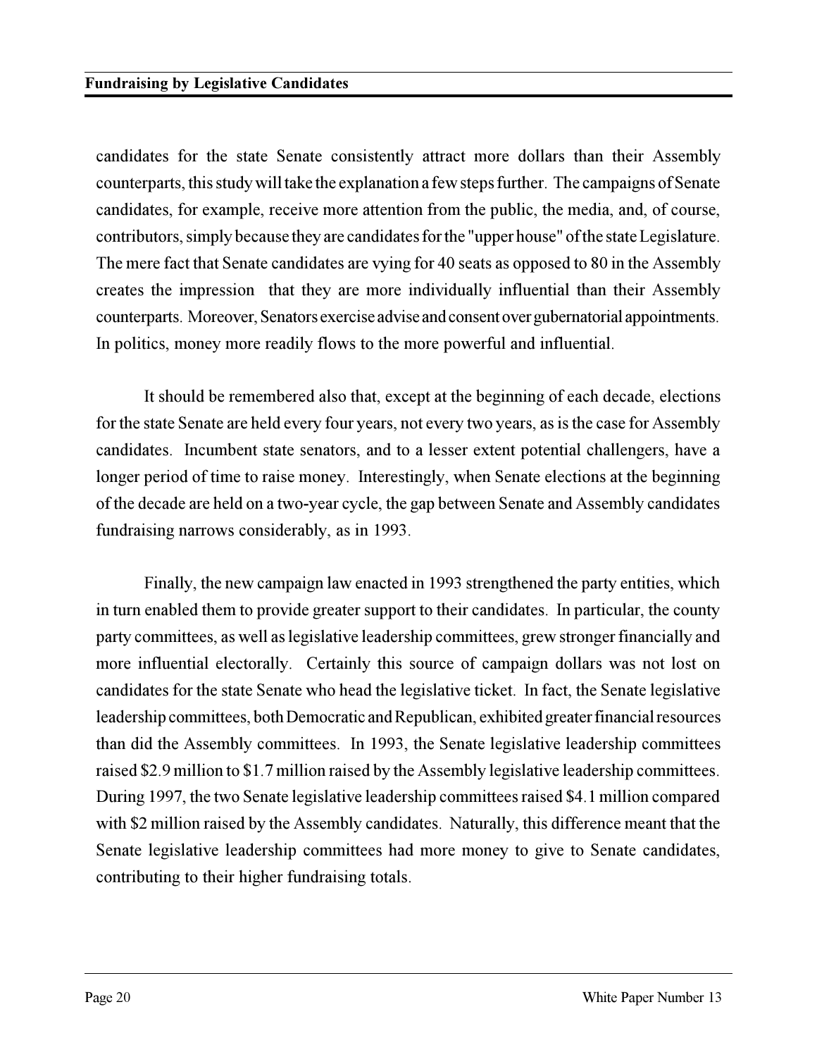candidates for the state Senate consistently attract more dollars than their Assembly counterparts, this study will take the explanation a few steps further. The campaigns of Senate candidates, for example, receive more attention from the public, the media, and, of course, contributors, simply because they are candidates for the "upper house" of the state Legislature. The mere fact that Senate candidates are vying for 40 seats as opposed to 80 in the Assembly creates the impression that they are more individually influential than their Assembly counterparts. Moreover, Senators exercise advise and consent over gubernatorial appointments. In politics, money more readily flows to the more powerful and influential.

It should be remembered also that, except at the beginning of each decade, elections for the state Senate are held every four years, not every two years, as is the case for Assembly candidates. Incumbent state senators, and to a lesser extent potential challengers, have a longer period of time to raise money. Interestingly, when Senate elections at the beginning of the decade are held on a two-year cycle, the gap between Senate and Assembly candidates fundraising narrows considerably, as in 1993.

Finally, the new campaign law enacted in 1993 strengthened the party entities, which in turn enabled them to provide greater support to their candidates. In particular, the county party committees, as well as legislative leadership committees, grew stronger financially and more influential electorally. Certainly this source of campaign dollars was not lost on candidates for the state Senate who head the legislative ticket. In fact, the Senate legislative leadership committees, both Democratic and Republican, exhibited greater financial resources than did the Assembly committees. In 1993, the Senate legislative leadership committees raised $2.9 million to $1.7 million raised by the Assembly legislative leadership committees. During 1997, the two Senate legislative leadership committees raised $4.1 million compared with $2 million raised by the Assembly candidates. Naturally, this difference meant that the Senate legislative leadership committees had more money to give to Senate candidates, contributing to their higher fundraising totals.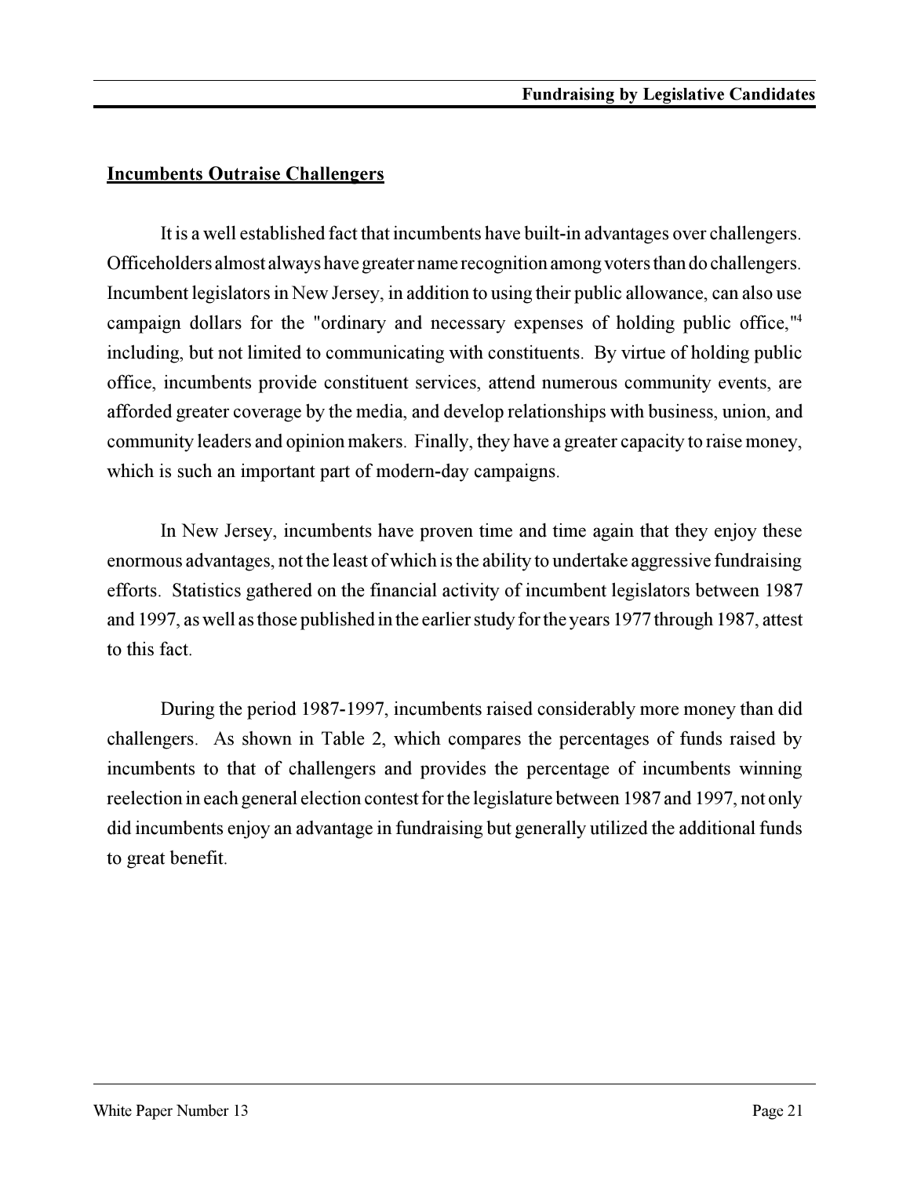## Incumbents Outraise Challengers

It is a well established fact that incumbents have built-in advantages over challengers. Officeholders almost always have greater name recognition among voters than do challengers. Incumbent legislators in New Jersey, in addition to using their public allowance, can also use campaign dollars for the "ordinary and necessary expenses of holding public office,"[4] including, but not limited to communicating with constituents. By virtue of holding public office, incumbents provide constituent services, attend numerous community events, are afforded greater coverage by the media, and develop relationships with business, union, and community leaders and opinion makers. Finally, they have a greater capacity to raise money, which is such an important part of modern-day campaigns.

In New Jersey, incumbents have proven time and time again that they enjoy these enormous advantages, not the least of which is the ability to undertake aggressive fundraising efforts. Statistics gathered on the financial activity of incumbent legislators between 1987 and 1997, as well as those published in the earlier study for the years 1977 through 1987, attest to this fact.

During the period 1987-1997, incumbents raised considerably more money than did challengers. As shown in Table 2, which compares the percentages of funds raised by incumbents to that of challengers and provides the percentage of incumbents winning reelection in each general election contest for the legislature between 1987 and 1997, not only did incumbents enjoy an advantage in fundraising but generally utilized the additional funds to great benefit.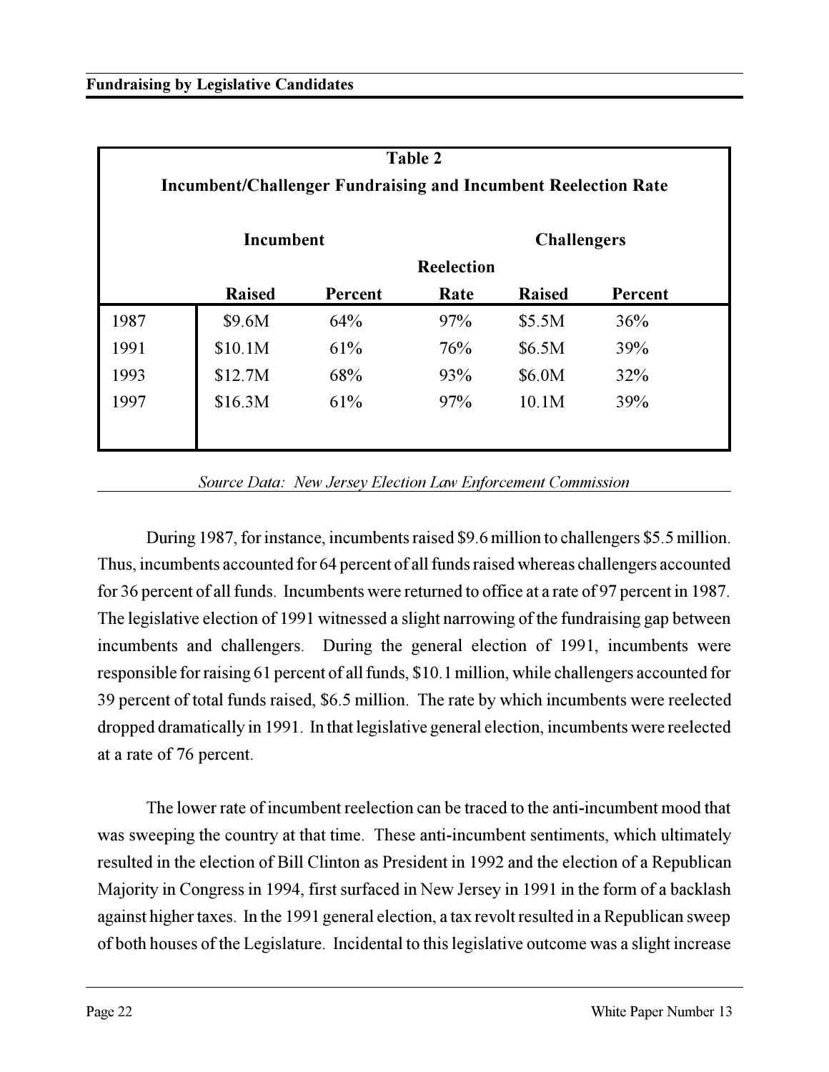**Table 2**
**Incumbent/Challenger Fundraising and Incumbent Reelection Rate**

| | Incumbent | | | Challengers | |
|---|---|---|---|---|---|
| | Raised | Percent | Reelection Rate | Raised | Percent |
| 1987 | $9.6M | 64% | 97% | $5.5M | 36% |
| 1991 | $10.1M | 61% | 76% | $6.5M | 39% |
| 1993 | $12.7M | 68% | 93% | $6.0M | 32% |
| 1997 | $16.3M | 61% | 97% | 10.1M | 39% |

*Source Data: New Jersey Election Law Enforcement Commission*

During 1987, for instance, incumbents raised $9.6 million to challengers $5.5 million. Thus, incumbents accounted for 64 percent of all funds raised whereas challengers accounted for 36 percent of all funds. Incumbents were returned to office at a rate of 97 percent in 1987. The legislative election of 1991 witnessed a slight narrowing of the fundraising gap between incumbents and challengers. During the general election of 1991, incumbents were responsible for raising 61 percent of all funds, $10.1 million, while challengers accounted for 39 percent of total funds raised, $6.5 million. The rate by which incumbents were reelected dropped dramatically in 1991. In that legislative general election, incumbents were reelected at a rate of 76 percent.

The lower rate of incumbent reelection can be traced to the anti-incumbent mood that was sweeping the country at that time. These anti-incumbent sentiments, which ultimately resulted in the election of Bill Clinton as President in 1992 and the election of a Republican Majority in Congress in 1994, first surfaced in New Jersey in 1991 in the form of a backlash against higher taxes. In the 1991 general election, a tax revolt resulted in a Republican sweep of both houses of the Legislature. Incidental to this legislative outcome was a slight increase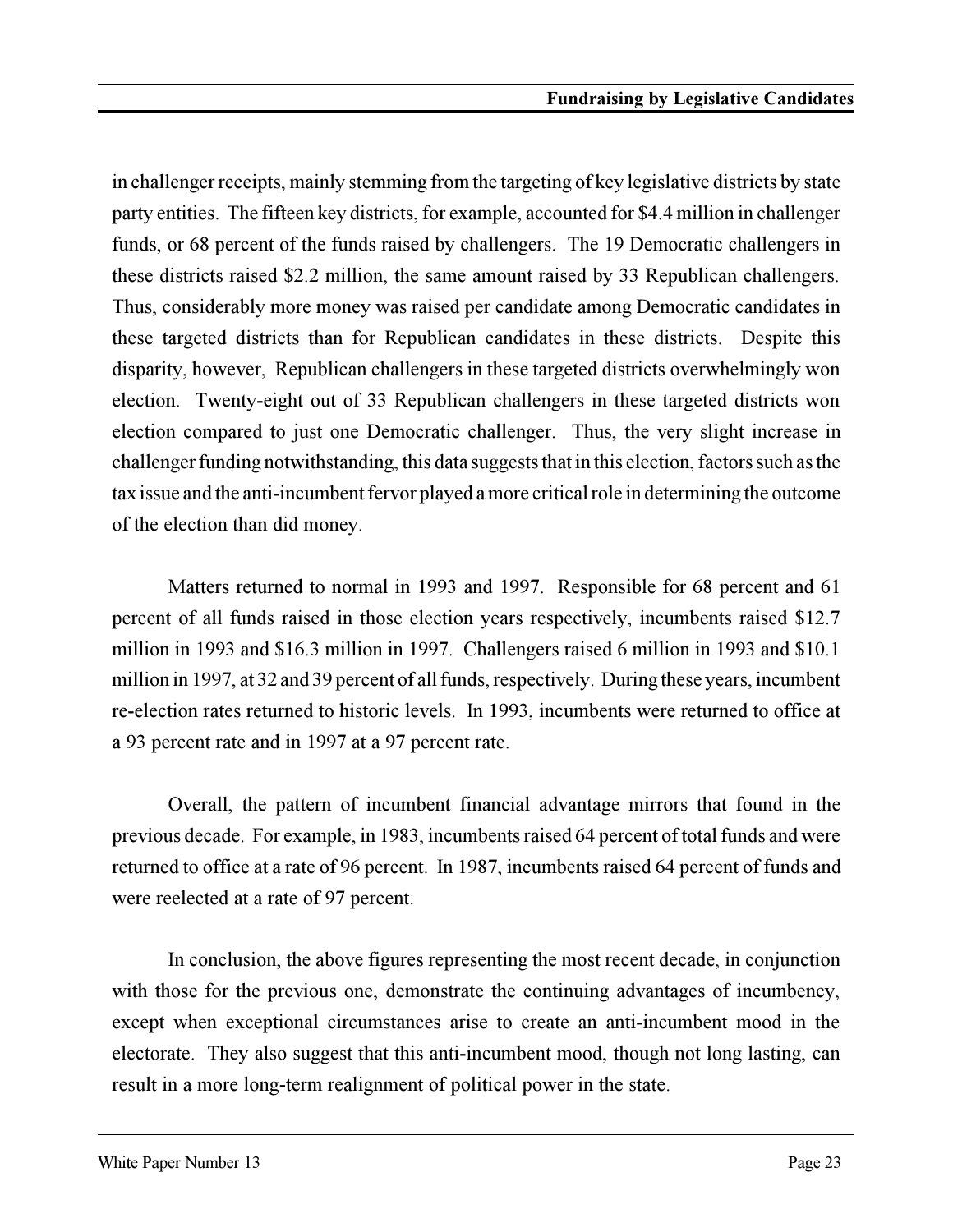in challenger receipts, mainly stemming from the targeting of key legislative districts by state party entities. The fifteen key districts, for example, accounted for $4.4 million in challenger funds, or 68 percent of the funds raised by challengers. The 19 Democratic challengers in these districts raised $2.2 million, the same amount raised by 33 Republican challengers. Thus, considerably more money was raised per candidate among Democratic candidates in these targeted districts than for Republican candidates in these districts. Despite this disparity, however, Republican challengers in these targeted districts overwhelmingly won election. Twenty-eight out of 33 Republican challengers in these targeted districts won election compared to just one Democratic challenger. Thus, the very slight increase in challenger funding notwithstanding, this data suggests that in this election, factors such as the tax issue and the anti-incumbent fervor played a more critical role in determining the outcome of the election than did money.

Matters returned to normal in 1993 and 1997. Responsible for 68 percent and 61 percent of all funds raised in those election years respectively, incumbents raised $12.7 million in 1993 and $16.3 million in 1997. Challengers raised 6 million in 1993 and $10.1 million in 1997, at 32 and 39 percent of all funds, respectively. During these years, incumbent re-election rates returned to historic levels. In 1993, incumbents were returned to office at a 93 percent rate and in 1997 at a 97 percent rate.

Overall, the pattern of incumbent financial advantage mirrors that found in the previous decade. For example, in 1983, incumbents raised 64 percent of total funds and were returned to office at a rate of 96 percent. In 1987, incumbents raised 64 percent of funds and were reelected at a rate of 97 percent.

In conclusion, the above figures representing the most recent decade, in conjunction with those for the previous one, demonstrate the continuing advantages of incumbency, except when exceptional circumstances arise to create an anti-incumbent mood in the electorate. They also suggest that this anti-incumbent mood, though not long lasting, can result in a more long-term realignment of political power in the state.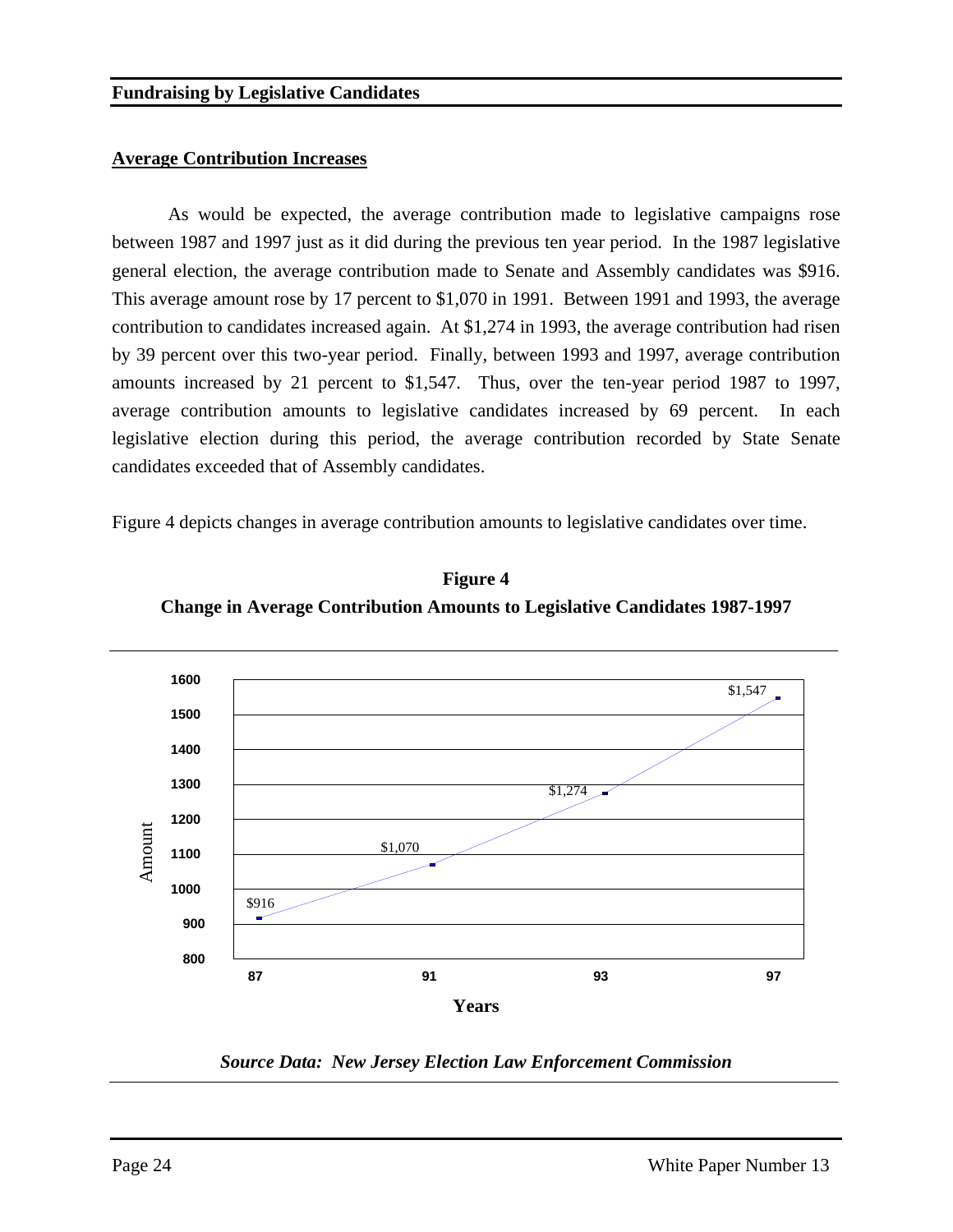## Average Contribution Increases

As would be expected, the average contribution made to legislative campaigns rose between 1987 and 1997 just as it did during the previous ten year period. In the 1987 legislative general election, the average contribution made to Senate and Assembly candidates was $916. This average amount rose by 17 percent to $1,070 in 1991. Between 1991 and 1993, the average contribution to candidates increased again. At $1,274 in 1993, the average contribution had risen by 39 percent over this two-year period. Finally, between 1993 and 1997, average contribution amounts increased by 21 percent to $1,547. Thus, over the ten-year period 1987 to 1997, average contribution amounts to legislative candidates increased by 69 percent. In each legislative election during this period, the average contribution recorded by State Senate candidates exceeded that of Assembly candidates.

Figure 4 depicts changes in average contribution amounts to legislative candidates over time.

**Figure 4**
**Change in Average Contribution Amounts to Legislative Candidates 1987-1997**

| Years | Amount |
|---|---|
| 87 | $916 |
| 91 | $1,070 |
| 93 | $1,274 |
| 97 | $1,547 |

***Source Data: New Jersey Election Law Enforcement Commission***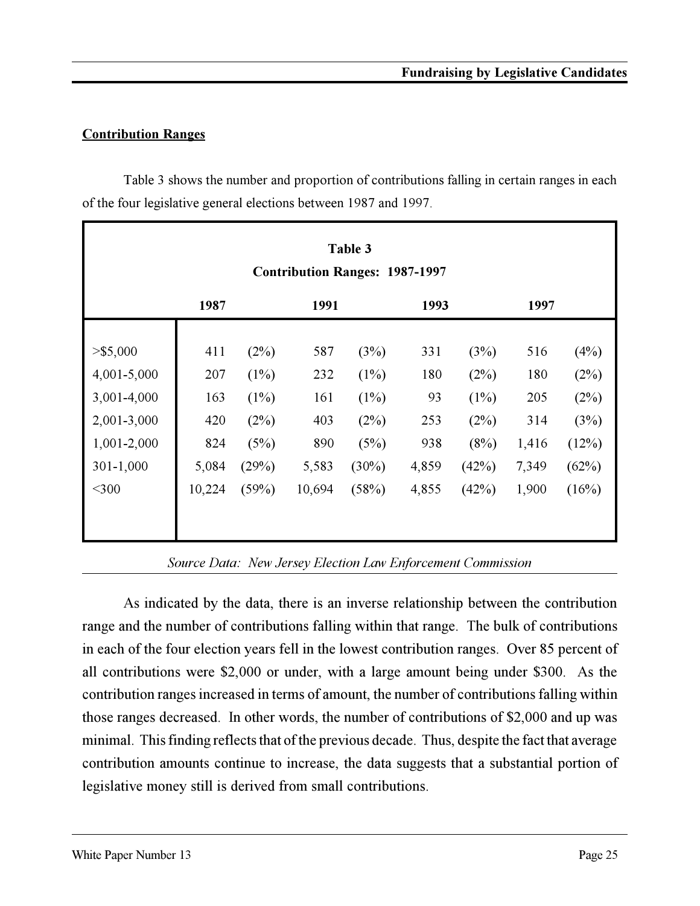## Contribution Ranges

Table 3 shows the number and proportion of contributions falling in certain ranges in each of the four legislative general elections between 1987 and 1997.

**Table 3**
**Contribution Ranges: 1987-1997**

| | 1987 | | 1991 | | 1993 | | 1997 | |
|---|---|---|---|---|---|---|---|---|
| >$5,000 | 411 | (2%) | 587 | (3%) | 331 | (3%) | 516 | (4%) |
| 4,001-5,000 | 207 | (1%) | 232 | (1%) | 180 | (2%) | 180 | (2%) |
| 3,001-4,000 | 163 | (1%) | 161 | (1%) | 93 | (1%) | 205 | (2%) |
| 2,001-3,000 | 420 | (2%) | 403 | (2%) | 253 | (2%) | 314 | (3%) |
| 1,001-2,000 | 824 | (5%) | 890 | (5%) | 938 | (8%) | 1,416 | (12%) |
| 301-1,000 | 5,084 | (29%) | 5,583 | (30%) | 4,859 | (42%) | 7,349 | (62%) |
| <300 | 10,224 | (59%) | 10,694 | (58%) | 4,855 | (42%) | 1,900 | (16%) |

*Source Data: New Jersey Election Law Enforcement Commission*

As indicated by the data, there is an inverse relationship between the contribution range and the number of contributions falling within that range. The bulk of contributions in each of the four election years fell in the lowest contribution ranges. Over 85 percent of all contributions were $2,000 or under, with a large amount being under $300. As the contribution ranges increased in terms of amount, the number of contributions falling within those ranges decreased. In other words, the number of contributions of $2,000 and up was minimal. This finding reflects that of the previous decade. Thus, despite the fact that average contribution amounts continue to increase, the data suggests that a substantial portion of legislative money still is derived from small contributions.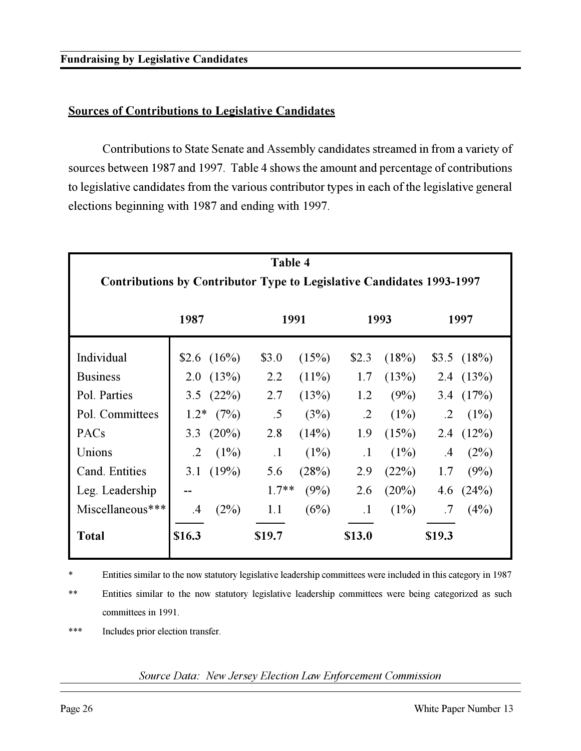## Sources of Contributions to Legislative Candidates

Contributions to State Senate and Assembly candidates streamed in from a variety of sources between 1987 and 1997. Table 4 shows the amount and percentage of contributions to legislative candidates from the various contributor types in each of the legislative general elections beginning with 1987 and ending with 1997.

**Table 4**
**Contributions by Contributor Type to Legislative Candidates 1993-1997**

| | 1987 | | 1991 | | 1993 | | 1997 | |
|---|---|---|---|---|---|---|---|---|
| Individual | $2.6 | (16%) | $3.0 | (15%) | $2.3 | (18%) | $3.5 | (18%) |
| Business | 2.0 | (13%) | 2.2 | (11%) | 1.7 | (13%) | 2.4 | (13%) |
| Pol. Parties | 3.5 | (22%) | 2.7 | (13%) | 1.2 | (9%) | 3.4 | (17%) |
| Pol. Committees | 1.2* | (7%) | .5 | (3%) | .2 | (1%) | .2 | (1%) |
| PACs | 3.3 | (20%) | 2.8 | (14%) | 1.9 | (15%) | 2.4 | (12%) |
| Unions | .2 | (1%) | .1 | (1%) | .1 | (1%) | .4 | (2%) |
| Cand. Entities | 3.1 | (19%) | 5.6 | (28%) | 2.9 | (22%) | 1.7 | (9%) |
| Leg. Leadership | -- | | 1.7** | (9%) | 2.6 | (20%) | 4.6 | (24%) |
| Miscellaneous*** | .4 | (2%) | 1.1 | (6%) | .1 | (1%) | .7 | (4%) |
| **Total** | **$16.3** | | **$19.7** | | **$13.0** | | **$19.3** | |

\* Entities similar to the now statutory legislative leadership committees were included in this category in 1987

** Entities similar to the now statutory legislative leadership committees were being categorized as such committees in 1991.

*** Includes prior election transfer.

*Source Data: New Jersey Election Law Enforcement Commission*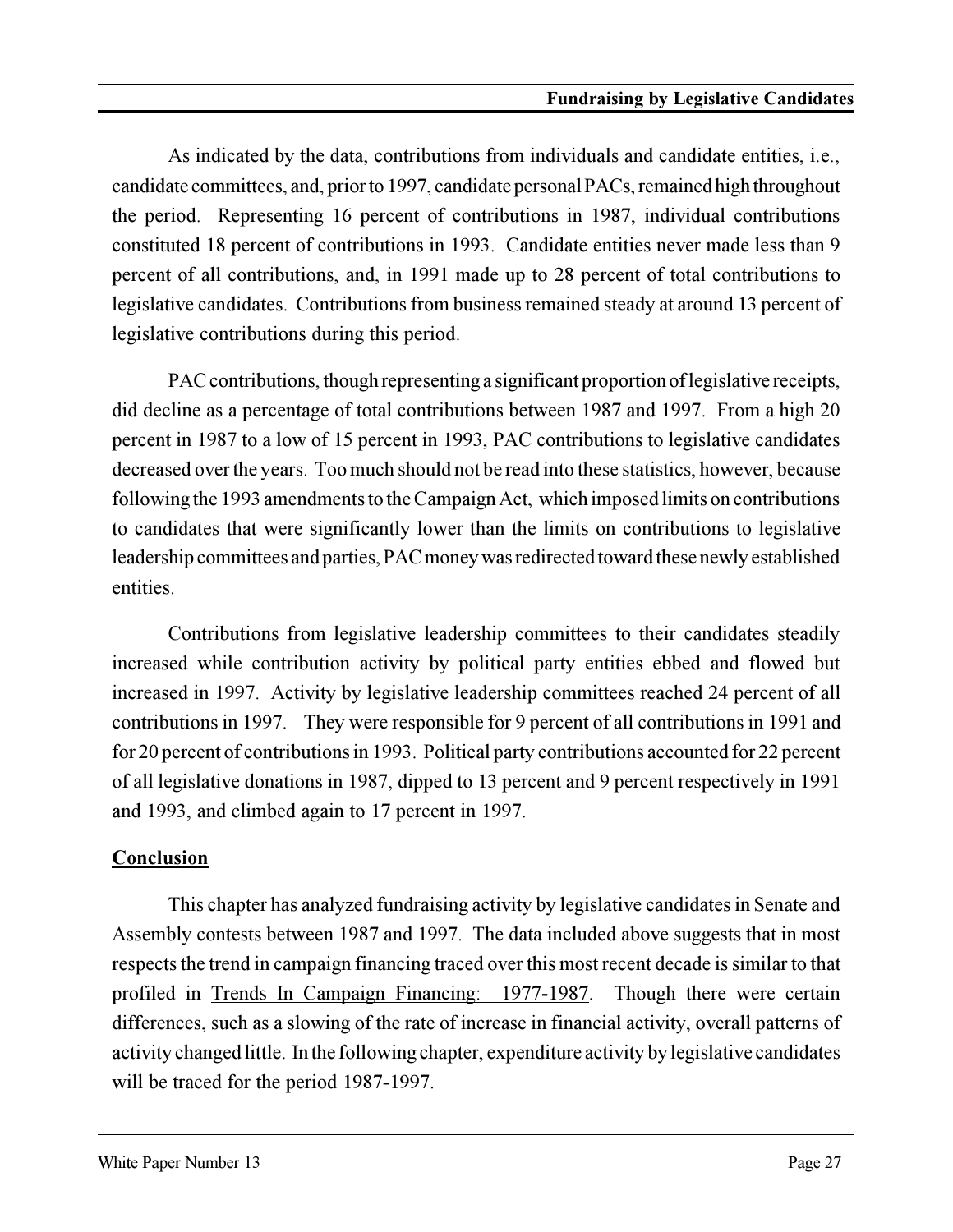As indicated by the data, contributions from individuals and candidate entities, i.e., candidate committees, and, prior to 1997, candidate personal PACs, remained high throughout the period. Representing 16 percent of contributions in 1987, individual contributions constituted 18 percent of contributions in 1993. Candidate entities never made less than 9 percent of all contributions, and, in 1991 made up to 28 percent of total contributions to legislative candidates. Contributions from business remained steady at around 13 percent of legislative contributions during this period.

PAC contributions, though representing a significant proportion of legislative receipts, did decline as a percentage of total contributions between 1987 and 1997. From a high 20 percent in 1987 to a low of 15 percent in 1993, PAC contributions to legislative candidates decreased over the years. Too much should not be read into these statistics, however, because following the 1993 amendments to the Campaign Act, which imposed limits on contributions to candidates that were significantly lower than the limits on contributions to legislative leadership committees and parties, PAC money was redirected toward these newly established entities.

Contributions from legislative leadership committees to their candidates steadily increased while contribution activity by political party entities ebbed and flowed but increased in 1997. Activity by legislative leadership committees reached 24 percent of all contributions in 1997. They were responsible for 9 percent of all contributions in 1991 and for 20 percent of contributions in 1993. Political party contributions accounted for 22 percent of all legislative donations in 1987, dipped to 13 percent and 9 percent respectively in 1991 and 1993, and climbed again to 17 percent in 1997.

## Conclusion

This chapter has analyzed fundraising activity by legislative candidates in Senate and Assembly contests between 1987 and 1997. The data included above suggests that in most respects the trend in campaign financing traced over this most recent decade is similar to that profiled in Trends In Campaign Financing: 1977-1987. Though there were certain differences, such as a slowing of the rate of increase in financial activity, overall patterns of activity changed little. In the following chapter, expenditure activity by legislative candidates will be traced for the period 1987-1997.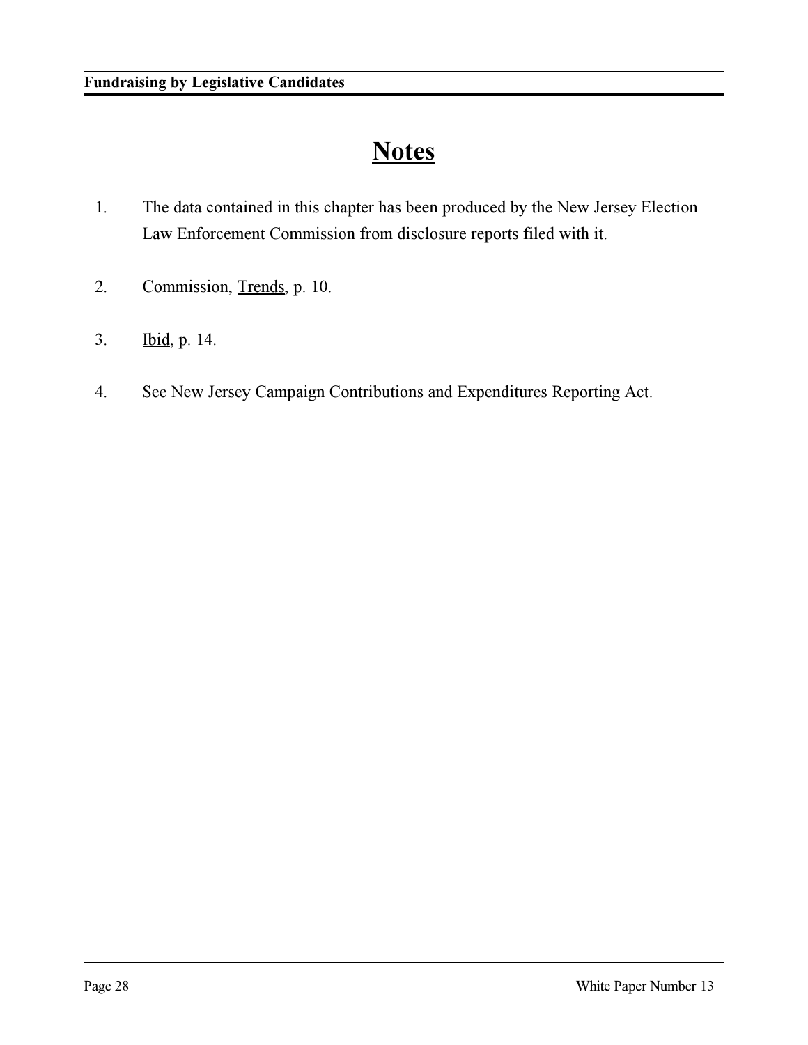# Notes

1. The data contained in this chapter has been produced by the New Jersey Election Law Enforcement Commission from disclosure reports filed with it.

2. Commission, Trends, p. 10.

3. Ibid, p. 14.

4. See New Jersey Campaign Contributions and Expenditures Reporting Act.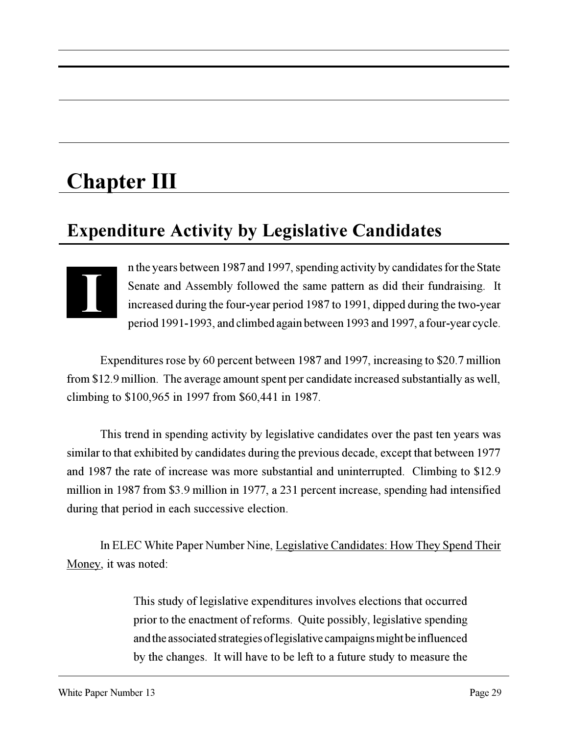# Chapter III

## Expenditure Activity by Legislative Candidates

In the years between 1987 and 1997, spending activity by candidates for the State Senate and Assembly followed the same pattern as did their fundraising. It increased during the four-year period 1987 to 1991, dipped during the two-year period 1991-1993, and climbed again between 1993 and 1997, a four-year cycle.

Expenditures rose by 60 percent between 1987 and 1997, increasing to $20.7 million from $12.9 million. The average amount spent per candidate increased substantially as well, climbing to $100,965 in 1997 from $60,441 in 1987.

This trend in spending activity by legislative candidates over the past ten years was similar to that exhibited by candidates during the previous decade, except that between 1977 and 1987 the rate of increase was more substantial and uninterrupted. Climbing to $12.9 million in 1987 from $3.9 million in 1977, a 231 percent increase, spending had intensified during that period in each successive election.

In ELEC White Paper Number Nine, <u>Legislative Candidates: How They Spend Their Money</u>, it was noted:

> This study of legislative expenditures involves elections that occurred prior to the enactment of reforms. Quite possibly, legislative spending and the associated strategies of legislative campaigns might be influenced by the changes. It will have to be left to a future study to measure the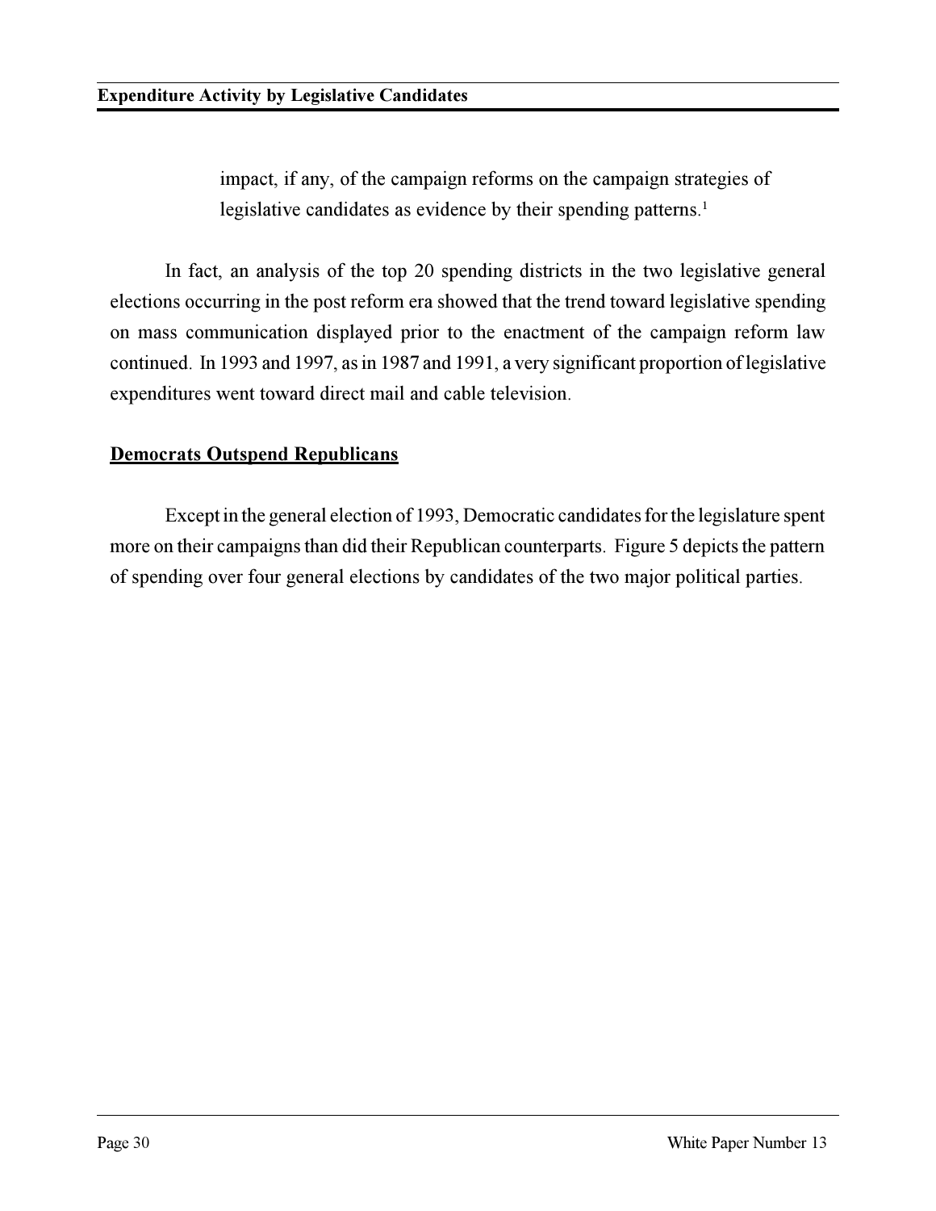impact, if any, of the campaign reforms on the campaign strategies of legislative candidates as evidence by their spending patterns.[1]

In fact, an analysis of the top 20 spending districts in the two legislative general elections occurring in the post reform era showed that the trend toward legislative spending on mass communication displayed prior to the enactment of the campaign reform law continued. In 1993 and 1997, as in 1987 and 1991, a very significant proportion of legislative expenditures went toward direct mail and cable television.

**Democrats Outspend Republicans**

Except in the general election of 1993, Democratic candidates for the legislature spent more on their campaigns than did their Republican counterparts. Figure 5 depicts the pattern of spending over four general elections by candidates of the two major political parties.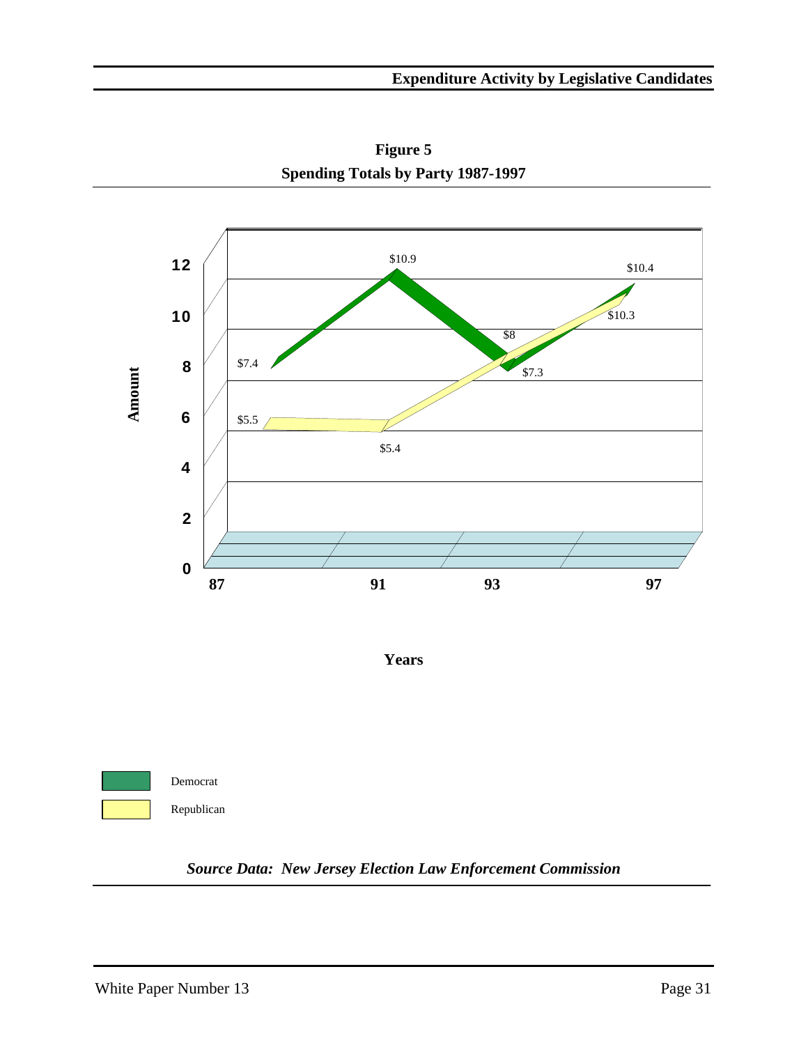**Figure 5**
**Spending Totals by Party 1987-1997**

| Years | Democrat | Republican |
|---|---|---|
| 87 | $7.4 | $5.5 |
| 91 | $10.9 | $5.4 |
| 93 | $7.3 | $8 |
| 97 | $10.4 | $10.3 |

*Source Data: New Jersey Election Law Enforcement Commission*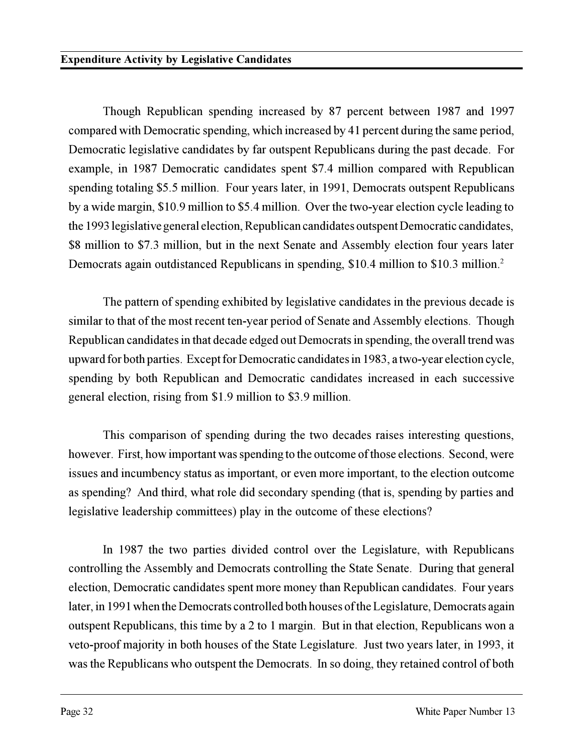Though Republican spending increased by 87 percent between 1987 and 1997 compared with Democratic spending, which increased by 41 percent during the same period, Democratic legislative candidates by far outspent Republicans during the past decade. For example, in 1987 Democratic candidates spent $7.4 million compared with Republican spending totaling $5.5 million. Four years later, in 1991, Democrats outspent Republicans by a wide margin, $10.9 million to $5.4 million. Over the two-year election cycle leading to the 1993 legislative general election, Republican candidates outspent Democratic candidates, $8 million to $7.3 million, but in the next Senate and Assembly election four years later Democrats again outdistanced Republicans in spending, $10.4 million to $10.3 million.[2]

The pattern of spending exhibited by legislative candidates in the previous decade is similar to that of the most recent ten-year period of Senate and Assembly elections. Though Republican candidates in that decade edged out Democrats in spending, the overall trend was upward for both parties. Except for Democratic candidates in 1983, a two-year election cycle, spending by both Republican and Democratic candidates increased in each successive general election, rising from $1.9 million to $3.9 million.

This comparison of spending during the two decades raises interesting questions, however. First, how important was spending to the outcome of those elections. Second, were issues and incumbency status as important, or even more important, to the election outcome as spending? And third, what role did secondary spending (that is, spending by parties and legislative leadership committees) play in the outcome of these elections?

In 1987 the two parties divided control over the Legislature, with Republicans controlling the Assembly and Democrats controlling the State Senate. During that general election, Democratic candidates spent more money than Republican candidates. Four years later, in 1991 when the Democrats controlled both houses of the Legislature, Democrats again outspent Republicans, this time by a 2 to 1 margin. But in that election, Republicans won a veto-proof majority in both houses of the State Legislature. Just two years later, in 1993, it was the Republicans who outspent the Democrats. In so doing, they retained control of both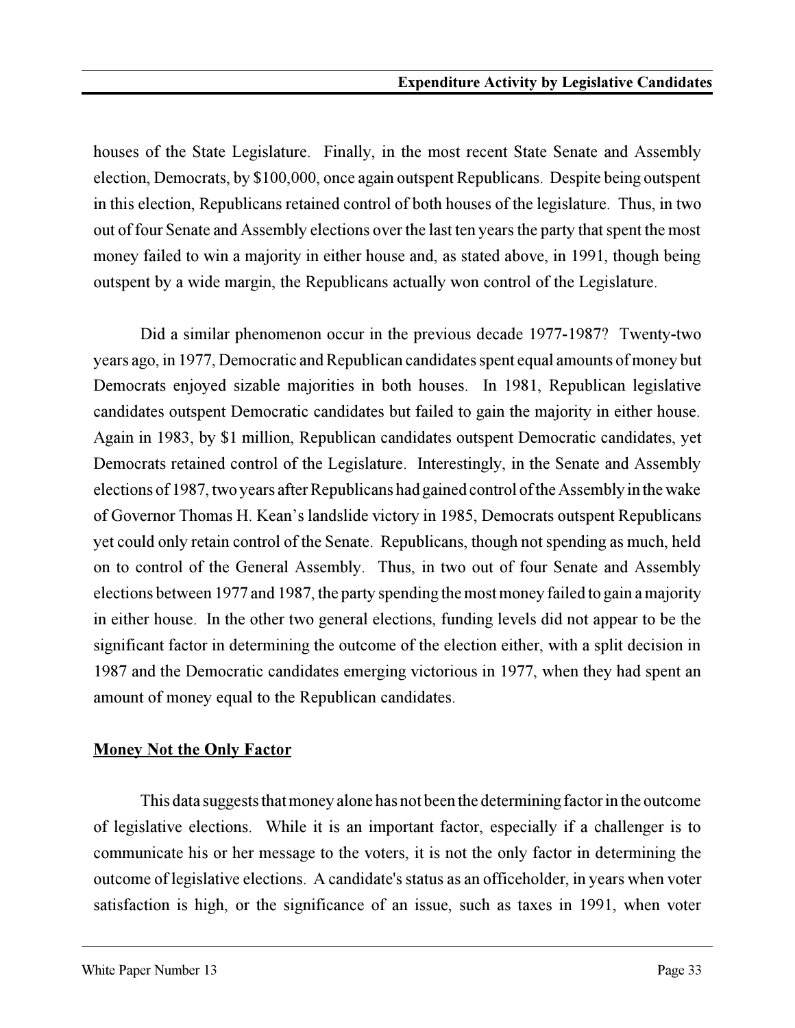houses of the State Legislature. Finally, in the most recent State Senate and Assembly election, Democrats, by $100,000, once again outspent Republicans. Despite being outspent in this election, Republicans retained control of both houses of the legislature. Thus, in two out of four Senate and Assembly elections over the last ten years the party that spent the most money failed to win a majority in either house and, as stated above, in 1991, though being outspent by a wide margin, the Republicans actually won control of the Legislature.

Did a similar phenomenon occur in the previous decade 1977-1987? Twenty-two years ago, in 1977, Democratic and Republican candidates spent equal amounts of money but Democrats enjoyed sizable majorities in both houses. In 1981, Republican legislative candidates outspent Democratic candidates but failed to gain the majority in either house. Again in 1983, by $1 million, Republican candidates outspent Democratic candidates, yet Democrats retained control of the Legislature. Interestingly, in the Senate and Assembly elections of 1987, two years after Republicans had gained control of the Assembly in the wake of Governor Thomas H. Kean's landslide victory in 1985, Democrats outspent Republicans yet could only retain control of the Senate. Republicans, though not spending as much, held on to control of the General Assembly. Thus, in two out of four Senate and Assembly elections between 1977 and 1987, the party spending the most money failed to gain a majority in either house. In the other two general elections, funding levels did not appear to be the significant factor in determining the outcome of the election either, with a split decision in 1987 and the Democratic candidates emerging victorious in 1977, when they had spent an amount of money equal to the Republican candidates.

## Money Not the Only Factor

This data suggests that money alone has not been the determining factor in the outcome of legislative elections. While it is an important factor, especially if a challenger is to communicate his or her message to the voters, it is not the only factor in determining the outcome of legislative elections. A candidate's status as an officeholder, in years when voter satisfaction is high, or the significance of an issue, such as taxes in 1991, when voter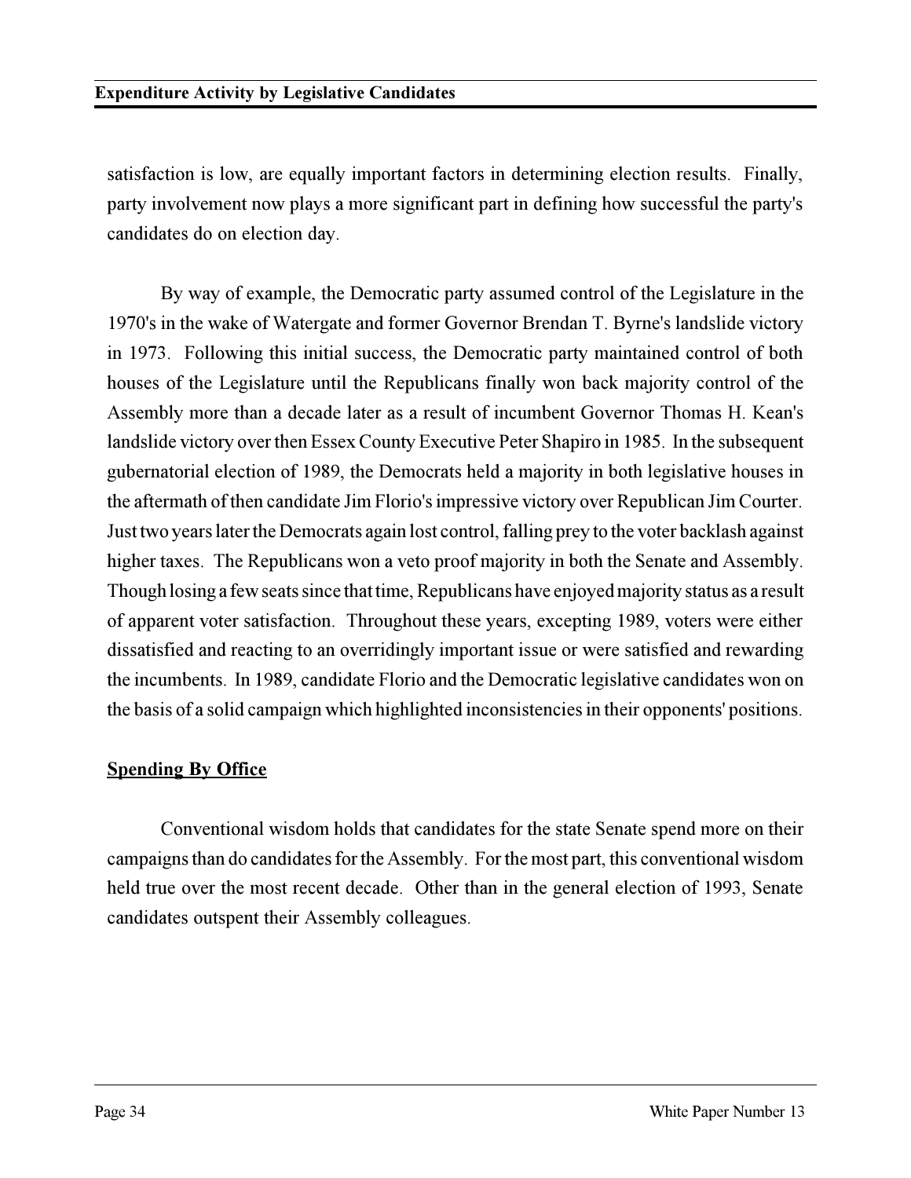satisfaction is low, are equally important factors in determining election results. Finally, party involvement now plays a more significant part in defining how successful the party's candidates do on election day.

By way of example, the Democratic party assumed control of the Legislature in the 1970's in the wake of Watergate and former Governor Brendan T. Byrne's landslide victory in 1973. Following this initial success, the Democratic party maintained control of both houses of the Legislature until the Republicans finally won back majority control of the Assembly more than a decade later as a result of incumbent Governor Thomas H. Kean's landslide victory over then Essex County Executive Peter Shapiro in 1985. In the subsequent gubernatorial election of 1989, the Democrats held a majority in both legislative houses in the aftermath of then candidate Jim Florio's impressive victory over Republican Jim Courter. Just two years later the Democrats again lost control, falling prey to the voter backlash against higher taxes. The Republicans won a veto proof majority in both the Senate and Assembly. Though losing a few seats since that time, Republicans have enjoyed majority status as a result of apparent voter satisfaction. Throughout these years, excepting 1989, voters were either dissatisfied and reacting to an overridingly important issue or were satisfied and rewarding the incumbents. In 1989, candidate Florio and the Democratic legislative candidates won on the basis of a solid campaign which highlighted inconsistencies in their opponents' positions.

## Spending By Office

Conventional wisdom holds that candidates for the state Senate spend more on their campaigns than do candidates for the Assembly. For the most part, this conventional wisdom held true over the most recent decade. Other than in the general election of 1993, Senate candidates outspent their Assembly colleagues.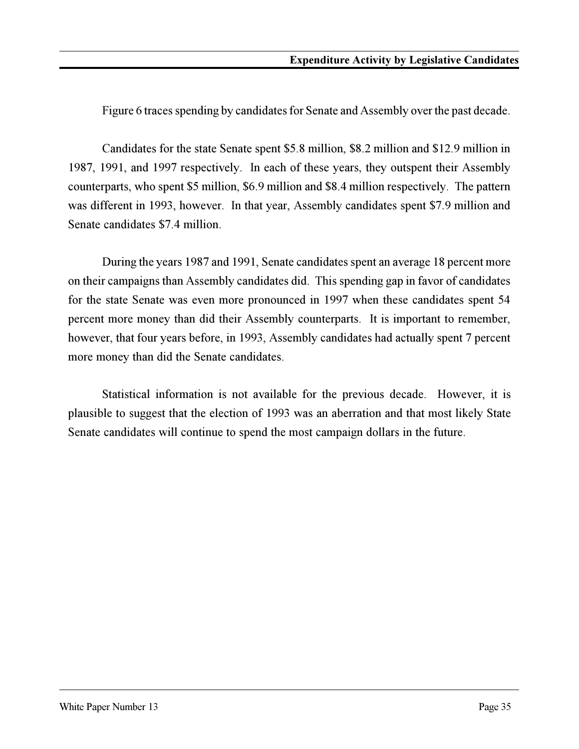Figure 6 traces spending by candidates for Senate and Assembly over the past decade.

Candidates for the state Senate spent $5.8 million, $8.2 million and $12.9 million in 1987, 1991, and 1997 respectively. In each of these years, they outspent their Assembly counterparts, who spent $5 million, $6.9 million and $8.4 million respectively. The pattern was different in 1993, however. In that year, Assembly candidates spent $7.9 million and Senate candidates $7.4 million.

During the years 1987 and 1991, Senate candidates spent an average 18 percent more on their campaigns than Assembly candidates did. This spending gap in favor of candidates for the state Senate was even more pronounced in 1997 when these candidates spent 54 percent more money than did their Assembly counterparts. It is important to remember, however, that four years before, in 1993, Assembly candidates had actually spent 7 percent more money than did the Senate candidates.

Statistical information is not available for the previous decade. However, it is plausible to suggest that the election of 1993 was an aberration and that most likely State Senate candidates will continue to spend the most campaign dollars in the future.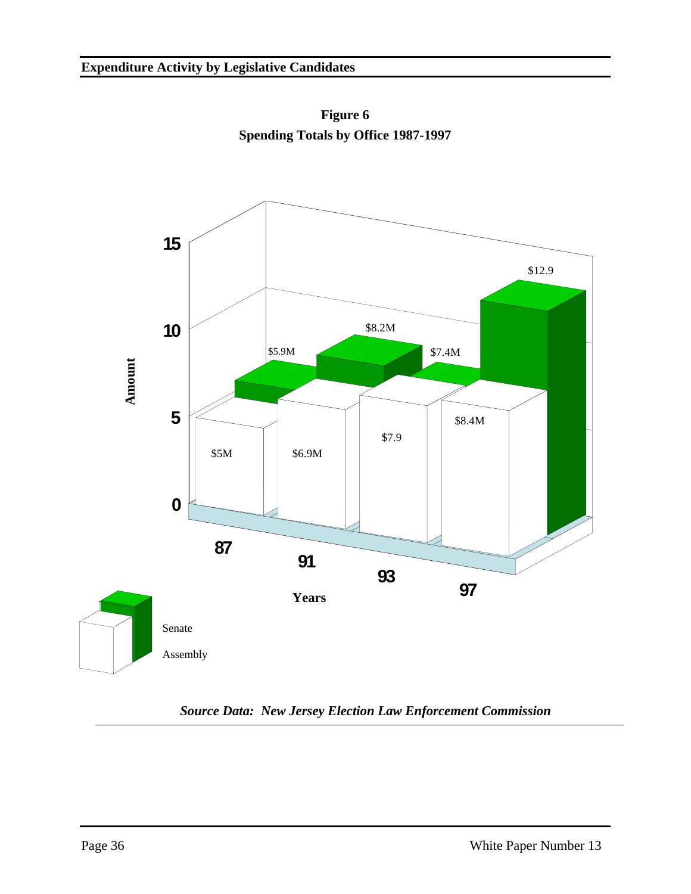## Expenditure Activity by Legislative Candidates

**Figure 6**
**Spending Totals by Office 1987-1997**

| Years | Senate | Assembly |
|---|---|---|
| 87 | $5.9M | $5M |
| 91 | $8.2M | $6.9M |
| 93 | $7.4M | $7.9 |
| 97 | $12.9 | $8.4M |

*Source Data: New Jersey Election Law Enforcement Commission*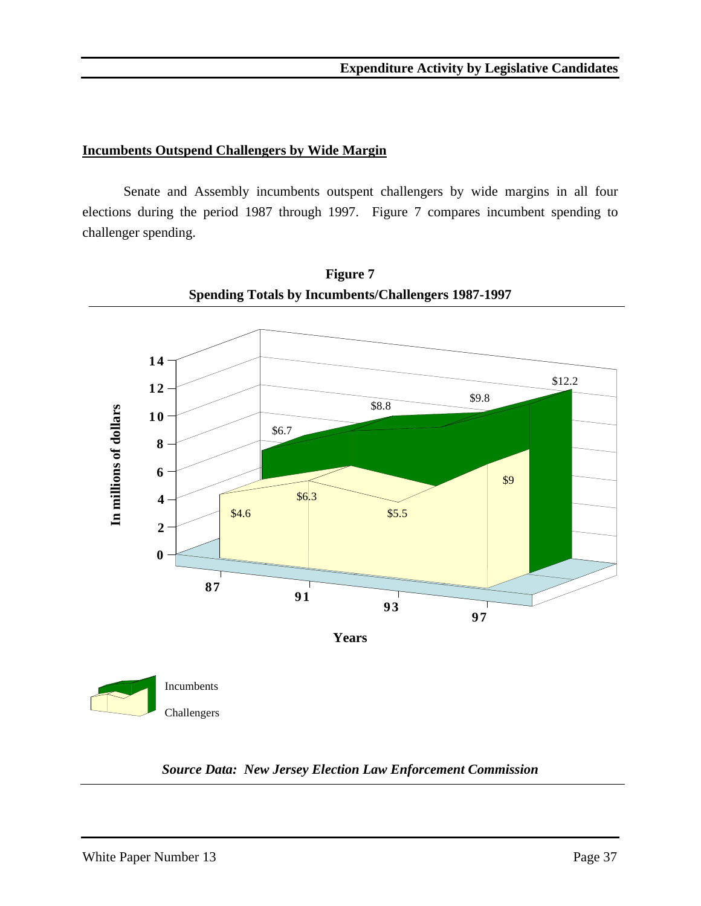## Incumbents Outspend Challengers by Wide Margin

Senate and Assembly incumbents outspent challengers by wide margins in all four elections during the period 1987 through 1997. Figure 7 compares incumbent spending to challenger spending.

**Figure 7**
**Spending Totals by Incumbents/Challengers 1987-1997**

| Years | Incumbents (in millions of dollars) | Challengers (in millions of dollars) |
|---|---|---|
| 87 | $6.7 | $4.6 |
| 91 | $8.8 | $6.3 |
| 93 | $9.8 | $5.5 |
| 97 | $12.2 | $9 |

***Source Data: New Jersey Election Law Enforcement Commission***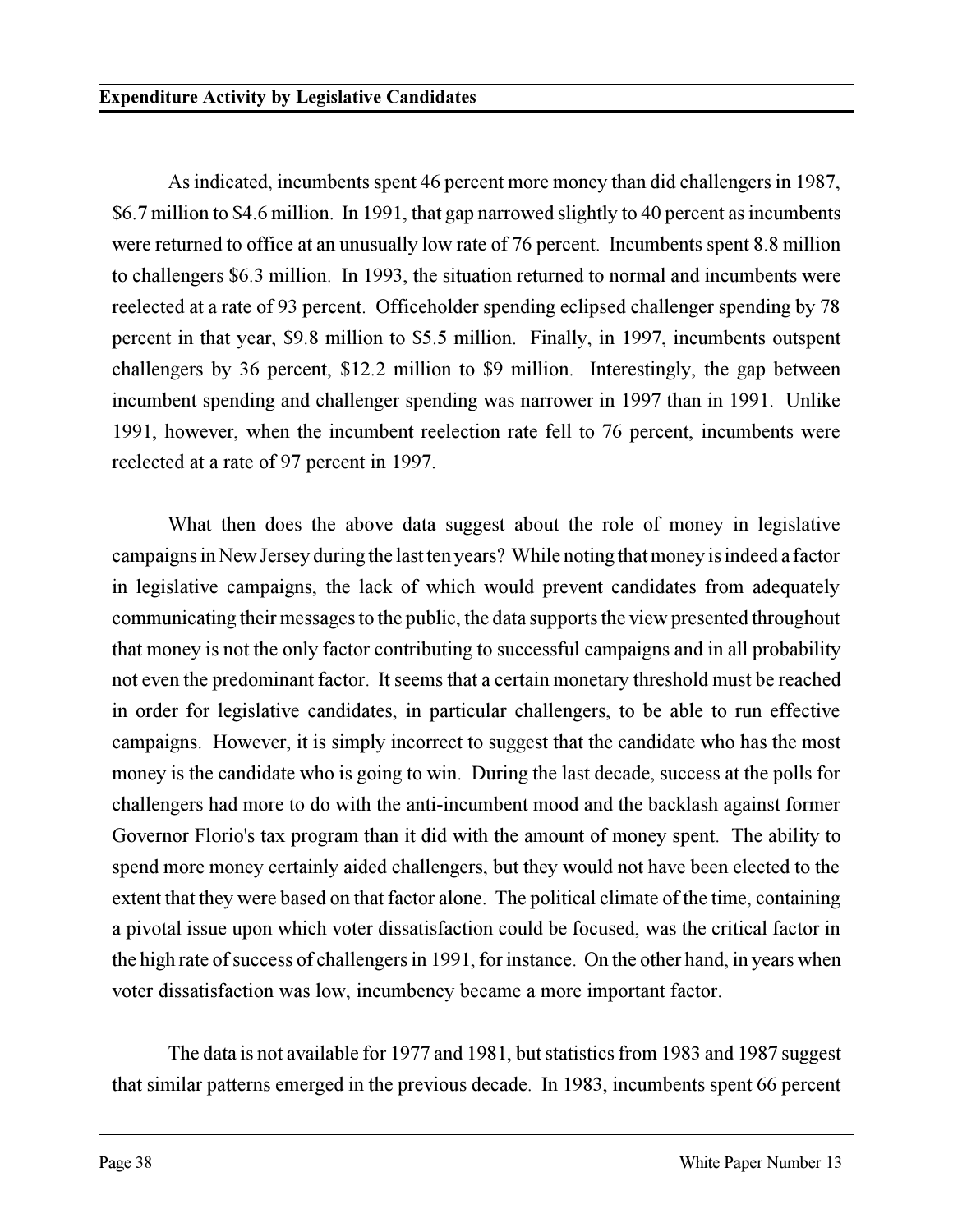As indicated, incumbents spent 46 percent more money than did challengers in 1987, $6.7 million to $4.6 million. In 1991, that gap narrowed slightly to 40 percent as incumbents were returned to office at an unusually low rate of 76 percent. Incumbents spent 8.8 million to challengers $6.3 million. In 1993, the situation returned to normal and incumbents were reelected at a rate of 93 percent. Officeholder spending eclipsed challenger spending by 78 percent in that year, $9.8 million to $5.5 million. Finally, in 1997, incumbents outspent challengers by 36 percent, $12.2 million to $9 million. Interestingly, the gap between incumbent spending and challenger spending was narrower in 1997 than in 1991. Unlike 1991, however, when the incumbent reelection rate fell to 76 percent, incumbents were reelected at a rate of 97 percent in 1997.

What then does the above data suggest about the role of money in legislative campaigns in New Jersey during the last ten years? While noting that money is indeed a factor in legislative campaigns, the lack of which would prevent candidates from adequately communicating their messages to the public, the data supports the view presented throughout that money is not the only factor contributing to successful campaigns and in all probability not even the predominant factor. It seems that a certain monetary threshold must be reached in order for legislative candidates, in particular challengers, to be able to run effective campaigns. However, it is simply incorrect to suggest that the candidate who has the most money is the candidate who is going to win. During the last decade, success at the polls for challengers had more to do with the anti-incumbent mood and the backlash against former Governor Florio's tax program than it did with the amount of money spent. The ability to spend more money certainly aided challengers, but they would not have been elected to the extent that they were based on that factor alone. The political climate of the time, containing a pivotal issue upon which voter dissatisfaction could be focused, was the critical factor in the high rate of success of challengers in 1991, for instance. On the other hand, in years when voter dissatisfaction was low, incumbency became a more important factor.

The data is not available for 1977 and 1981, but statistics from 1983 and 1987 suggest that similar patterns emerged in the previous decade. In 1983, incumbents spent 66 percent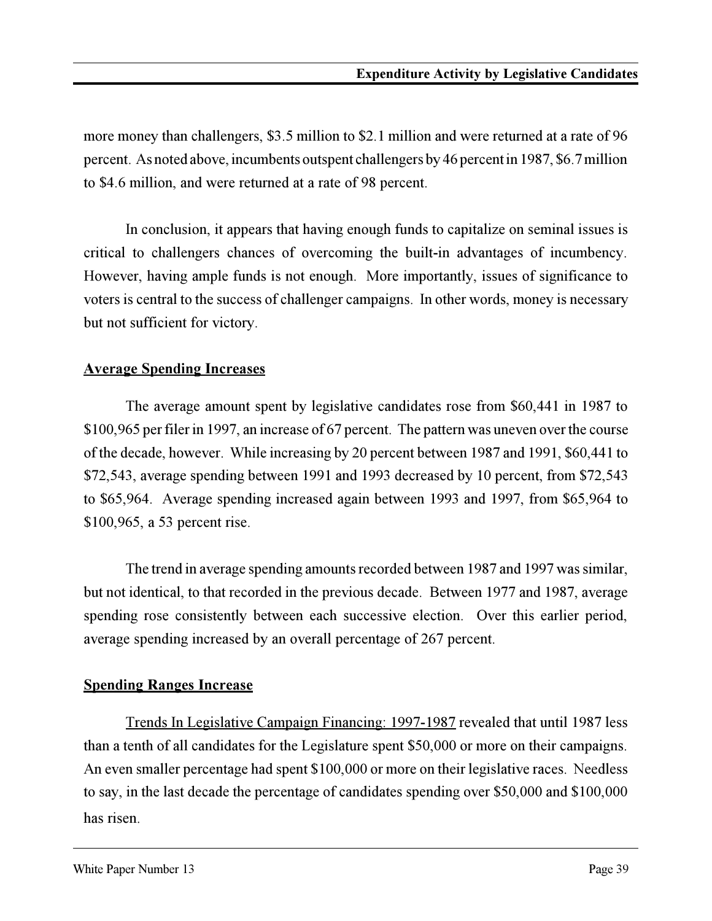more money than challengers, $3.5 million to $2.1 million and were returned at a rate of 96 percent. As noted above, incumbents outspent challengers by 46 percent in 1987, $6.7 million to $4.6 million, and were returned at a rate of 98 percent.

In conclusion, it appears that having enough funds to capitalize on seminal issues is critical to challengers chances of overcoming the built-in advantages of incumbency. However, having ample funds is not enough. More importantly, issues of significance to voters is central to the success of challenger campaigns. In other words, money is necessary but not sufficient for victory.

## Average Spending Increases

The average amount spent by legislative candidates rose from $60,441 in 1987 to $100,965 per filer in 1997, an increase of 67 percent. The pattern was uneven over the course of the decade, however. While increasing by 20 percent between 1987 and 1991, $60,441 to $72,543, average spending between 1991 and 1993 decreased by 10 percent, from $72,543 to $65,964. Average spending increased again between 1993 and 1997, from $65,964 to $100,965, a 53 percent rise.

The trend in average spending amounts recorded between 1987 and 1997 was similar, but not identical, to that recorded in the previous decade. Between 1977 and 1987, average spending rose consistently between each successive election. Over this earlier period, average spending increased by an overall percentage of 267 percent.

## Spending Ranges Increase

Trends In Legislative Campaign Financing: 1997-1987 revealed that until 1987 less than a tenth of all candidates for the Legislature spent $50,000 or more on their campaigns. An even smaller percentage had spent $100,000 or more on their legislative races. Needless to say, in the last decade the percentage of candidates spending over $50,000 and $100,000 has risen.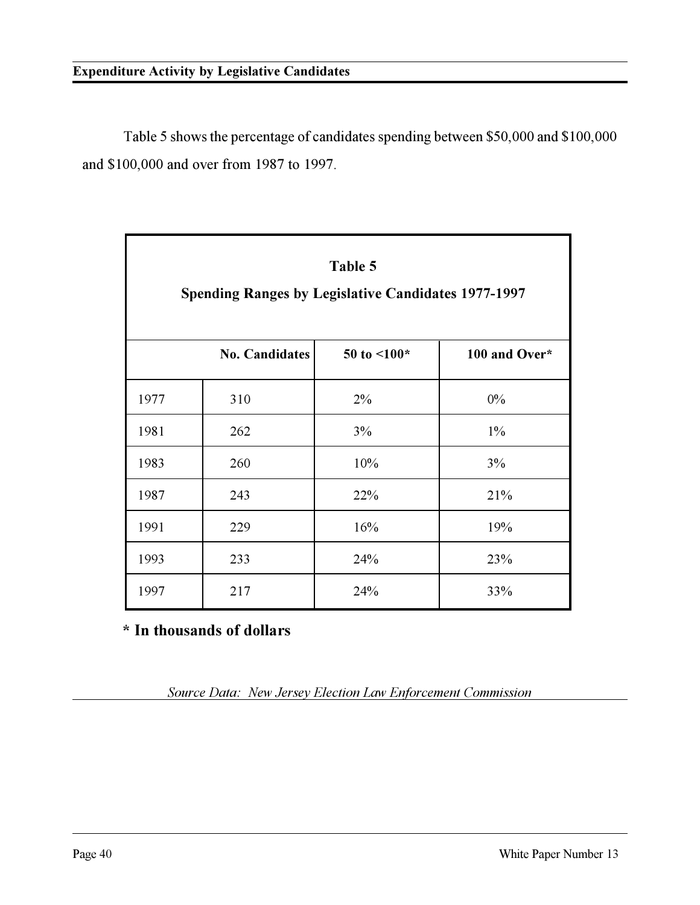Table 5 shows the percentage of candidates spending between $50,000 and $100,000 and $100,000 and over from 1987 to 1997.

**Table 5**

**Spending Ranges by Legislative Candidates 1977-1997**

| | No. Candidates | 50 to <100* | 100 and Over* |
|---|---|---|---|
| 1977 | 310 | 2% | 0% |
| 1981 | 262 | 3% | 1% |
| 1983 | 260 | 10% | 3% |
| 1987 | 243 | 22% | 21% |
| 1991 | 229 | 16% | 19% |
| 1993 | 233 | 24% | 23% |
| 1997 | 217 | 24% | 33% |

**\* In thousands of dollars**

*Source Data: New Jersey Election Law Enforcement Commission*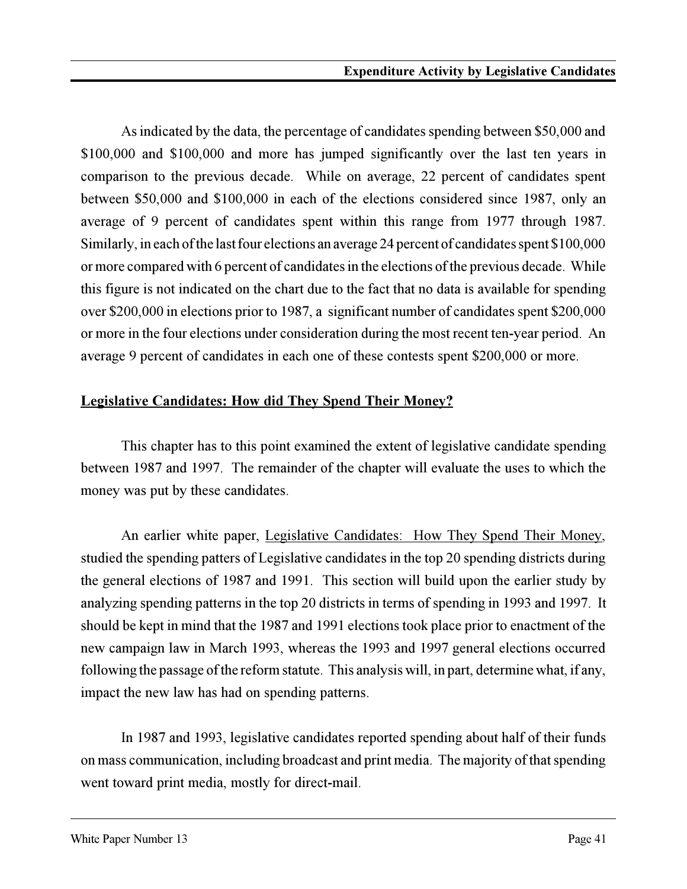As indicated by the data, the percentage of candidates spending between $50,000 and $100,000 and $100,000 and more has jumped significantly over the last ten years in comparison to the previous decade. While on average, 22 percent of candidates spent between $50,000 and $100,000 in each of the elections considered since 1987, only an average of 9 percent of candidates spent within this range from 1977 through 1987. Similarly, in each of the last four elections an average 24 percent of candidates spent $100,000 or more compared with 6 percent of candidates in the elections of the previous decade. While this figure is not indicated on the chart due to the fact that no data is available for spending over $200,000 in elections prior to 1987, a significant number of candidates spent $200,000 or more in the four elections under consideration during the most recent ten-year period. An average 9 percent of candidates in each one of these contests spent $200,000 or more.

## Legislative Candidates: How did They Spend Their Money?

This chapter has to this point examined the extent of legislative candidate spending between 1987 and 1997. The remainder of the chapter will evaluate the uses to which the money was put by these candidates.

An earlier white paper, Legislative Candidates: How They Spend Their Money, studied the spending patters of Legislative candidates in the top 20 spending districts during the general elections of 1987 and 1991. This section will build upon the earlier study by analyzing spending patterns in the top 20 districts in terms of spending in 1993 and 1997. It should be kept in mind that the 1987 and 1991 elections took place prior to enactment of the new campaign law in March 1993, whereas the 1993 and 1997 general elections occurred following the passage of the reform statute. This analysis will, in part, determine what, if any, impact the new law has had on spending patterns.

In 1987 and 1993, legislative candidates reported spending about half of their funds on mass communication, including broadcast and print media. The majority of that spending went toward print media, mostly for direct-mail.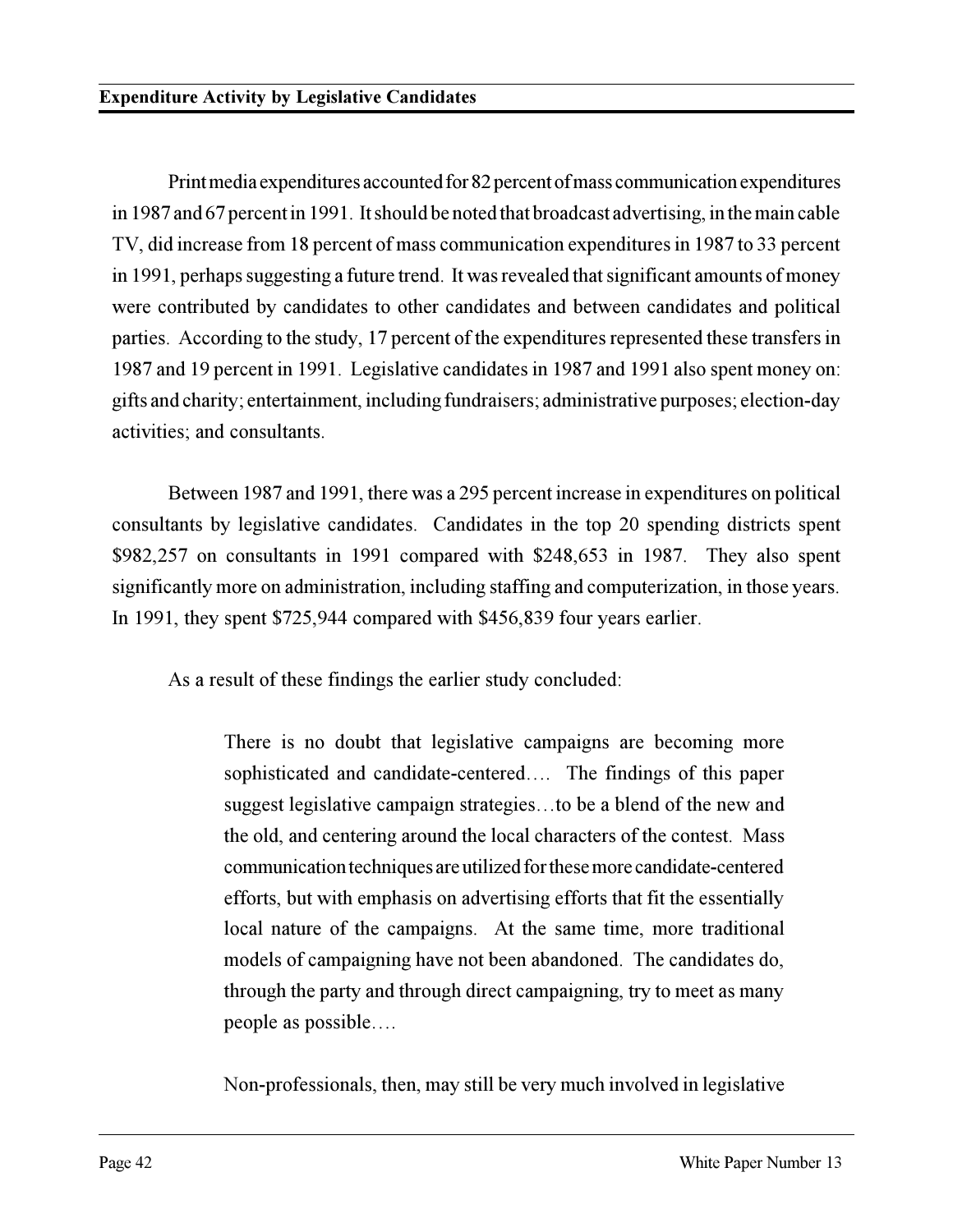Print media expenditures accounted for 82 percent of mass communication expenditures in 1987 and 67 percent in 1991. It should be noted that broadcast advertising, in the main cable TV, did increase from 18 percent of mass communication expenditures in 1987 to 33 percent in 1991, perhaps suggesting a future trend. It was revealed that significant amounts of money were contributed by candidates to other candidates and between candidates and political parties. According to the study, 17 percent of the expenditures represented these transfers in 1987 and 19 percent in 1991. Legislative candidates in 1987 and 1991 also spent money on: gifts and charity; entertainment, including fundraisers; administrative purposes; election-day activities; and consultants.

Between 1987 and 1991, there was a 295 percent increase in expenditures on political consultants by legislative candidates. Candidates in the top 20 spending districts spent $982,257 on consultants in 1991 compared with $248,653 in 1987. They also spent significantly more on administration, including staffing and computerization, in those years. In 1991, they spent $725,944 compared with $456,839 four years earlier.

As a result of these findings the earlier study concluded:

> There is no doubt that legislative campaigns are becoming more sophisticated and candidate-centered…. The findings of this paper suggest legislative campaign strategies…to be a blend of the new and the old, and centering around the local characters of the contest. Mass communication techniques are utilized for these more candidate-centered efforts, but with emphasis on advertising efforts that fit the essentially local nature of the campaigns. At the same time, more traditional models of campaigning have not been abandoned. The candidates do, through the party and through direct campaigning, try to meet as many people as possible….
>
> Non-professionals, then, may still be very much involved in legislative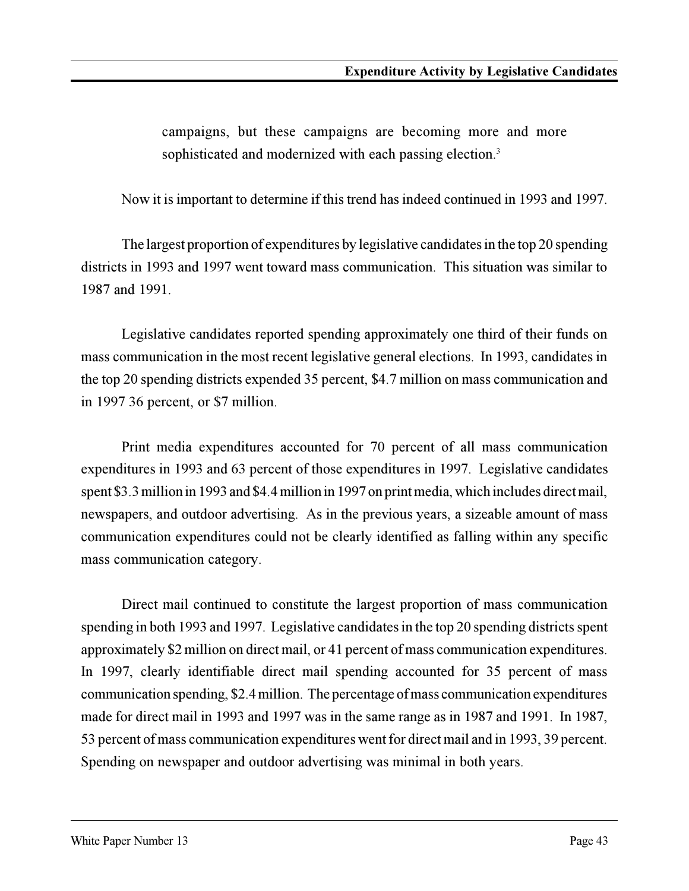campaigns, but these campaigns are becoming more and more sophisticated and modernized with each passing election.[3]

Now it is important to determine if this trend has indeed continued in 1993 and 1997.

The largest proportion of expenditures by legislative candidates in the top 20 spending districts in 1993 and 1997 went toward mass communication. This situation was similar to 1987 and 1991.

Legislative candidates reported spending approximately one third of their funds on mass communication in the most recent legislative general elections. In 1993, candidates in the top 20 spending districts expended 35 percent, $4.7 million on mass communication and in 1997 36 percent, or $7 million.

Print media expenditures accounted for 70 percent of all mass communication expenditures in 1993 and 63 percent of those expenditures in 1997. Legislative candidates spent $3.3 million in 1993 and $4.4 million in 1997 on print media, which includes direct mail, newspapers, and outdoor advertising. As in the previous years, a sizeable amount of mass communication expenditures could not be clearly identified as falling within any specific mass communication category.

Direct mail continued to constitute the largest proportion of mass communication spending in both 1993 and 1997. Legislative candidates in the top 20 spending districts spent approximately $2 million on direct mail, or 41 percent of mass communication expenditures. In 1997, clearly identifiable direct mail spending accounted for 35 percent of mass communication spending, $2.4 million. The percentage of mass communication expenditures made for direct mail in 1993 and 1997 was in the same range as in 1987 and 1991. In 1987, 53 percent of mass communication expenditures went for direct mail and in 1993, 39 percent. Spending on newspaper and outdoor advertising was minimal in both years.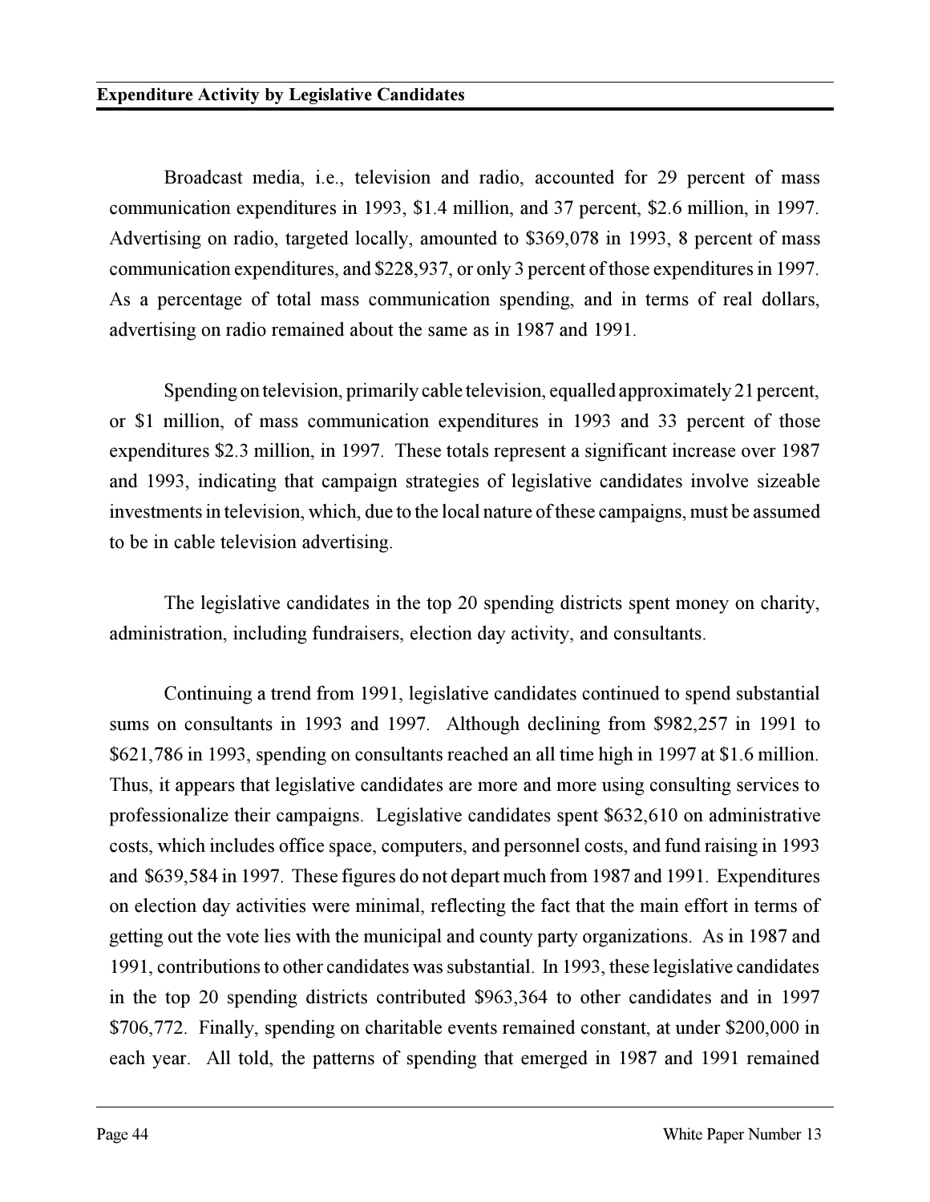Broadcast media, i.e., television and radio, accounted for 29 percent of mass communication expenditures in 1993, $1.4 million, and 37 percent, $2.6 million, in 1997. Advertising on radio, targeted locally, amounted to $369,078 in 1993, 8 percent of mass communication expenditures, and $228,937, or only 3 percent of those expenditures in 1997. As a percentage of total mass communication spending, and in terms of real dollars, advertising on radio remained about the same as in 1987 and 1991.

Spending on television, primarily cable television, equalled approximately 21 percent, or $1 million, of mass communication expenditures in 1993 and 33 percent of those expenditures $2.3 million, in 1997. These totals represent a significant increase over 1987 and 1993, indicating that campaign strategies of legislative candidates involve sizeable investments in television, which, due to the local nature of these campaigns, must be assumed to be in cable television advertising.

The legislative candidates in the top 20 spending districts spent money on charity, administration, including fundraisers, election day activity, and consultants.

Continuing a trend from 1991, legislative candidates continued to spend substantial sums on consultants in 1993 and 1997. Although declining from $982,257 in 1991 to $621,786 in 1993, spending on consultants reached an all time high in 1997 at $1.6 million. Thus, it appears that legislative candidates are more and more using consulting services to professionalize their campaigns. Legislative candidates spent $632,610 on administrative costs, which includes office space, computers, and personnel costs, and fund raising in 1993 and $639,584 in 1997. These figures do not depart much from 1987 and 1991. Expenditures on election day activities were minimal, reflecting the fact that the main effort in terms of getting out the vote lies with the municipal and county party organizations. As in 1987 and 1991, contributions to other candidates was substantial. In 1993, these legislative candidates in the top 20 spending districts contributed $963,364 to other candidates and in 1997 $706,772. Finally, spending on charitable events remained constant, at under $200,000 in each year. All told, the patterns of spending that emerged in 1987 and 1991 remained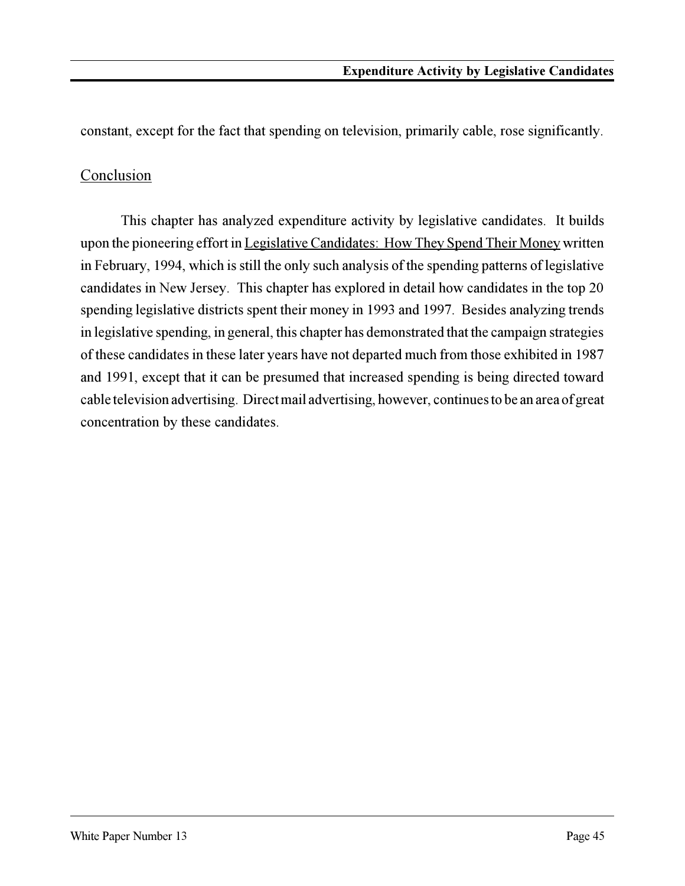constant, except for the fact that spending on television, primarily cable, rose significantly.

## Conclusion

This chapter has analyzed expenditure activity by legislative candidates. It builds upon the pioneering effort in Legislative Candidates: How They Spend Their Money written in February, 1994, which is still the only such analysis of the spending patterns of legislative candidates in New Jersey. This chapter has explored in detail how candidates in the top 20 spending legislative districts spent their money in 1993 and 1997. Besides analyzing trends in legislative spending, in general, this chapter has demonstrated that the campaign strategies of these candidates in these later years have not departed much from those exhibited in 1987 and 1991, except that it can be presumed that increased spending is being directed toward cable television advertising. Direct mail advertising, however, continues to be an area of great concentration by these candidates.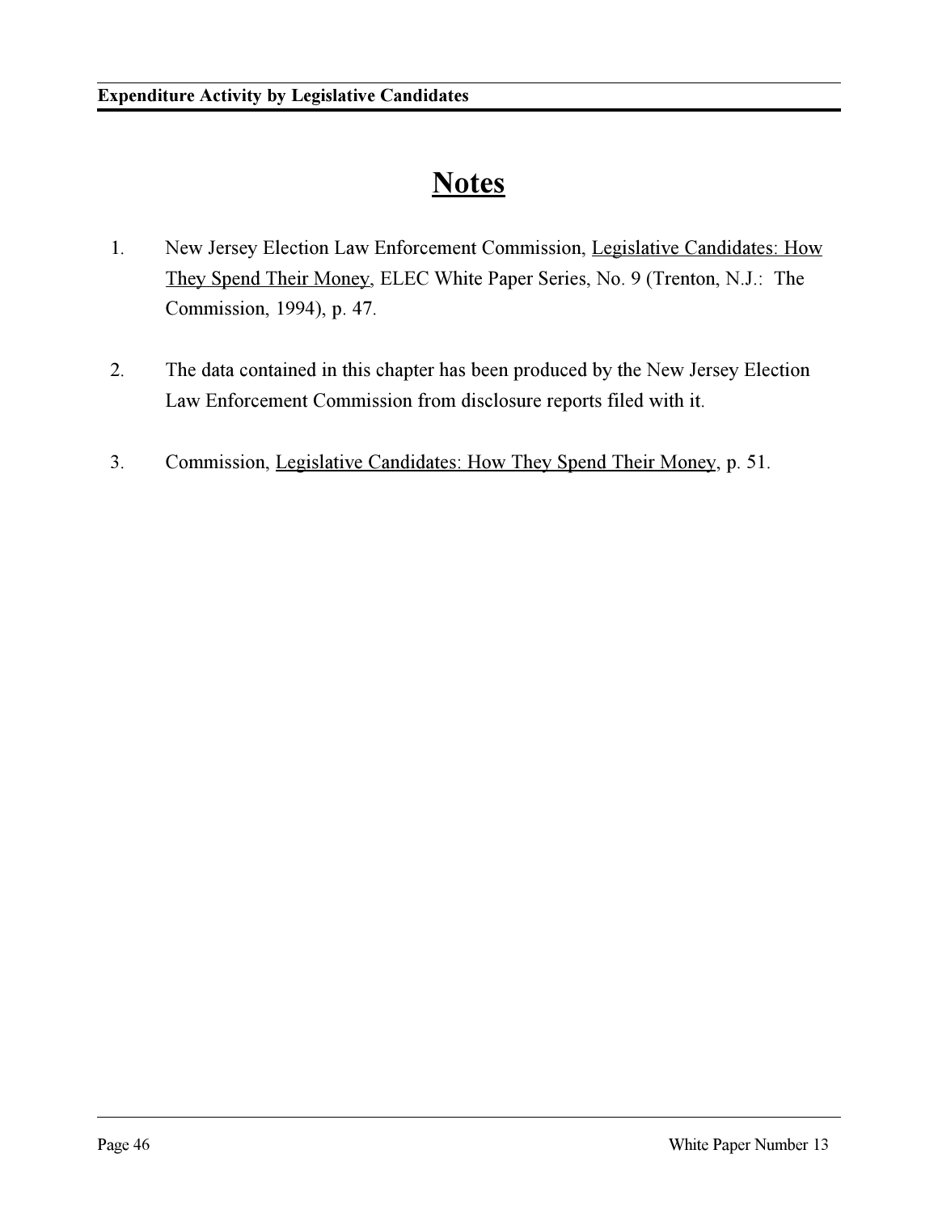# Notes

1. New Jersey Election Law Enforcement Commission, Legislative Candidates: How They Spend Their Money, ELEC White Paper Series, No. 9 (Trenton, N.J.: The Commission, 1994), p. 47.

2. The data contained in this chapter has been produced by the New Jersey Election Law Enforcement Commission from disclosure reports filed with it.

3. Commission, Legislative Candidates: How They Spend Their Money, p. 51.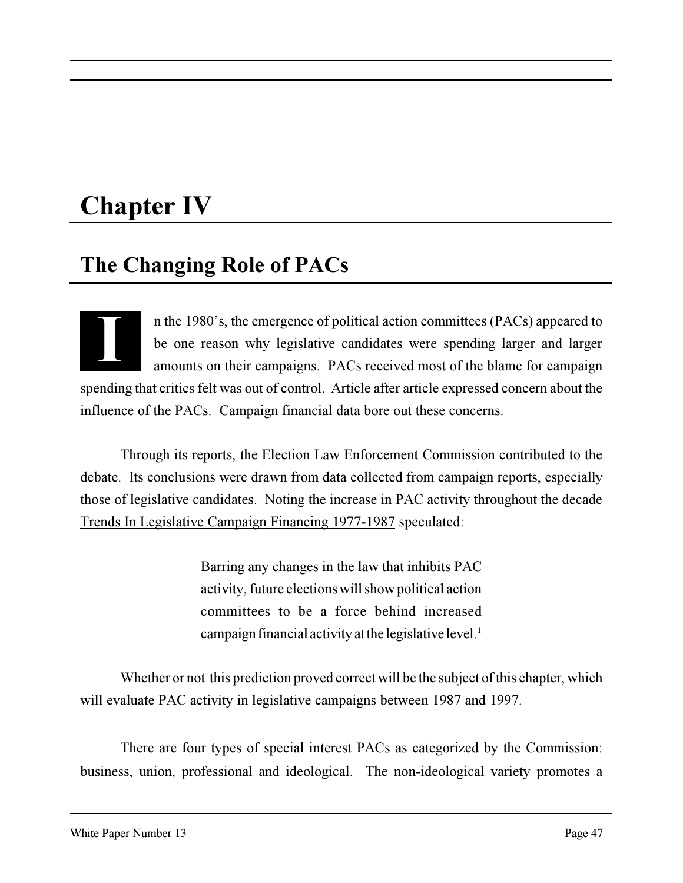# Chapter IV

## The Changing Role of PACs

In the 1980's, the emergence of political action committees (PACs) appeared to be one reason why legislative candidates were spending larger and larger amounts on their campaigns. PACs received most of the blame for campaign spending that critics felt was out of control. Article after article expressed concern about the influence of the PACs. Campaign financial data bore out these concerns.

Through its reports, the Election Law Enforcement Commission contributed to the debate. Its conclusions were drawn from data collected from campaign reports, especially those of legislative candidates. Noting the increase in PAC activity throughout the decade Trends In Legislative Campaign Financing 1977-1987 speculated:

> Barring any changes in the law that inhibits PAC activity, future elections will show political action committees to be a force behind increased campaign financial activity at the legislative level.[1]

Whether or not this prediction proved correct will be the subject of this chapter, which will evaluate PAC activity in legislative campaigns between 1987 and 1997.

There are four types of special interest PACs as categorized by the Commission: business, union, professional and ideological. The non-ideological variety promotes a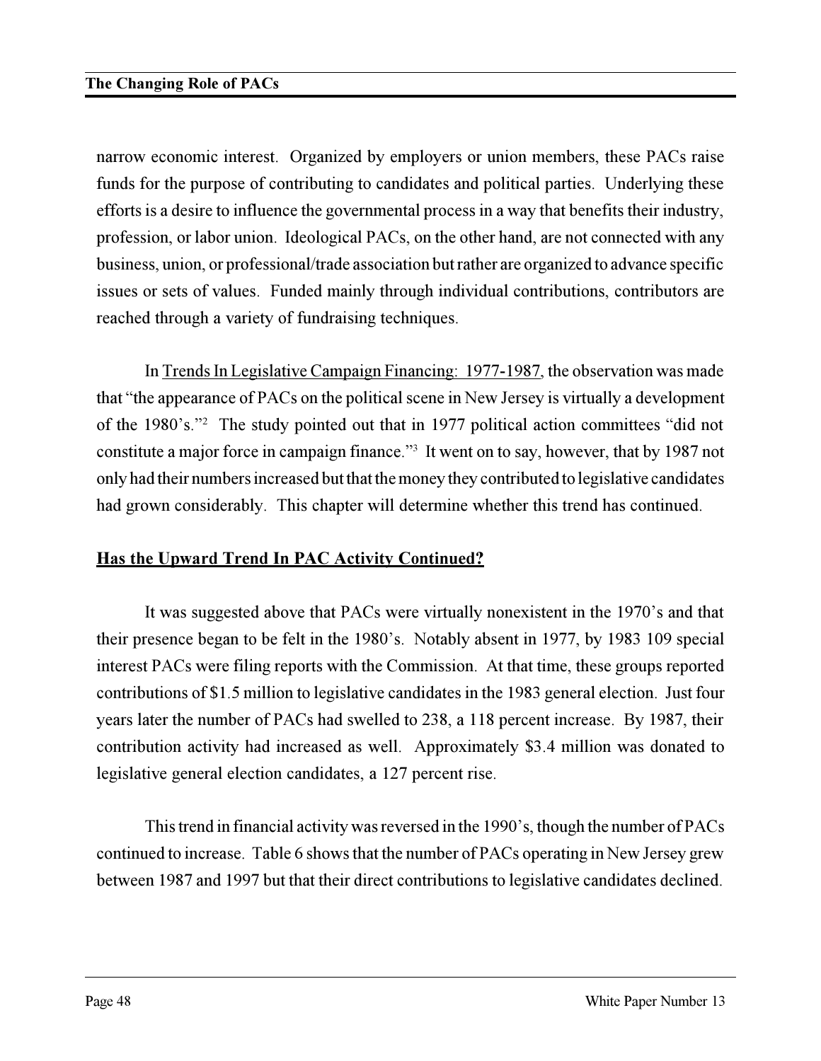narrow economic interest. Organized by employers or union members, these PACs raise funds for the purpose of contributing to candidates and political parties. Underlying these efforts is a desire to influence the governmental process in a way that benefits their industry, profession, or labor union. Ideological PACs, on the other hand, are not connected with any business, union, or professional/trade association but rather are organized to advance specific issues or sets of values. Funded mainly through individual contributions, contributors are reached through a variety of fundraising techniques.

In Trends In Legislative Campaign Financing: 1977-1987, the observation was made that "the appearance of PACs on the political scene in New Jersey is virtually a development of the 1980's."[2] The study pointed out that in 1977 political action committees "did not constitute a major force in campaign finance."[3] It went on to say, however, that by 1987 not only had their numbers increased but that the money they contributed to legislative candidates had grown considerably. This chapter will determine whether this trend has continued.

## Has the Upward Trend In PAC Activity Continued?

It was suggested above that PACs were virtually nonexistent in the 1970's and that their presence began to be felt in the 1980's. Notably absent in 1977, by 1983 109 special interest PACs were filing reports with the Commission. At that time, these groups reported contributions of $1.5 million to legislative candidates in the 1983 general election. Just four years later the number of PACs had swelled to 238, a 118 percent increase. By 1987, their contribution activity had increased as well. Approximately $3.4 million was donated to legislative general election candidates, a 127 percent rise.

This trend in financial activity was reversed in the 1990's, though the number of PACs continued to increase. Table 6 shows that the number of PACs operating in New Jersey grew between 1987 and 1997 but that their direct contributions to legislative candidates declined.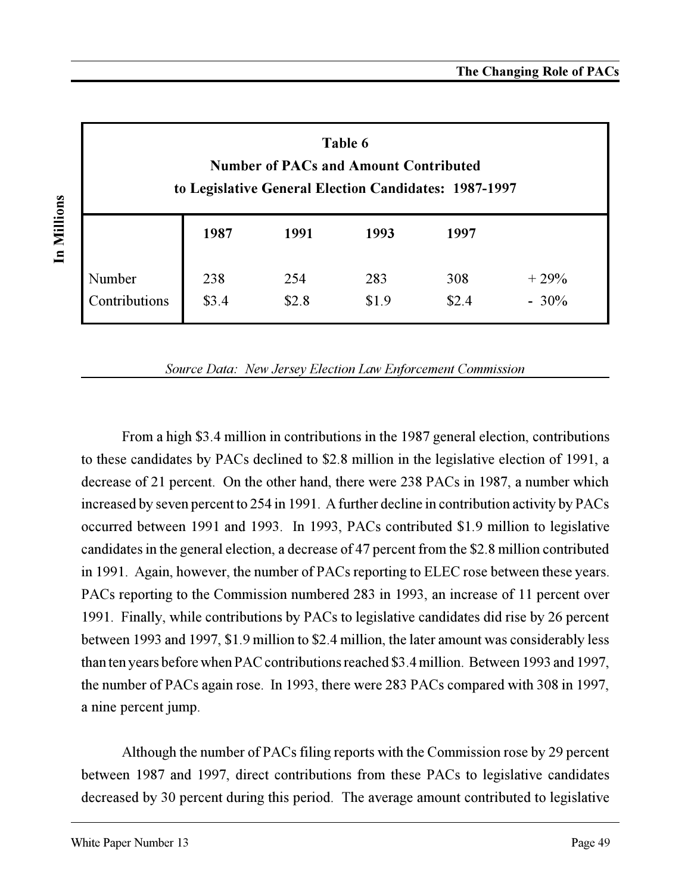**Table 6**
**Number of PACs and Amount Contributed to Legislative General Election Candidates: 1987-1997**

| | 1987 | 1991 | 1993 | 1997 | |
|---|---|---|---|---|---|
| Number | 238 | 254 | 283 | 308 | + 29% |
| Contributions | $3.4 | $2.8 | $1.9 | $2.4 | - 30% |

**In Millions**

*Source Data: New Jersey Election Law Enforcement Commission*

From a high $3.4 million in contributions in the 1987 general election, contributions to these candidates by PACs declined to $2.8 million in the legislative election of 1991, a decrease of 21 percent. On the other hand, there were 238 PACs in 1987, a number which increased by seven percent to 254 in 1991. A further decline in contribution activity by PACs occurred between 1991 and 1993. In 1993, PACs contributed $1.9 million to legislative candidates in the general election, a decrease of 47 percent from the $2.8 million contributed in 1991. Again, however, the number of PACs reporting to ELEC rose between these years. PACs reporting to the Commission numbered 283 in 1993, an increase of 11 percent over 1991. Finally, while contributions by PACs to legislative candidates did rise by 26 percent between 1993 and 1997, $1.9 million to $2.4 million, the later amount was considerably less than ten years before when PAC contributions reached $3.4 million. Between 1993 and 1997, the number of PACs again rose. In 1993, there were 283 PACs compared with 308 in 1997, a nine percent jump.

Although the number of PACs filing reports with the Commission rose by 29 percent between 1987 and 1997, direct contributions from these PACs to legislative candidates decreased by 30 percent during this period. The average amount contributed to legislative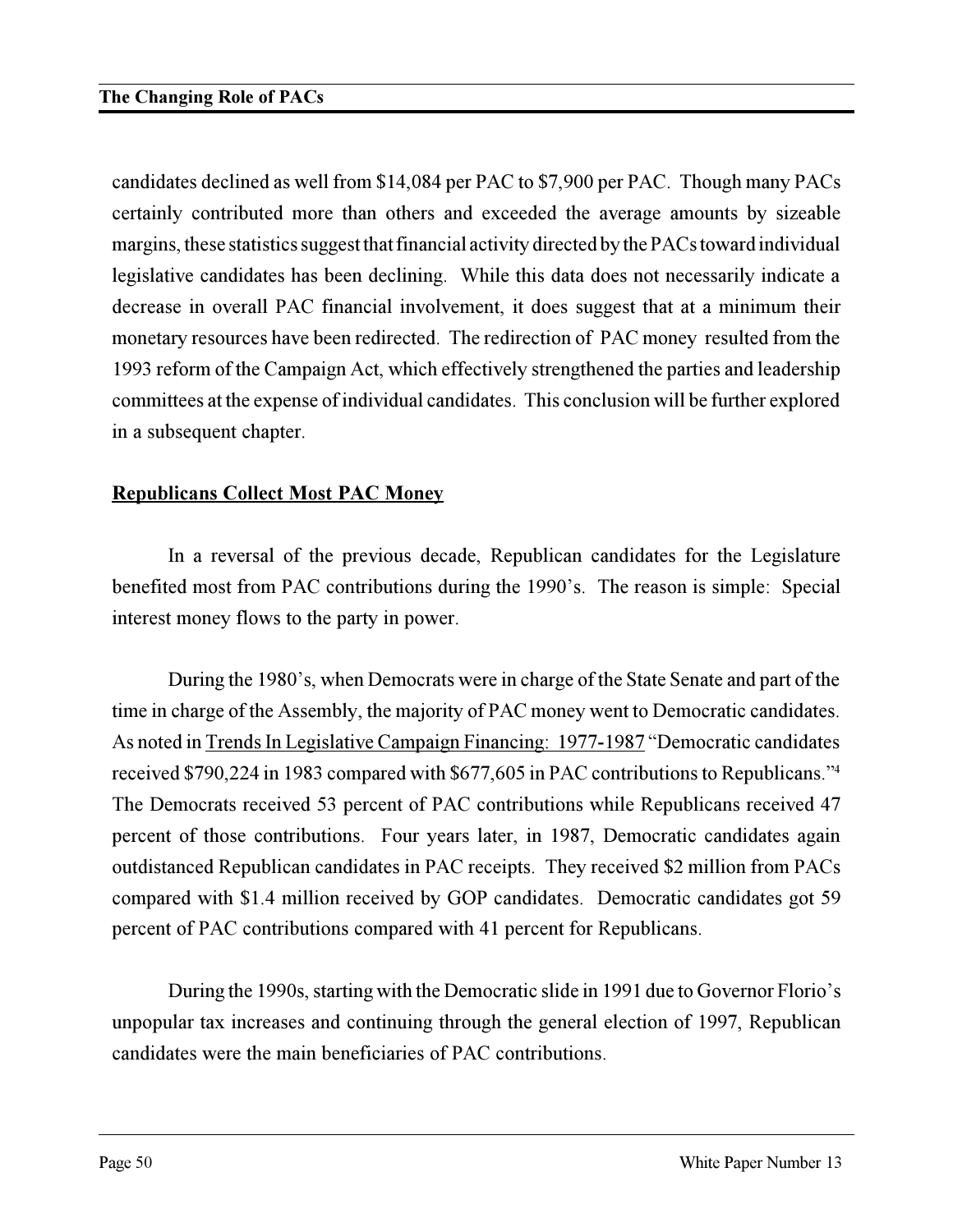candidates declined as well from $14,084 per PAC to $7,900 per PAC. Though many PACs certainly contributed more than others and exceeded the average amounts by sizeable margins, these statistics suggest that financial activity directed by the PACs toward individual legislative candidates has been declining. While this data does not necessarily indicate a decrease in overall PAC financial involvement, it does suggest that at a minimum their monetary resources have been redirected. The redirection of PAC money resulted from the 1993 reform of the Campaign Act, which effectively strengthened the parties and leadership committees at the expense of individual candidates. This conclusion will be further explored in a subsequent chapter.

## Republicans Collect Most PAC Money

In a reversal of the previous decade, Republican candidates for the Legislature benefited most from PAC contributions during the 1990's. The reason is simple: Special interest money flows to the party in power.

During the 1980's, when Democrats were in charge of the State Senate and part of the time in charge of the Assembly, the majority of PAC money went to Democratic candidates. As noted in Trends In Legislative Campaign Financing: 1977-1987 "Democratic candidates received $790,224 in 1983 compared with $677,605 in PAC contributions to Republicans."[4] The Democrats received 53 percent of PAC contributions while Republicans received 47 percent of those contributions. Four years later, in 1987, Democratic candidates again outdistanced Republican candidates in PAC receipts. They received $2 million from PACs compared with $1.4 million received by GOP candidates. Democratic candidates got 59 percent of PAC contributions compared with 41 percent for Republicans.

During the 1990s, starting with the Democratic slide in 1991 due to Governor Florio's unpopular tax increases and continuing through the general election of 1997, Republican candidates were the main beneficiaries of PAC contributions.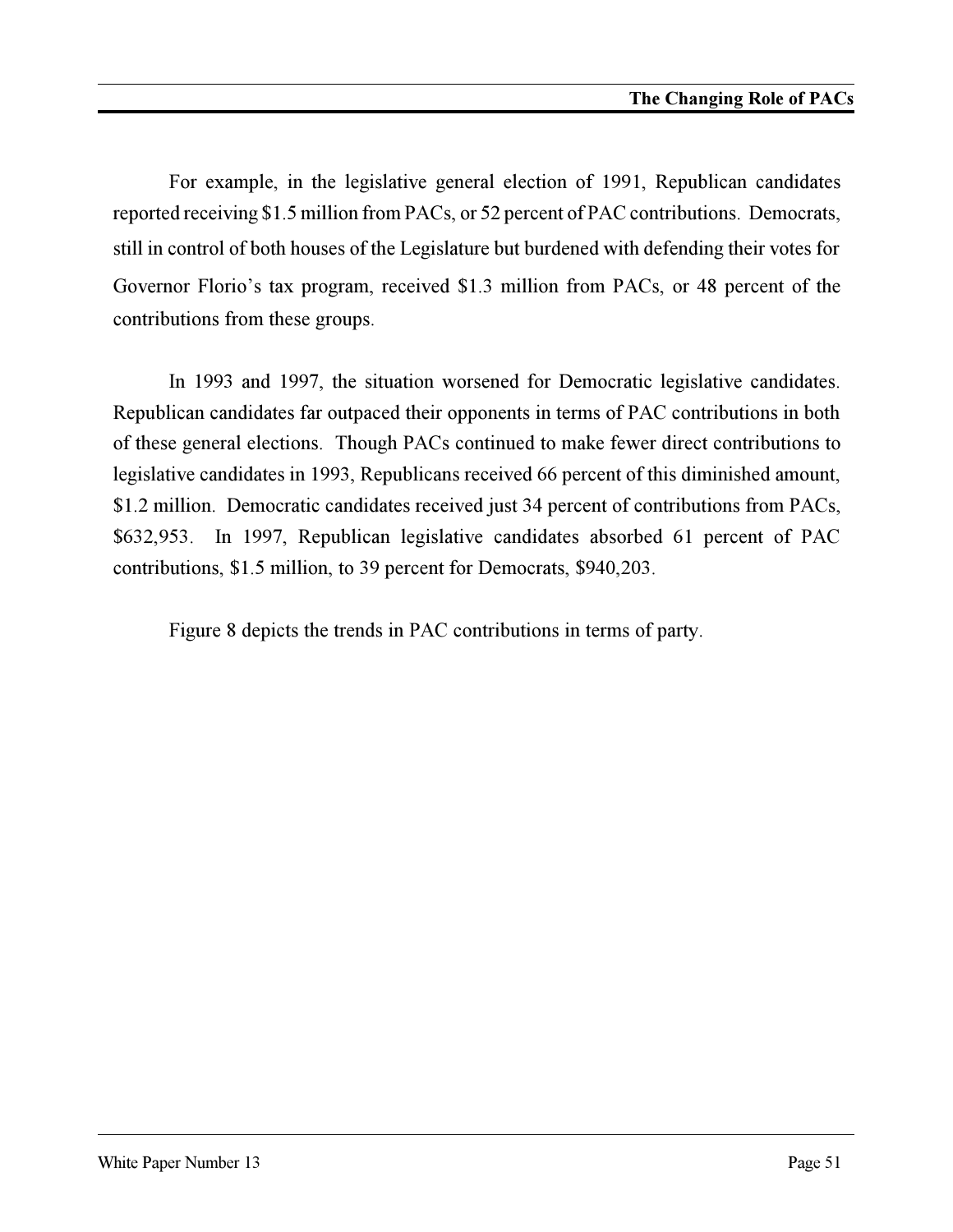For example, in the legislative general election of 1991, Republican candidates reported receiving $1.5 million from PACs, or 52 percent of PAC contributions. Democrats, still in control of both houses of the Legislature but burdened with defending their votes for Governor Florio's tax program, received $1.3 million from PACs, or 48 percent of the contributions from these groups.

In 1993 and 1997, the situation worsened for Democratic legislative candidates. Republican candidates far outpaced their opponents in terms of PAC contributions in both of these general elections. Though PACs continued to make fewer direct contributions to legislative candidates in 1993, Republicans received 66 percent of this diminished amount, $1.2 million. Democratic candidates received just 34 percent of contributions from PACs, $632,953. In 1997, Republican legislative candidates absorbed 61 percent of PAC contributions, $1.5 million, to 39 percent for Democrats, $940,203.

Figure 8 depicts the trends in PAC contributions in terms of party.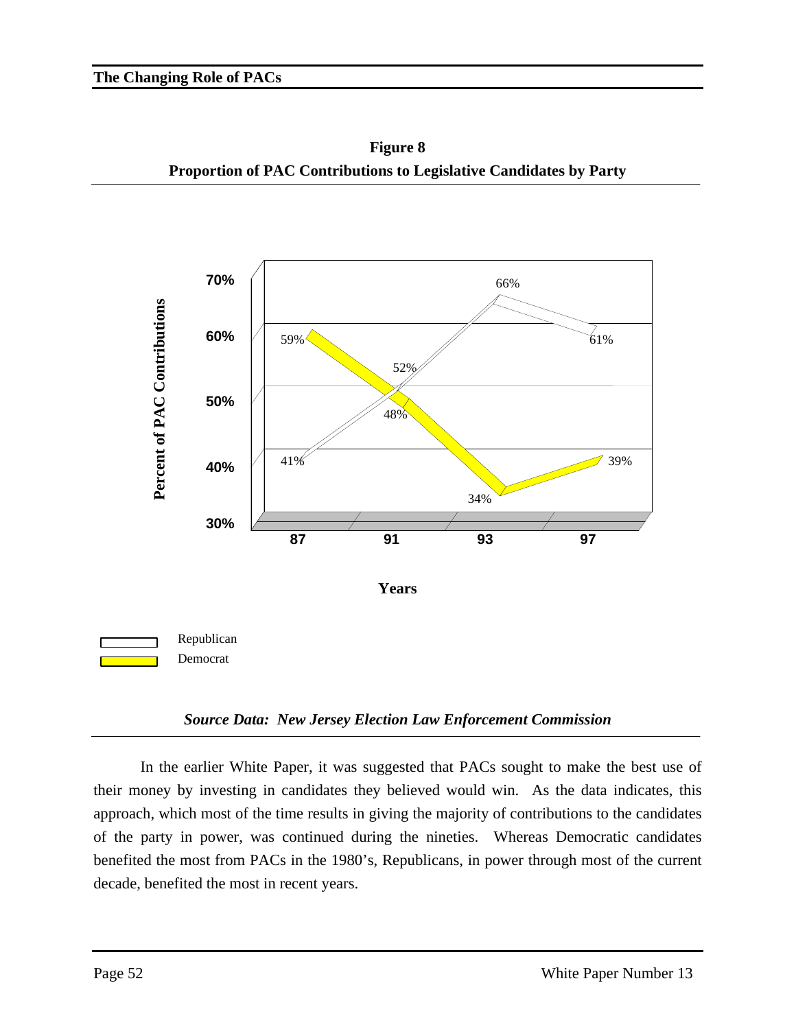**Figure 8**
**Proportion of PAC Contributions to Legislative Candidates by Party**

| Years | Republican | Democrat |
|---|---|---|
| 87 | 41% | 59% |
| 91 | 52% | 48% |
| 93 | 66% | 34% |
| 97 | 61% | 39% |

*Source Data: New Jersey Election Law Enforcement Commission*

In the earlier White Paper, it was suggested that PACs sought to make the best use of their money by investing in candidates they believed would win. As the data indicates, this approach, which most of the time results in giving the majority of contributions to the candidates of the party in power, was continued during the nineties. Whereas Democratic candidates benefited the most from PACs in the 1980's, Republicans, in power through most of the current decade, benefited the most in recent years.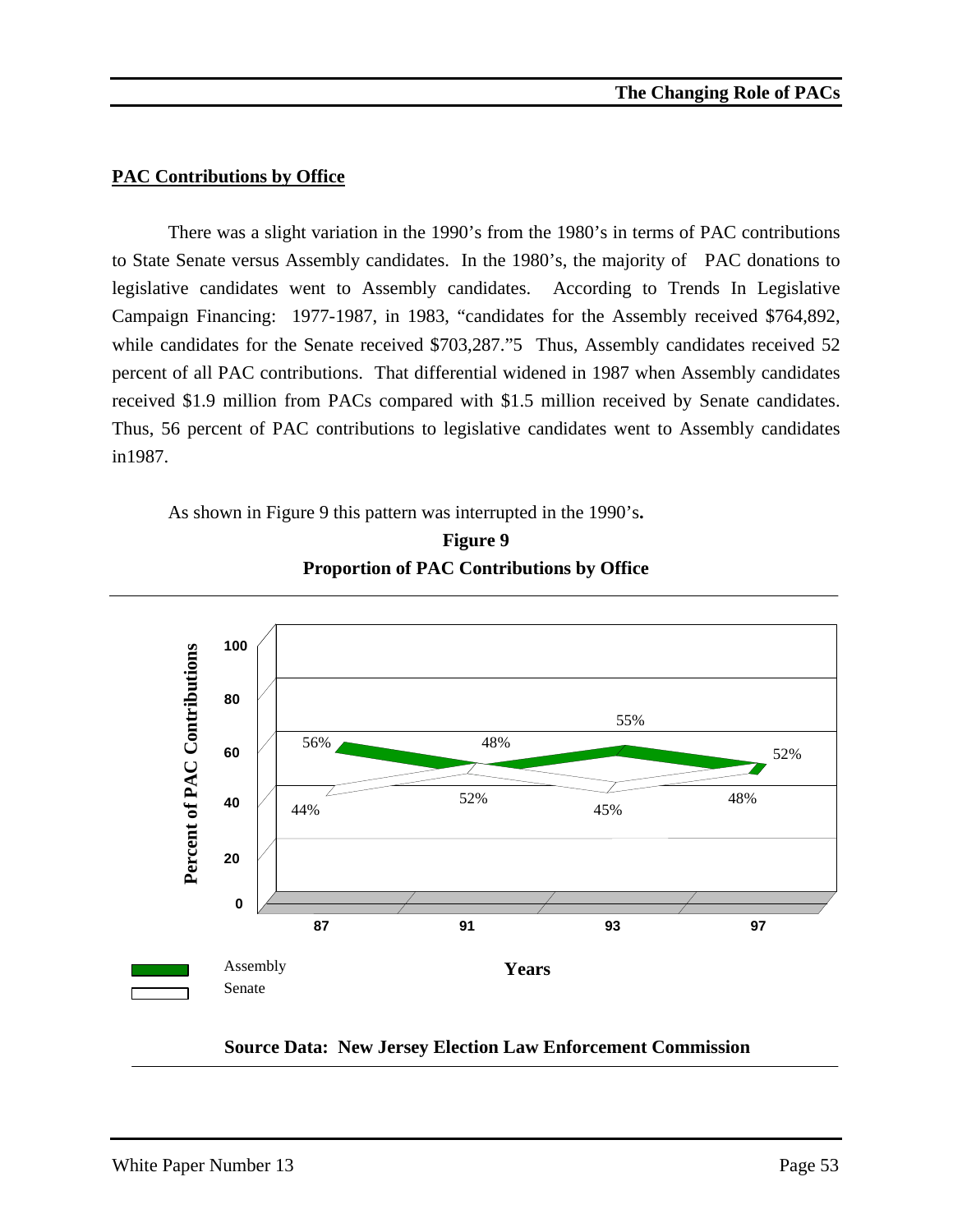## PAC Contributions by Office

There was a slight variation in the 1990's from the 1980's in terms of PAC contributions to State Senate versus Assembly candidates. In the 1980's, the majority of PAC donations to legislative candidates went to Assembly candidates. According to Trends In Legislative Campaign Financing: 1977-1987, in 1983, "candidates for the Assembly received $764,892, while candidates for the Senate received $703,287."5 Thus, Assembly candidates received 52 percent of all PAC contributions. That differential widened in 1987 when Assembly candidates received $1.9 million from PACs compared with $1.5 million received by Senate candidates. Thus, 56 percent of PAC contributions to legislative candidates went to Assembly candidates in1987.

As shown in Figure 9 this pattern was interrupted in the 1990's**.**

**Figure 9**
**Proportion of PAC Contributions by Office**

| Years | Assembly | Senate |
|---|---|---|
| 87 | 56% | 44% |
| 91 | 48% | 52% |
| 93 | 55% | 45% |
| 97 | 52% | 48% |

**Source Data: New Jersey Election Law Enforcement Commission**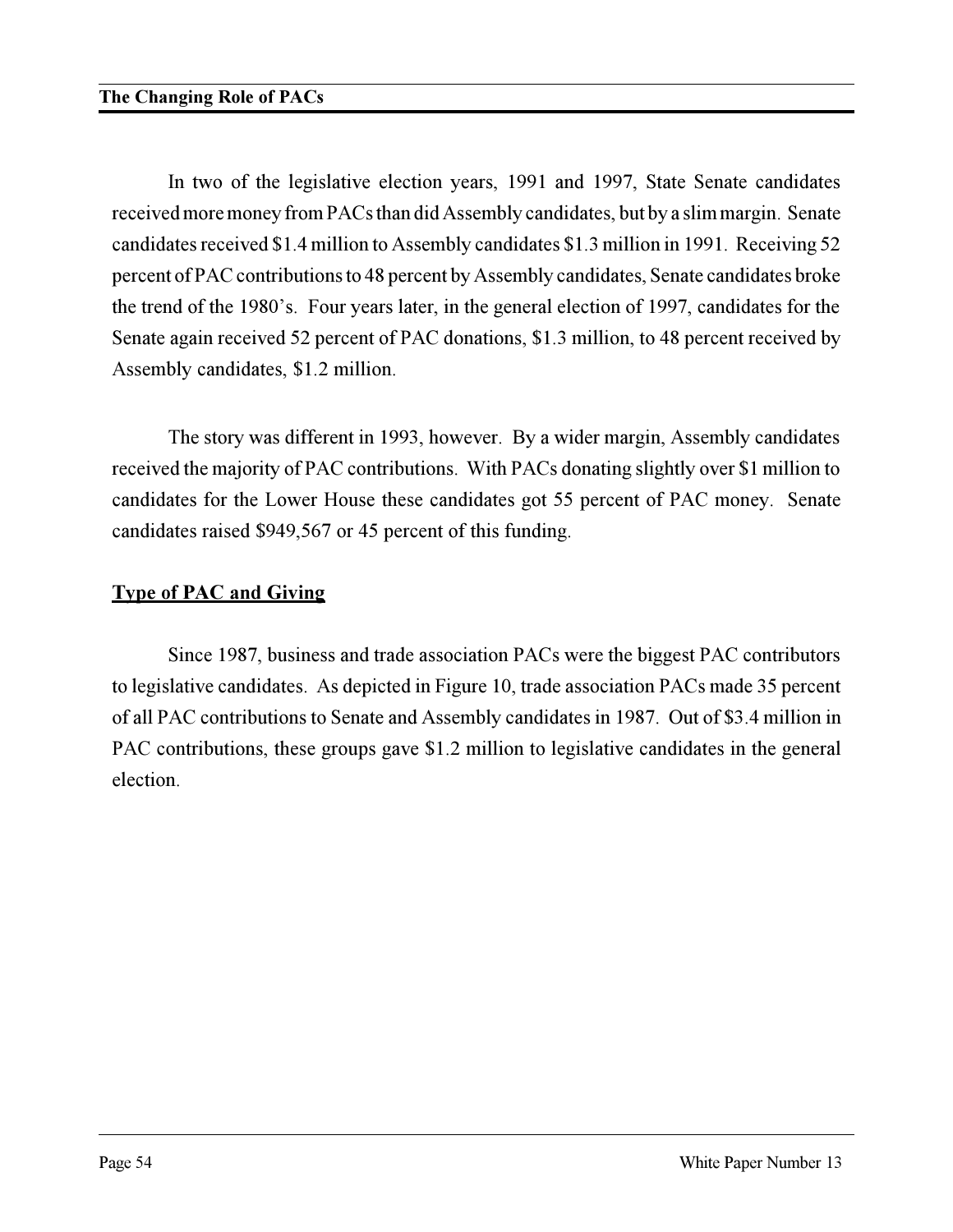In two of the legislative election years, 1991 and 1997, State Senate candidates received more money from PACs than did Assembly candidates, but by a slim margin. Senate candidates received $1.4 million to Assembly candidates $1.3 million in 1991. Receiving 52 percent of PAC contributions to 48 percent by Assembly candidates, Senate candidates broke the trend of the 1980's. Four years later, in the general election of 1997, candidates for the Senate again received 52 percent of PAC donations, $1.3 million, to 48 percent received by Assembly candidates, $1.2 million.

The story was different in 1993, however. By a wider margin, Assembly candidates received the majority of PAC contributions. With PACs donating slightly over $1 million to candidates for the Lower House these candidates got 55 percent of PAC money. Senate candidates raised $949,567 or 45 percent of this funding.

## Type of PAC and Giving

Since 1987, business and trade association PACs were the biggest PAC contributors to legislative candidates. As depicted in Figure 10, trade association PACs made 35 percent of all PAC contributions to Senate and Assembly candidates in 1987. Out of $3.4 million in PAC contributions, these groups gave $1.2 million to legislative candidates in the general election.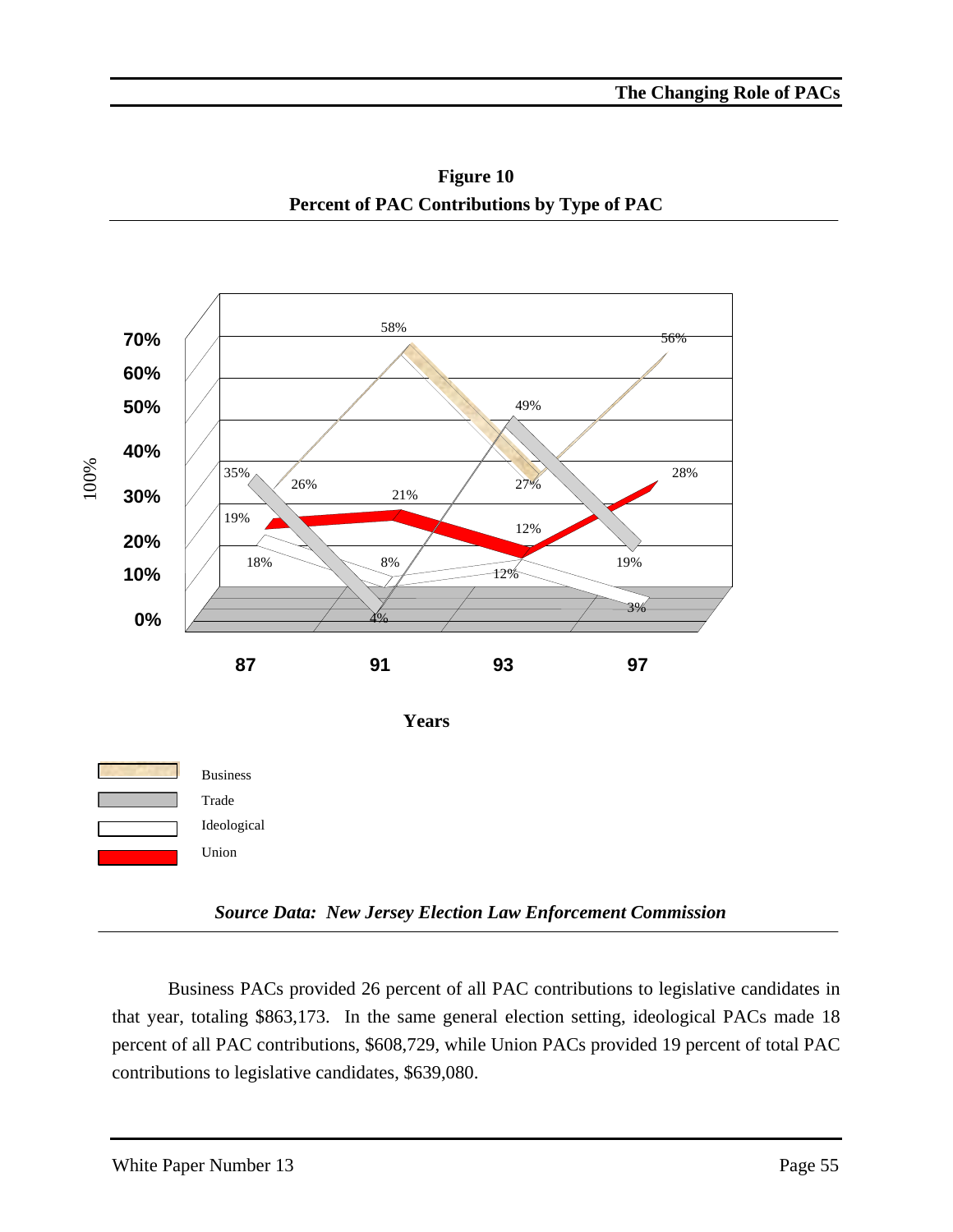**Figure 10**
**Percent of PAC Contributions by Type of PAC**

| Type of PAC | 87 | 91 | 93 | 97 |
|---|---|---|---|---|
| Business | 26% | 58% | 27% | 56% |
| Trade | 35% | 4% | 49% | 19% |
| Ideological | 18% | 8% | 12% | 3% |
| Union | 19% | 21% | 12% | 28% |

*Source Data: New Jersey Election Law Enforcement Commission*

Business PACs provided 26 percent of all PAC contributions to legislative candidates in that year, totaling $863,173. In the same general election setting, ideological PACs made 18 percent of all PAC contributions, $608,729, while Union PACs provided 19 percent of total PAC contributions to legislative candidates, $639,080.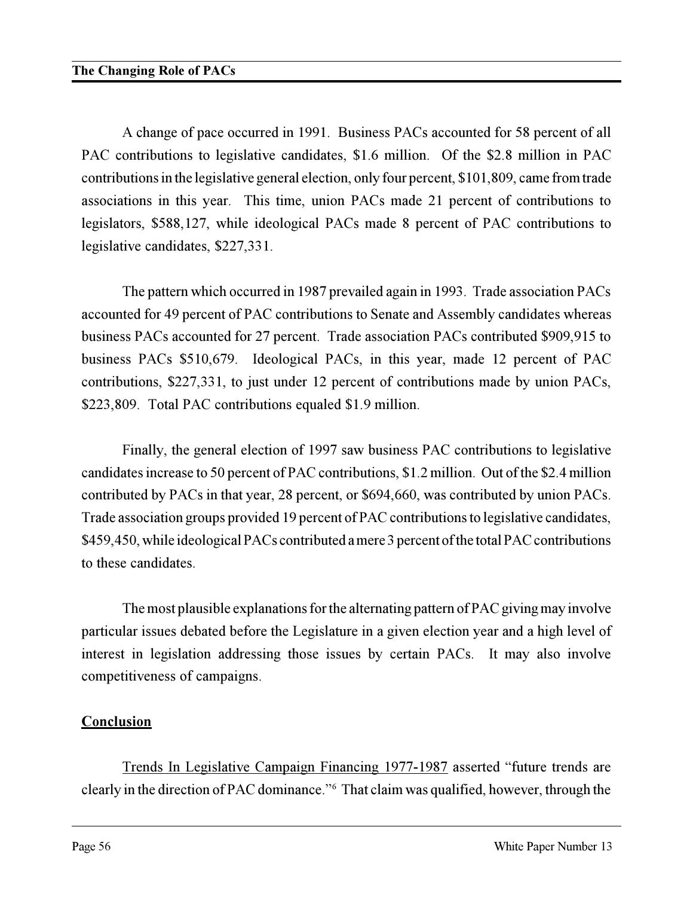A change of pace occurred in 1991. Business PACs accounted for 58 percent of all PAC contributions to legislative candidates, $1.6 million. Of the $2.8 million in PAC contributions in the legislative general election, only four percent, $101,809, came from trade associations in this year. This time, union PACs made 21 percent of contributions to legislators, $588,127, while ideological PACs made 8 percent of PAC contributions to legislative candidates, $227,331.

The pattern which occurred in 1987 prevailed again in 1993. Trade association PACs accounted for 49 percent of PAC contributions to Senate and Assembly candidates whereas business PACs accounted for 27 percent. Trade association PACs contributed $909,915 to business PACs $510,679. Ideological PACs, in this year, made 12 percent of PAC contributions, $227,331, to just under 12 percent of contributions made by union PACs, $223,809. Total PAC contributions equaled $1.9 million.

Finally, the general election of 1997 saw business PAC contributions to legislative candidates increase to 50 percent of PAC contributions, $1.2 million. Out of the $2.4 million contributed by PACs in that year, 28 percent, or $694,660, was contributed by union PACs. Trade association groups provided 19 percent of PAC contributions to legislative candidates, $459,450, while ideological PACs contributed a mere 3 percent of the total PAC contributions to these candidates.

The most plausible explanations for the alternating pattern of PAC giving may involve particular issues debated before the Legislature in a given election year and a high level of interest in legislation addressing those issues by certain PACs. It may also involve competitiveness of campaigns.

## Conclusion

Trends In Legislative Campaign Financing 1977-1987 asserted "future trends are clearly in the direction of PAC dominance."[6] That claim was qualified, however, through the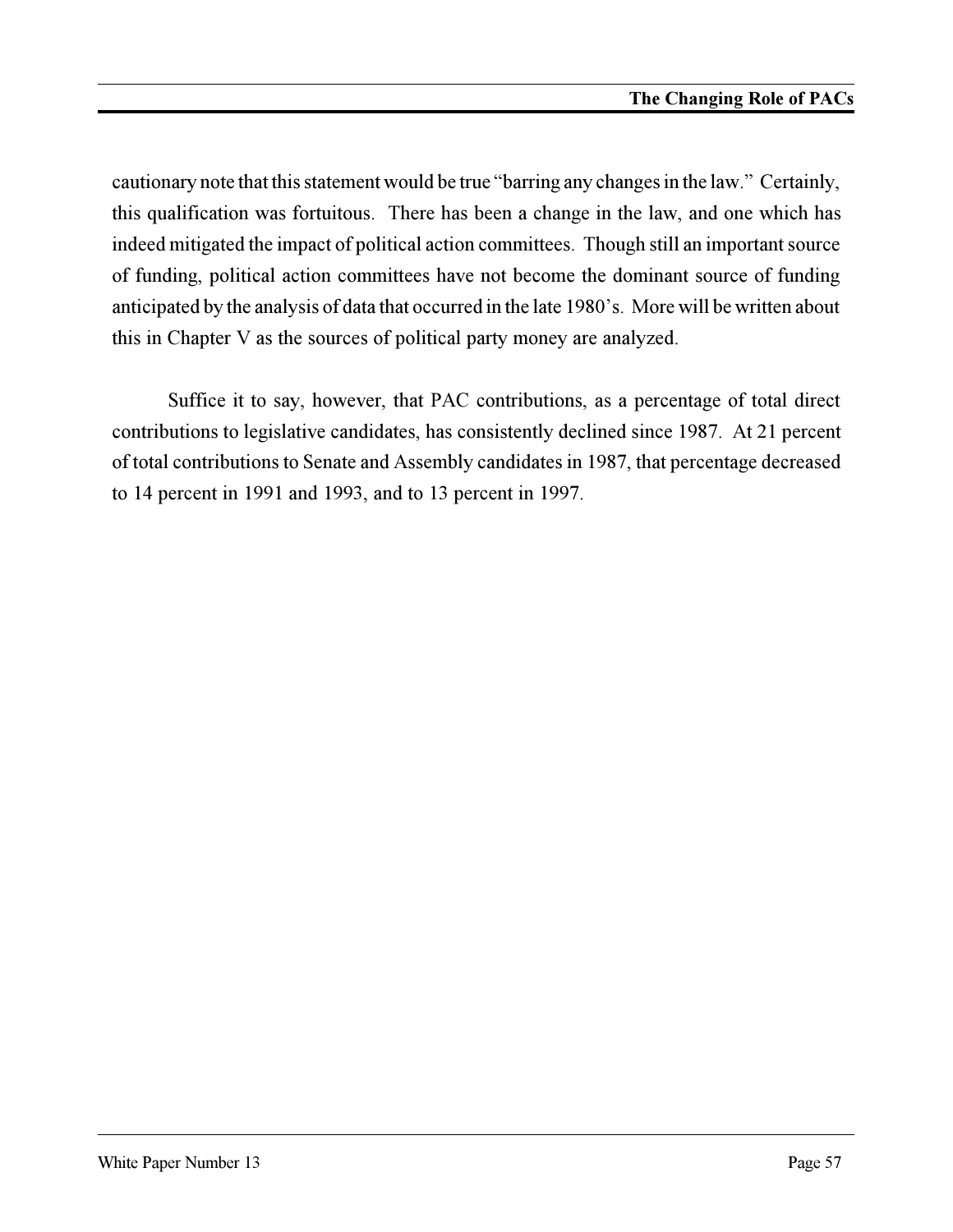cautionary note that this statement would be true "barring any changes in the law." Certainly, this qualification was fortuitous. There has been a change in the law, and one which has indeed mitigated the impact of political action committees. Though still an important source of funding, political action committees have not become the dominant source of funding anticipated by the analysis of data that occurred in the late 1980's. More will be written about this in Chapter V as the sources of political party money are analyzed.

Suffice it to say, however, that PAC contributions, as a percentage of total direct contributions to legislative candidates, has consistently declined since 1987. At 21 percent of total contributions to Senate and Assembly candidates in 1987, that percentage decreased to 14 percent in 1991 and 1993, and to 13 percent in 1997.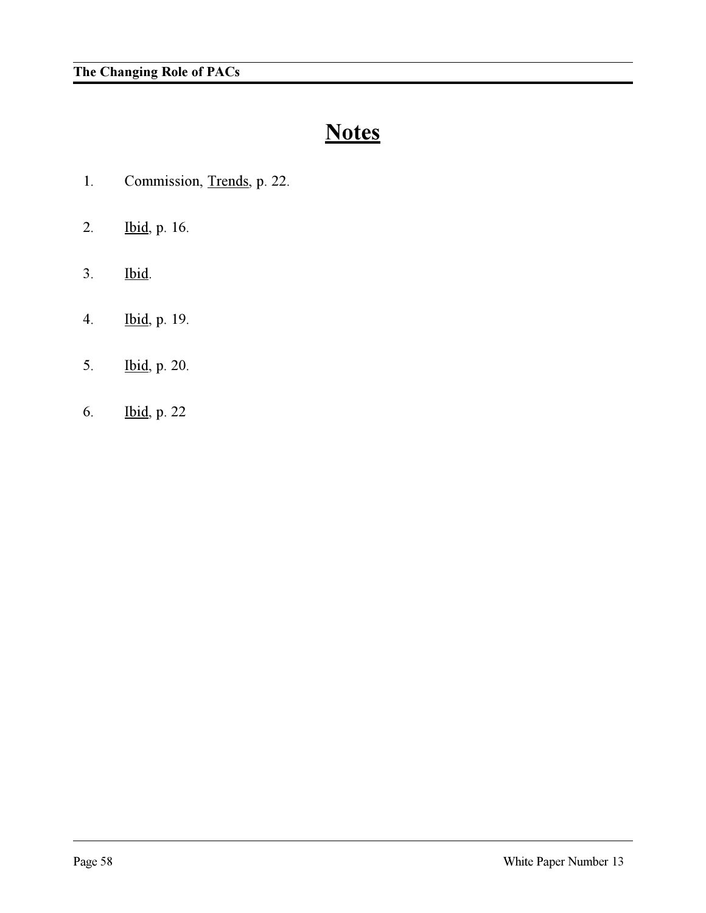# Notes

1. Commission, Trends, p. 22.

2. Ibid, p. 16.

3. Ibid.

4. Ibid, p. 19.

5. Ibid, p. 20.

6. Ibid, p. 22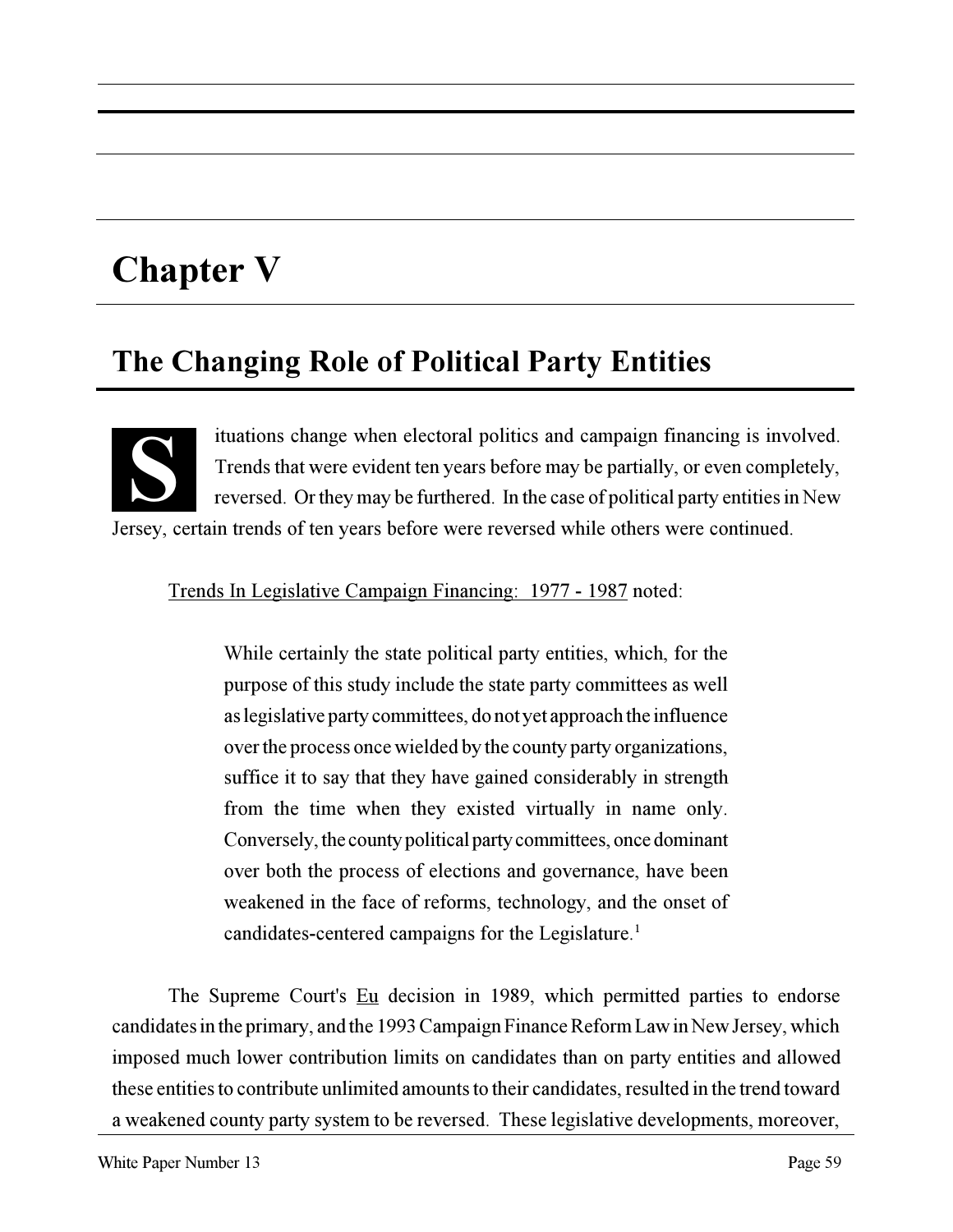# Chapter V

## The Changing Role of Political Party Entities

Situations change when electoral politics and campaign financing is involved. Trends that were evident ten years before may be partially, or even completely, reversed. Or they may be furthered. In the case of political party entities in New Jersey, certain trends of ten years before were reversed while others were continued.

Trends In Legislative Campaign Financing: 1977 - 1987 noted:

> While certainly the state political party entities, which, for the purpose of this study include the state party committees as well as legislative party committees, do not yet approach the influence over the process once wielded by the county party organizations, suffice it to say that they have gained considerably in strength from the time when they existed virtually in name only. Conversely, the county political party committees, once dominant over both the process of elections and governance, have been weakened in the face of reforms, technology, and the onset of candidates-centered campaigns for the Legislature.[1]

The Supreme Court's Eu decision in 1989, which permitted parties to endorse candidates in the primary, and the 1993 Campaign Finance Reform Law in New Jersey, which imposed much lower contribution limits on candidates than on party entities and allowed these entities to contribute unlimited amounts to their candidates, resulted in the trend toward a weakened county party system to be reversed. These legislative developments, moreover,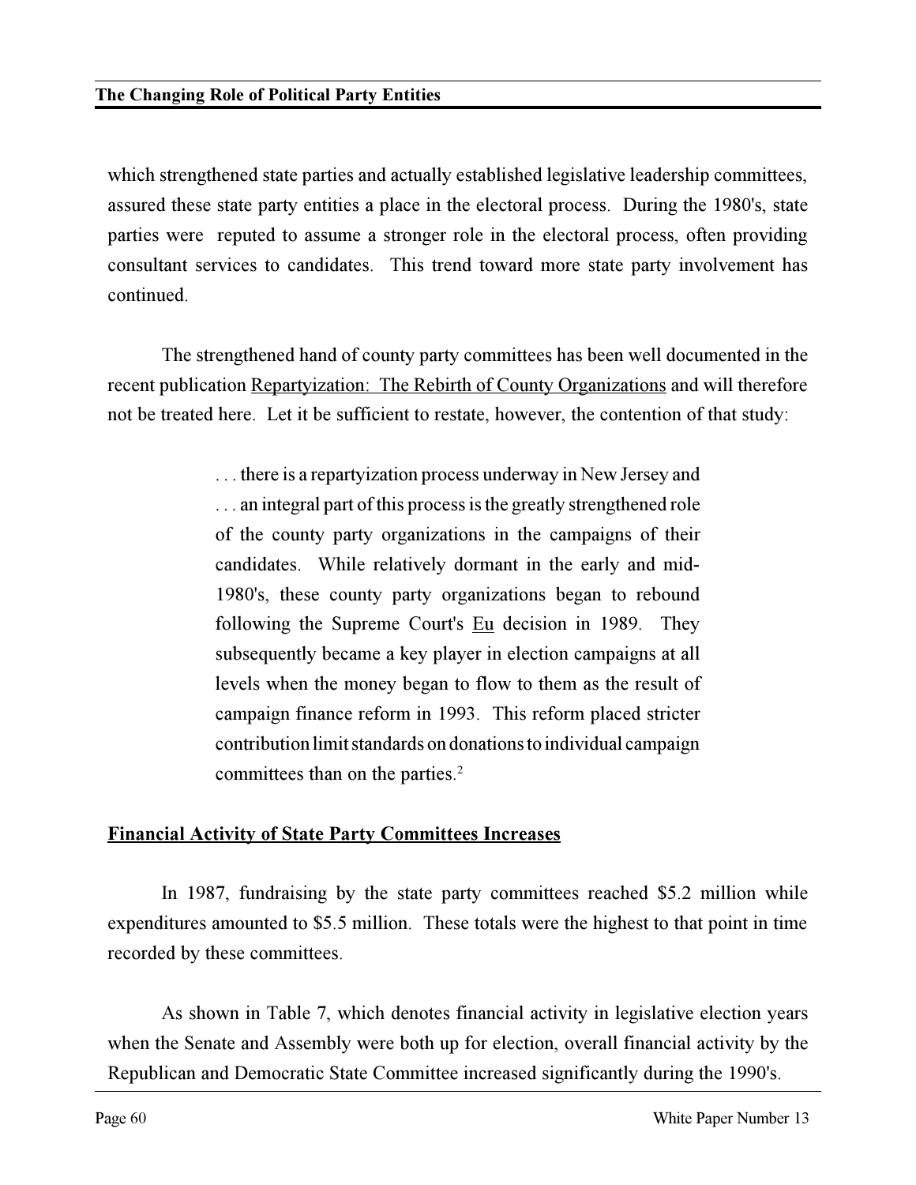which strengthened state parties and actually established legislative leadership committees, assured these state party entities a place in the electoral process. During the 1980's, state parties were reputed to assume a stronger role in the electoral process, often providing consultant services to candidates. This trend toward more state party involvement has continued.

The strengthened hand of county party committees has been well documented in the recent publication Repartyization: The Rebirth of County Organizations and will therefore not be treated here. Let it be sufficient to restate, however, the contention of that study:

> . . . there is a repartyization process underway in New Jersey and . . . an integral part of this process is the greatly strengthened role of the county party organizations in the campaigns of their candidates. While relatively dormant in the early and mid-1980's, these county party organizations began to rebound following the Supreme Court's Eu decision in 1989. They subsequently became a key player in election campaigns at all levels when the money began to flow to them as the result of campaign finance reform in 1993. This reform placed stricter contribution limit standards on donations to individual campaign committees than on the parties.[2]

## Financial Activity of State Party Committees Increases

In 1987, fundraising by the state party committees reached $5.2 million while expenditures amounted to $5.5 million. These totals were the highest to that point in time recorded by these committees.

As shown in Table 7, which denotes financial activity in legislative election years when the Senate and Assembly were both up for election, overall financial activity by the Republican and Democratic State Committee increased significantly during the 1990's.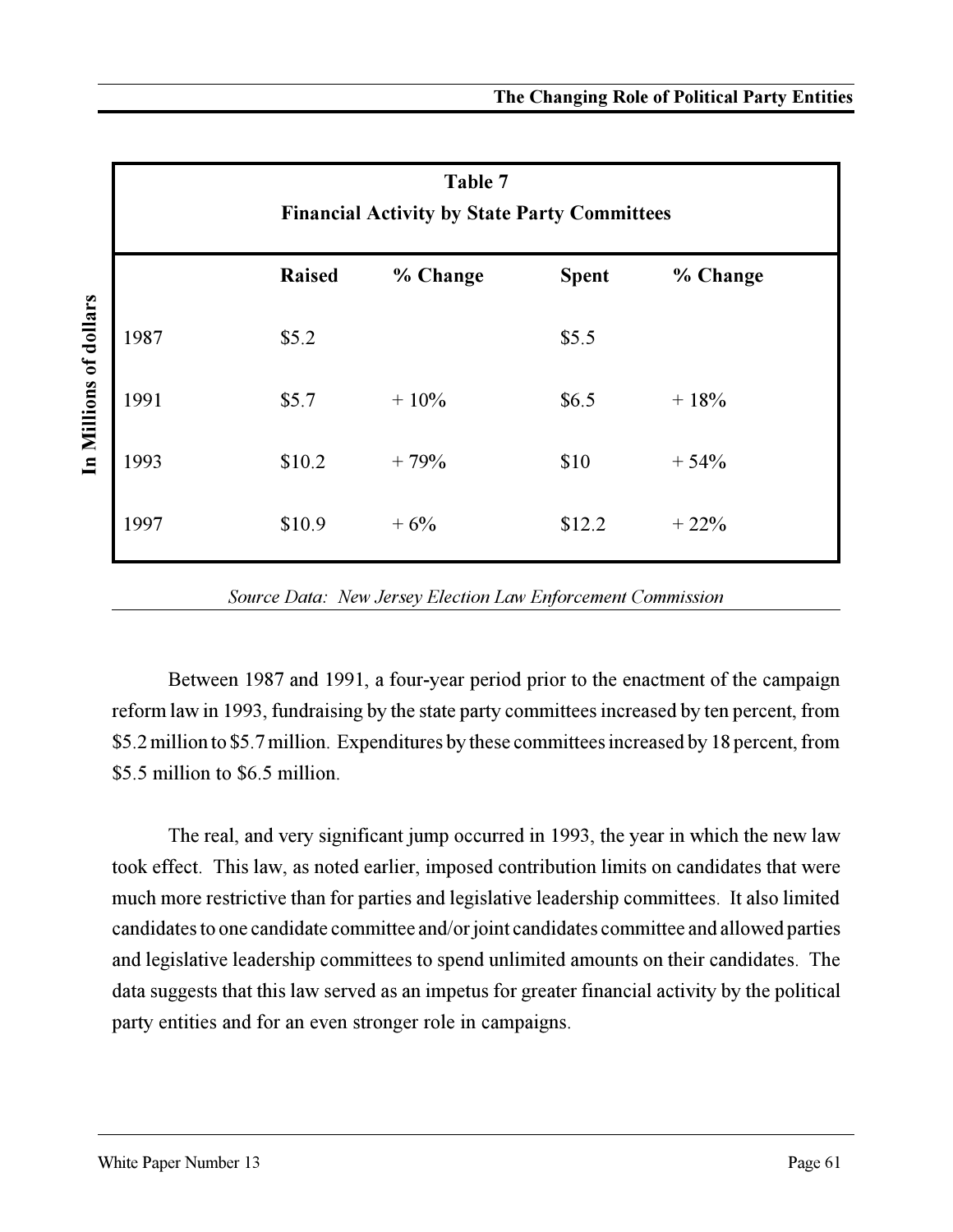**Table 7**
**Financial Activity by State Party Committees**

*In Millions of dollars*

| | Raised | % Change | Spent | % Change |
|---|---|---|---|---|
| 1987 | $5.2 | | $5.5 | |
| 1991 | $5.7 | + 10% | $6.5 | + 18% |
| 1993 | $10.2 | + 79% | $10 | + 54% |
| 1997 | $10.9 | + 6% | $12.2 | + 22% |

*Source Data: New Jersey Election Law Enforcement Commission*

Between 1987 and 1991, a four-year period prior to the enactment of the campaign reform law in 1993, fundraising by the state party committees increased by ten percent, from $5.2 million to $5.7 million. Expenditures by these committees increased by 18 percent, from $5.5 million to $6.5 million.

The real, and very significant jump occurred in 1993, the year in which the new law took effect. This law, as noted earlier, imposed contribution limits on candidates that were much more restrictive than for parties and legislative leadership committees. It also limited candidates to one candidate committee and/or joint candidates committee and allowed parties and legislative leadership committees to spend unlimited amounts on their candidates. The data suggests that this law served as an impetus for greater financial activity by the political party entities and for an even stronger role in campaigns.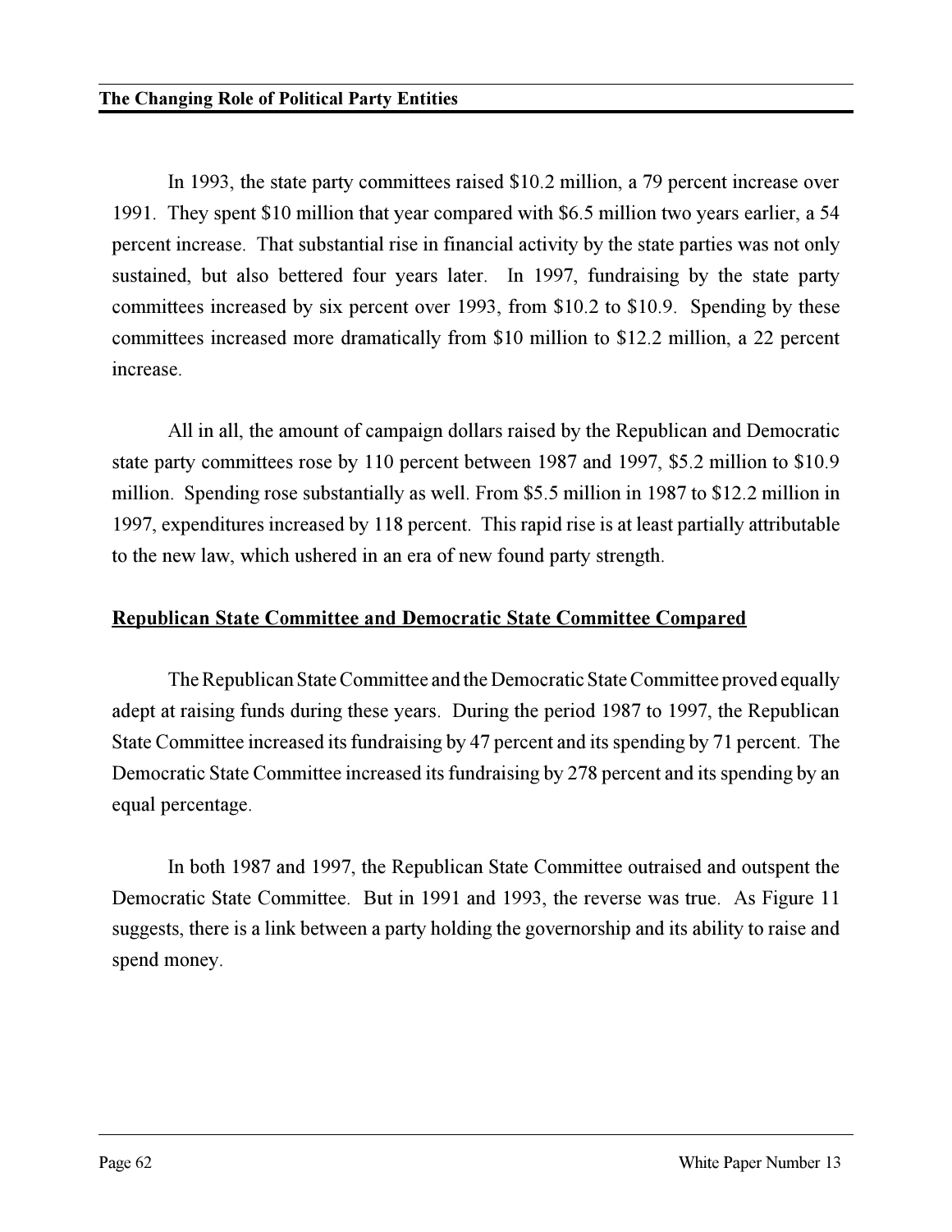In 1993, the state party committees raised $10.2 million, a 79 percent increase over 1991. They spent $10 million that year compared with $6.5 million two years earlier, a 54 percent increase. That substantial rise in financial activity by the state parties was not only sustained, but also bettered four years later. In 1997, fundraising by the state party committees increased by six percent over 1993, from $10.2 to $10.9. Spending by these committees increased more dramatically from $10 million to $12.2 million, a 22 percent increase.

All in all, the amount of campaign dollars raised by the Republican and Democratic state party committees rose by 110 percent between 1987 and 1997, $5.2 million to $10.9 million. Spending rose substantially as well. From $5.5 million in 1987 to $12.2 million in 1997, expenditures increased by 118 percent. This rapid rise is at least partially attributable to the new law, which ushered in an era of new found party strength.

## Republican State Committee and Democratic State Committee Compared

The Republican State Committee and the Democratic State Committee proved equally adept at raising funds during these years. During the period 1987 to 1997, the Republican State Committee increased its fundraising by 47 percent and its spending by 71 percent. The Democratic State Committee increased its fundraising by 278 percent and its spending by an equal percentage.

In both 1987 and 1997, the Republican State Committee outraised and outspent the Democratic State Committee. But in 1991 and 1993, the reverse was true. As Figure 11 suggests, there is a link between a party holding the governorship and its ability to raise and spend money.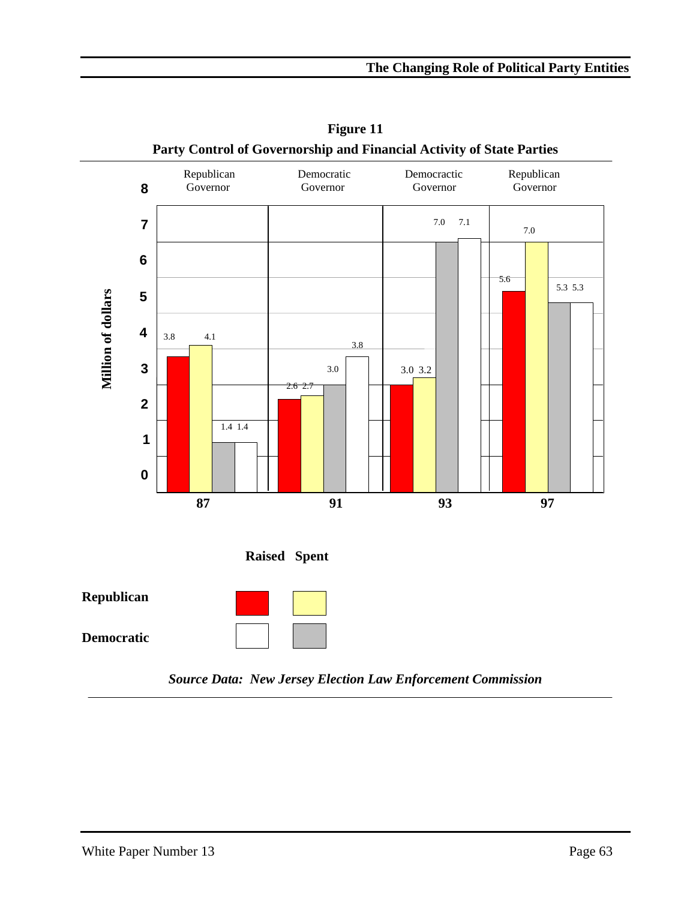**Figure 11**

**Party Control of Governorship and Financial Activity of State Parties**

| Year | Governor | Republican Raised | Republican Spent | Democratic Spent | Democratic Raised |
|---|---|---|---|---|---|
| 87 | Republican Governor | 3.8 | 4.1 | 1.4 | 1.4 |
| 91 | Democratic Governor | 2.6 | 2.7 | 3.0 | 3.8 |
| 93 | Democractic Governor | 3.0 | 3.2 | 7.0 | 7.1 |
| 97 | Republican Governor | 5.6 | 7.0 | 5.3 | 5.3 |

Million of dollars

| | Raised | Spent |
|---|---|---|
| **Republican** | | |
| **Democratic** | | |

***Source Data: New Jersey Election Law Enforcement Commission***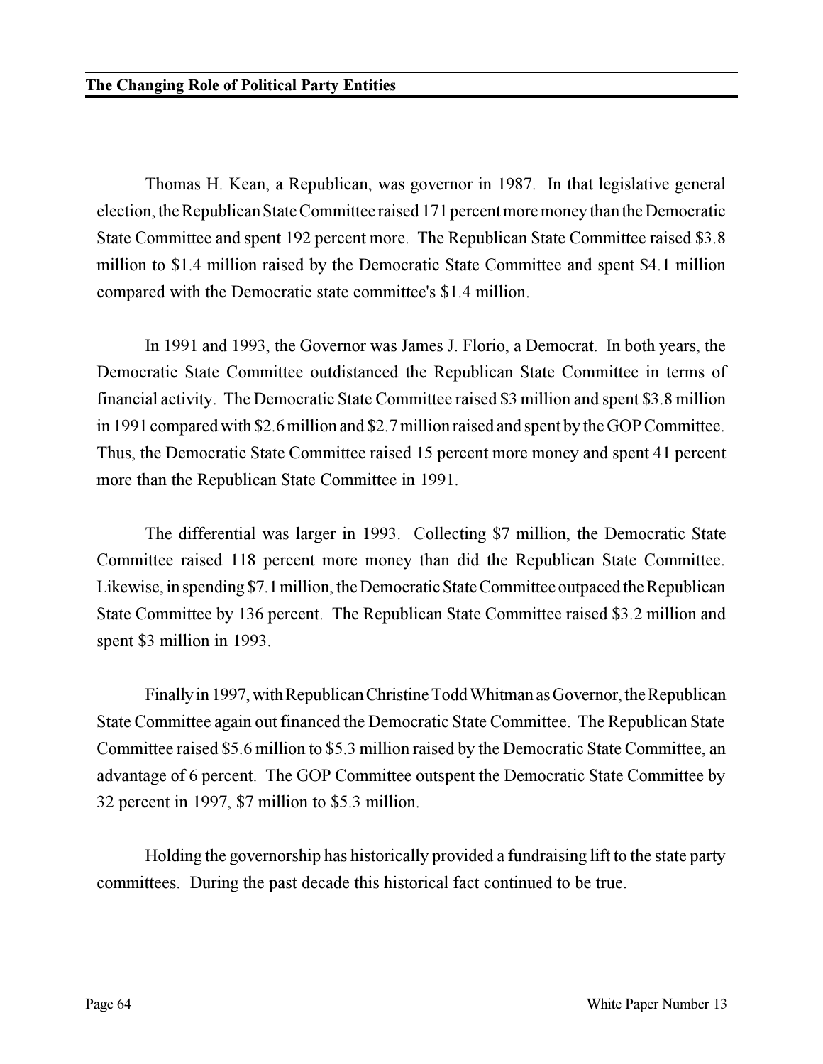Thomas H. Kean, a Republican, was governor in 1987. In that legislative general election, the Republican State Committee raised 171 percent more money than the Democratic State Committee and spent 192 percent more. The Republican State Committee raised $3.8 million to $1.4 million raised by the Democratic State Committee and spent $4.1 million compared with the Democratic state committee's $1.4 million.

In 1991 and 1993, the Governor was James J. Florio, a Democrat. In both years, the Democratic State Committee outdistanced the Republican State Committee in terms of financial activity. The Democratic State Committee raised $3 million and spent $3.8 million in 1991 compared with $2.6 million and $2.7 million raised and spent by the GOP Committee. Thus, the Democratic State Committee raised 15 percent more money and spent 41 percent more than the Republican State Committee in 1991.

The differential was larger in 1993. Collecting $7 million, the Democratic State Committee raised 118 percent more money than did the Republican State Committee. Likewise, in spending $7.1 million, the Democratic State Committee outpaced the Republican State Committee by 136 percent. The Republican State Committee raised $3.2 million and spent $3 million in 1993.

Finally in 1997, with Republican Christine Todd Whitman as Governor, the Republican State Committee again out financed the Democratic State Committee. The Republican State Committee raised $5.6 million to $5.3 million raised by the Democratic State Committee, an advantage of 6 percent. The GOP Committee outspent the Democratic State Committee by 32 percent in 1997, $7 million to $5.3 million.

Holding the governorship has historically provided a fundraising lift to the state party committees. During the past decade this historical fact continued to be true.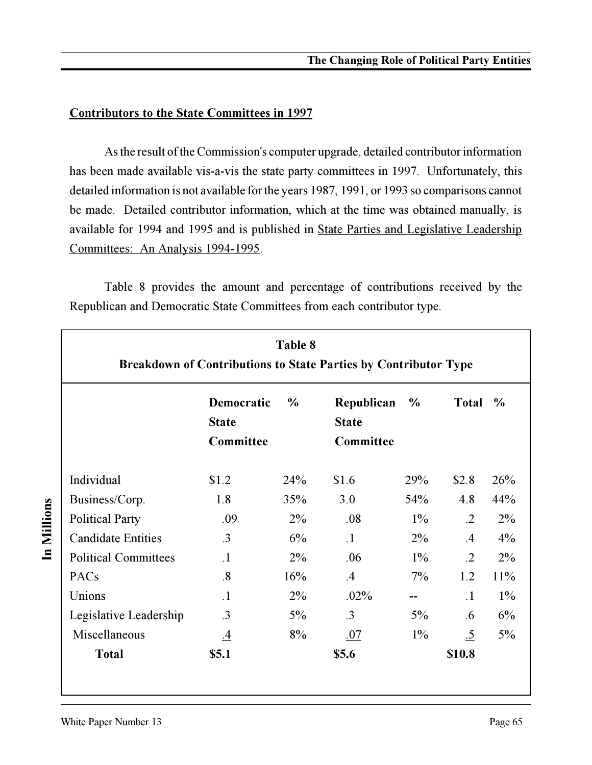## Contributors to the State Committees in 1997

As the result of the Commission's computer upgrade, detailed contributor information has been made available vis-a-vis the state party committees in 1997. Unfortunately, this detailed information is not available for the years 1987, 1991, or 1993 so comparisons cannot be made. Detailed contributor information, which at the time was obtained manually, is available for 1994 and 1995 and is published in State Parties and Legislative Leadership Committees: An Analysis 1994-1995.

Table 8 provides the amount and percentage of contributions received by the Republican and Democratic State Committees from each contributor type.

**Table 8**
**Breakdown of Contributions to State Parties by Contributor Type**

In Millions

| | Democratic State Committee | % | Republican State Committee | % | Total | % |
|---|---|---|---|---|---|---|
| Individual | $1.2 | 24% | $1.6 | 29% | $2.8 | 26% |
| Business/Corp. | 1.8 | 35% | 3.0 | 54% | 4.8 | 44% |
| Political Party | .09 | 2% | .08 | 1% | .2 | 2% |
| Candidate Entities | .3 | 6% | .1 | 2% | .4 | 4% |
| Political Committees | .1 | 2% | .06 | 1% | .2 | 2% |
| PACs | .8 | 16% | .4 | 7% | 1.2 | 11% |
| Unions | .1 | 2% | .02% | -- | .1 | 1% |
| Legislative Leadership | .3 | 5% | .3 | 5% | .6 | 6% |
| Miscellaneous | .4 | 8% | .07 | 1% | .5 | 5% |
| **Total** | **$5.1** | | **$5.6** | | **$10.8** | |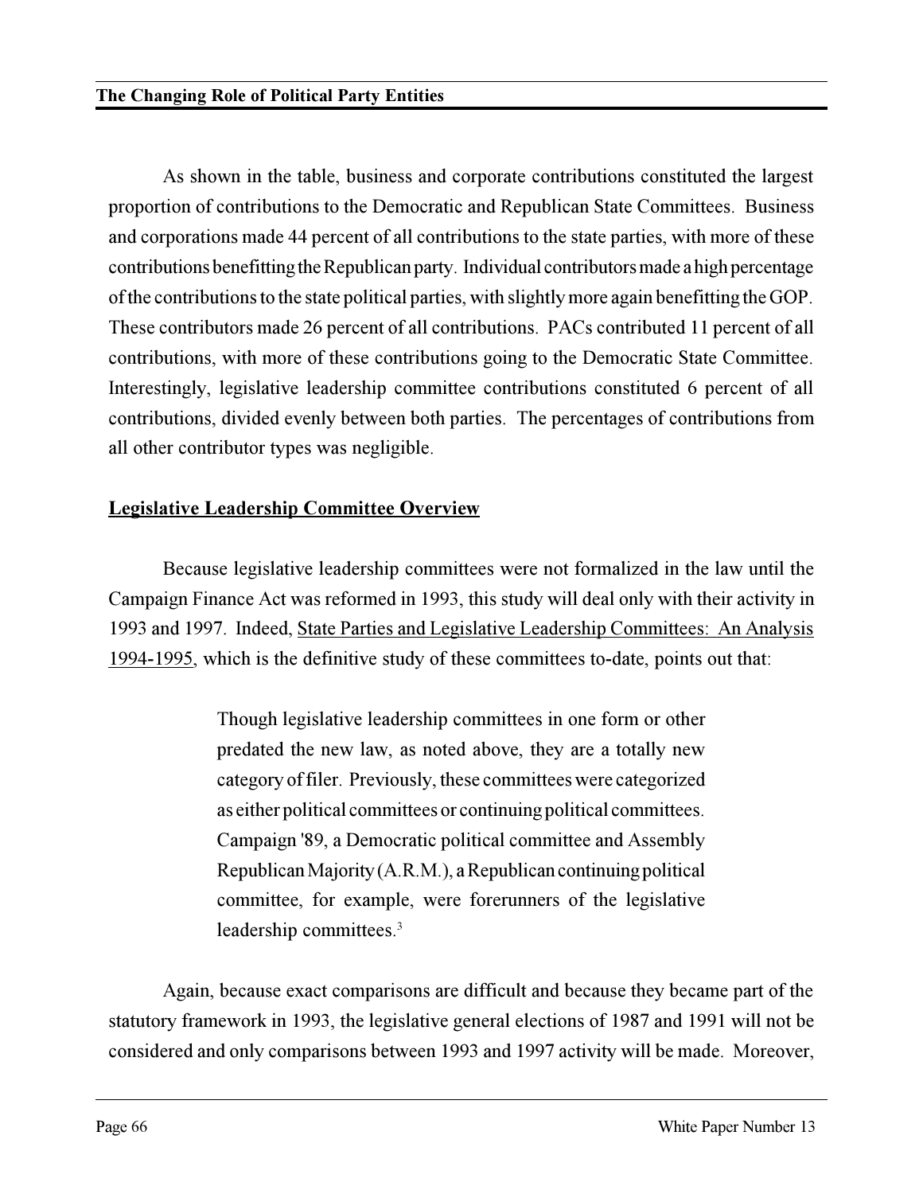As shown in the table, business and corporate contributions constituted the largest proportion of contributions to the Democratic and Republican State Committees. Business and corporations made 44 percent of all contributions to the state parties, with more of these contributions benefitting the Republican party. Individual contributors made a high percentage of the contributions to the state political parties, with slightly more again benefitting the GOP. These contributors made 26 percent of all contributions. PACs contributed 11 percent of all contributions, with more of these contributions going to the Democratic State Committee. Interestingly, legislative leadership committee contributions constituted 6 percent of all contributions, divided evenly between both parties. The percentages of contributions from all other contributor types was negligible.

## Legislative Leadership Committee Overview

Because legislative leadership committees were not formalized in the law until the Campaign Finance Act was reformed in 1993, this study will deal only with their activity in 1993 and 1997. Indeed, State Parties and Legislative Leadership Committees: An Analysis 1994-1995, which is the definitive study of these committees to-date, points out that:

> Though legislative leadership committees in one form or other predated the new law, as noted above, they are a totally new category of filer. Previously, these committees were categorized as either political committees or continuing political committees. Campaign '89, a Democratic political committee and Assembly Republican Majority (A.R.M.), a Republican continuing political committee, for example, were forerunners of the legislative leadership committees.[3]

Again, because exact comparisons are difficult and because they became part of the statutory framework in 1993, the legislative general elections of 1987 and 1991 will not be considered and only comparisons between 1993 and 1997 activity will be made. Moreover,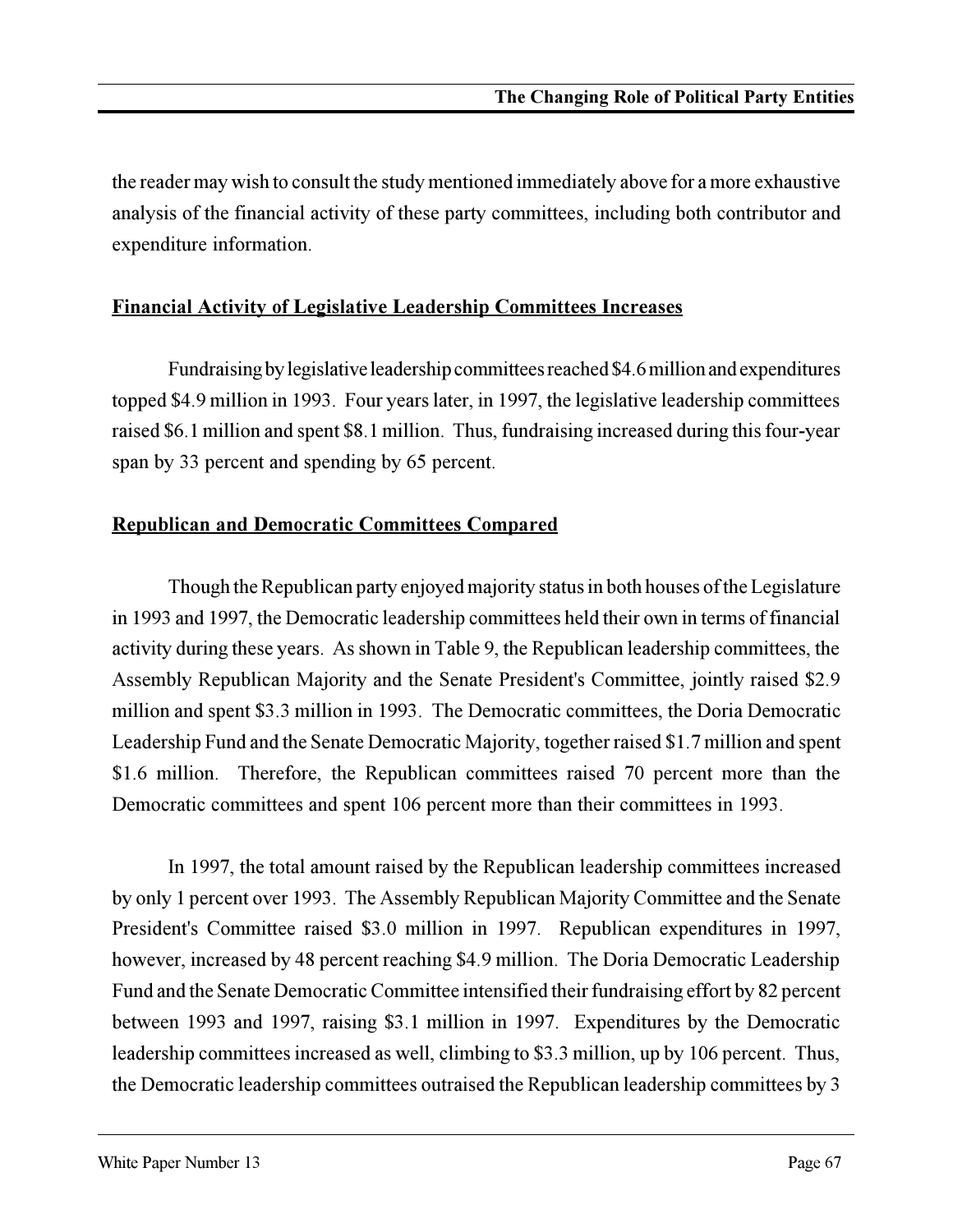the reader may wish to consult the study mentioned immediately above for a more exhaustive analysis of the financial activity of these party committees, including both contributor and expenditure information.

## Financial Activity of Legislative Leadership Committees Increases

Fundraising by legislative leadership committees reached $4.6 million and expenditures topped $4.9 million in 1993. Four years later, in 1997, the legislative leadership committees raised $6.1 million and spent $8.1 million. Thus, fundraising increased during this four-year span by 33 percent and spending by 65 percent.

## Republican and Democratic Committees Compared

Though the Republican party enjoyed majority status in both houses of the Legislature in 1993 and 1997, the Democratic leadership committees held their own in terms of financial activity during these years. As shown in Table 9, the Republican leadership committees, the Assembly Republican Majority and the Senate President's Committee, jointly raised $2.9 million and spent $3.3 million in 1993. The Democratic committees, the Doria Democratic Leadership Fund and the Senate Democratic Majority, together raised $1.7 million and spent $1.6 million. Therefore, the Republican committees raised 70 percent more than the Democratic committees and spent 106 percent more than their committees in 1993.

In 1997, the total amount raised by the Republican leadership committees increased by only 1 percent over 1993. The Assembly Republican Majority Committee and the Senate President's Committee raised $3.0 million in 1997. Republican expenditures in 1997, however, increased by 48 percent reaching $4.9 million. The Doria Democratic Leadership Fund and the Senate Democratic Committee intensified their fundraising effort by 82 percent between 1993 and 1997, raising $3.1 million in 1997. Expenditures by the Democratic leadership committees increased as well, climbing to $3.3 million, up by 106 percent. Thus, the Democratic leadership committees outraised the Republican leadership committees by 3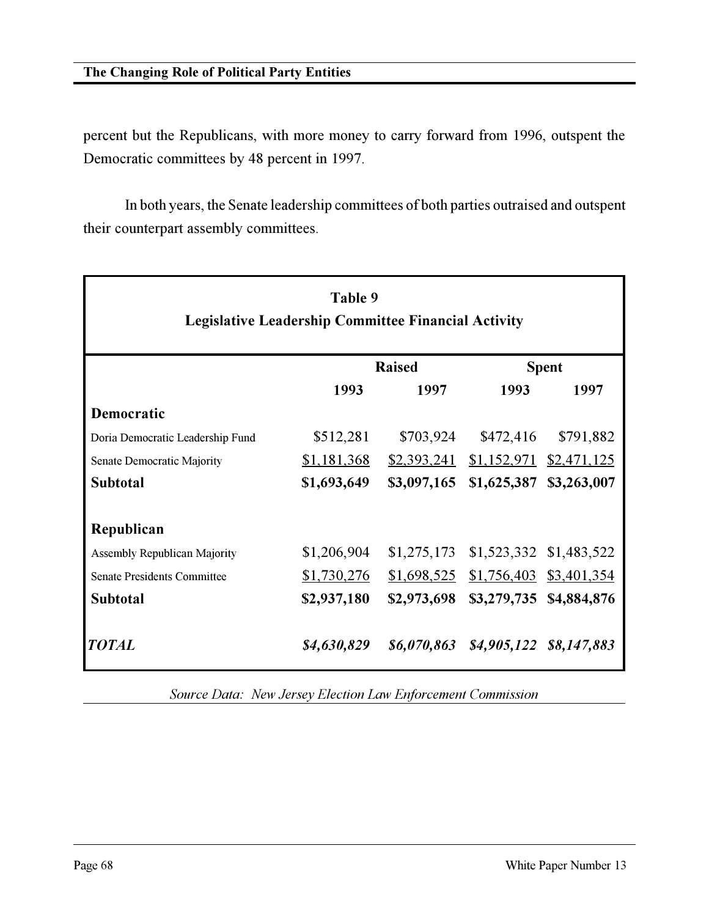percent but the Republicans, with more money to carry forward from 1996, outspent the Democratic committees by 48 percent in 1997.

In both years, the Senate leadership committees of both parties outraised and outspent their counterpart assembly committees.

**Table 9**
**Legislative Leadership Committee Financial Activity**

| | Raised | | Spent | |
|---|---|---|---|---|
| | **1993** | **1997** | **1993** | **1997** |
| **Democratic** | | | | |
| Doria Democratic Leadership Fund | $512,281 | $703,924 | $472,416 | $791,882 |
| Senate Democratic Majority | $1,181,368 | $2,393,241 | $1,152,971 | $2,471,125 |
| **Subtotal** | **$1,693,649** | **$3,097,165** | **$1,625,387** | **$3,263,007** |
| **Republican** | | | | |
| Assembly Republican Majority | $1,206,904 | $1,275,173 | $1,523,332 | $1,483,522 |
| Senate Presidents Committee | $1,730,276 | $1,698,525 | $1,756,403 | $3,401,354 |
| **Subtotal** | **$2,937,180** | **$2,973,698** | **$3,279,735** | **$4,884,876** |
| ***TOTAL*** | ***$4,630,829*** | ***$6,070,863*** | ***$4,905,122*** | ***$8,147,883*** |

*Source Data: New Jersey Election Law Enforcement Commission*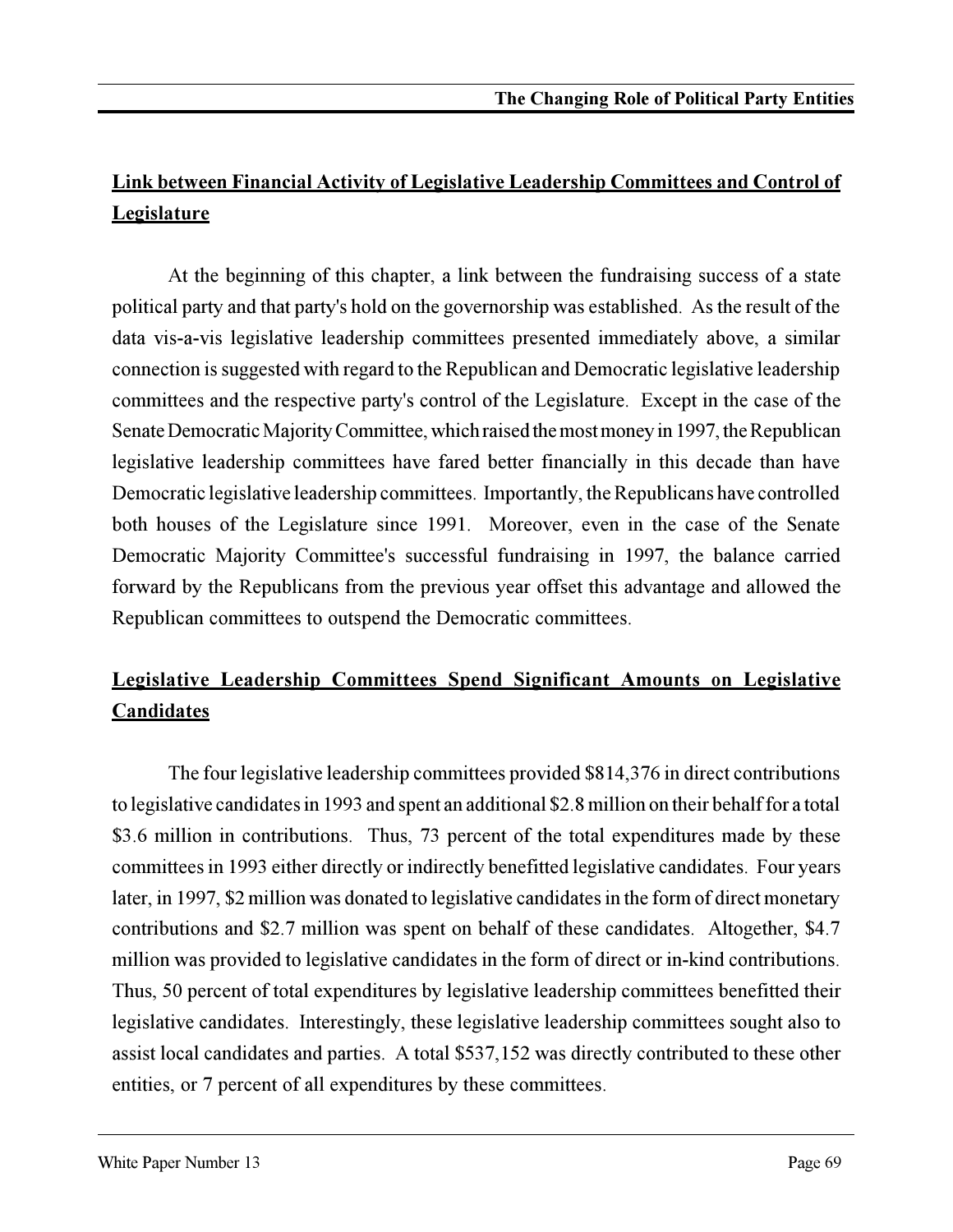**Link between Financial Activity of Legislative Leadership Committees and Control of Legislature**

At the beginning of this chapter, a link between the fundraising success of a state political party and that party's hold on the governorship was established. As the result of the data vis-a-vis legislative leadership committees presented immediately above, a similar connection is suggested with regard to the Republican and Democratic legislative leadership committees and the respective party's control of the Legislature. Except in the case of the Senate Democratic Majority Committee, which raised the most money in 1997, the Republican legislative leadership committees have fared better financially in this decade than have Democratic legislative leadership committees. Importantly, the Republicans have controlled both houses of the Legislature since 1991. Moreover, even in the case of the Senate Democratic Majority Committee's successful fundraising in 1997, the balance carried forward by the Republicans from the previous year offset this advantage and allowed the Republican committees to outspend the Democratic committees.

**Legislative Leadership Committees Spend Significant Amounts on Legislative Candidates**

The four legislative leadership committees provided $814,376 in direct contributions to legislative candidates in 1993 and spent an additional $2.8 million on their behalf for a total $3.6 million in contributions. Thus, 73 percent of the total expenditures made by these committees in 1993 either directly or indirectly benefitted legislative candidates. Four years later, in 1997, $2 million was donated to legislative candidates in the form of direct monetary contributions and $2.7 million was spent on behalf of these candidates. Altogether, $4.7 million was provided to legislative candidates in the form of direct or in-kind contributions. Thus, 50 percent of total expenditures by legislative leadership committees benefitted their legislative candidates. Interestingly, these legislative leadership committees sought also to assist local candidates and parties. A total $537,152 was directly contributed to these other entities, or 7 percent of all expenditures by these committees.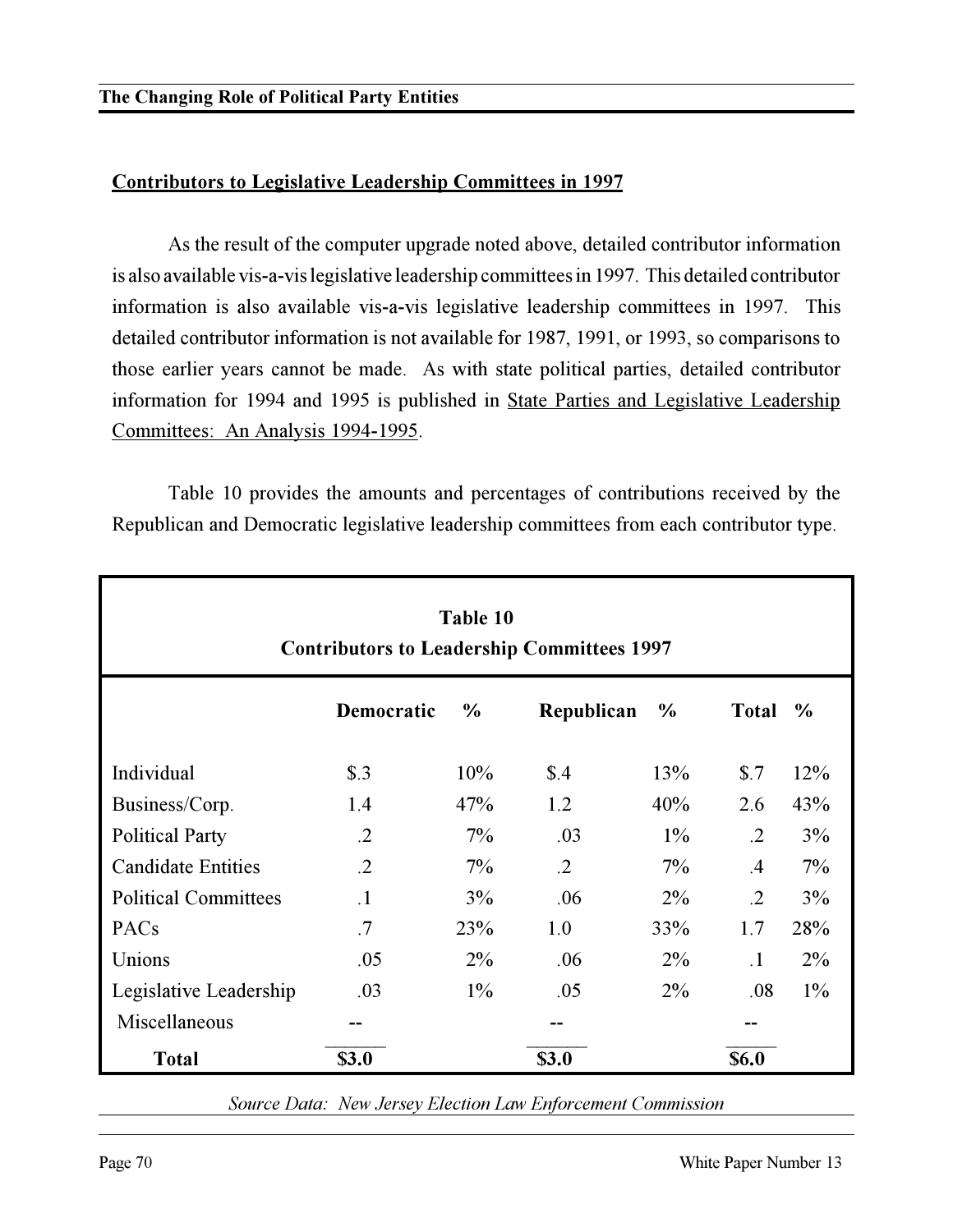## Contributors to Legislative Leadership Committees in 1997

As the result of the computer upgrade noted above, detailed contributor information is also available vis-a-vis legislative leadership committees in 1997. This detailed contributor information is also available vis-a-vis legislative leadership committees in 1997. This detailed contributor information is not available for 1987, 1991, or 1993, so comparisons to those earlier years cannot be made. As with state political parties, detailed contributor information for 1994 and 1995 is published in State Parties and Legislative Leadership Committees: An Analysis 1994-1995.

Table 10 provides the amounts and percentages of contributions received by the Republican and Democratic legislative leadership committees from each contributor type.

**Table 10**
**Contributors to Leadership Committees 1997**

| | Democratic | % | Republican | % | Total | % |
|---|---|---|---|---|---|---|
| Individual | $.3 | 10% | $.4 | 13% | $.7 | 12% |
| Business/Corp. | 1.4 | 47% | 1.2 | 40% | 2.6 | 43% |
| Political Party | .2 | 7% | .03 | 1% | .2 | 3% |
| Candidate Entities | .2 | 7% | .2 | 7% | .4 | 7% |
| Political Committees | .1 | 3% | .06 | 2% | .2 | 3% |
| PACs | .7 | 23% | 1.0 | 33% | 1.7 | 28% |
| Unions | .05 | 2% | .06 | 2% | .1 | 2% |
| Legislative Leadership | .03 | 1% | .05 | 2% | .08 | 1% |
| Miscellaneous | -- | | -- | | -- | |
| **Total** | **$3.0** | | **$3.0** | | **$6.0** | |

*Source Data: New Jersey Election Law Enforcement Commission*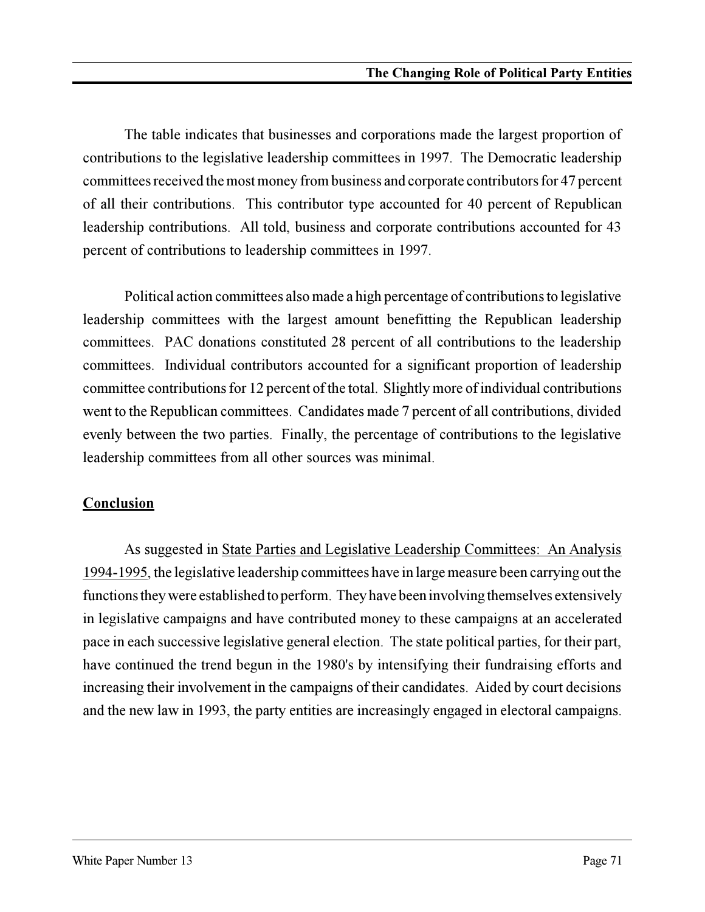The table indicates that businesses and corporations made the largest proportion of contributions to the legislative leadership committees in 1997. The Democratic leadership committees received the most money from business and corporate contributors for 47 percent of all their contributions. This contributor type accounted for 40 percent of Republican leadership contributions. All told, business and corporate contributions accounted for 43 percent of contributions to leadership committees in 1997.

Political action committees also made a high percentage of contributions to legislative leadership committees with the largest amount benefitting the Republican leadership committees. PAC donations constituted 28 percent of all contributions to the leadership committees. Individual contributors accounted for a significant proportion of leadership committee contributions for 12 percent of the total. Slightly more of individual contributions went to the Republican committees. Candidates made 7 percent of all contributions, divided evenly between the two parties. Finally, the percentage of contributions to the legislative leadership committees from all other sources was minimal.

## Conclusion

As suggested in State Parties and Legislative Leadership Committees: An Analysis 1994-1995, the legislative leadership committees have in large measure been carrying out the functions they were established to perform. They have been involving themselves extensively in legislative campaigns and have contributed money to these campaigns at an accelerated pace in each successive legislative general election. The state political parties, for their part, have continued the trend begun in the 1980's by intensifying their fundraising efforts and increasing their involvement in the campaigns of their candidates. Aided by court decisions and the new law in 1993, the party entities are increasingly engaged in electoral campaigns.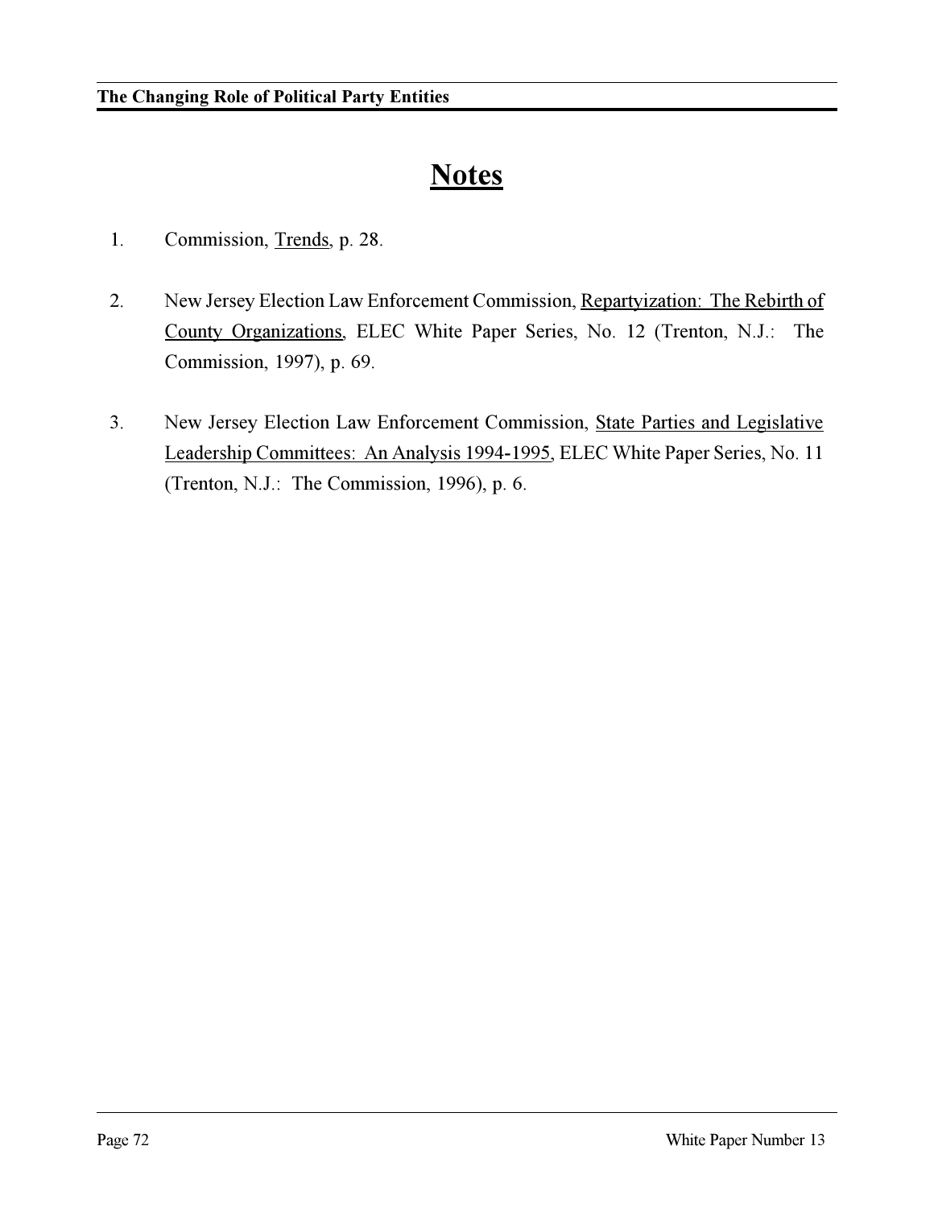# Notes

1. Commission, Trends, p. 28.

2. New Jersey Election Law Enforcement Commission, Repartyization: The Rebirth of County Organizations, ELEC White Paper Series, No. 12 (Trenton, N.J.: The Commission, 1997), p. 69.

3. New Jersey Election Law Enforcement Commission, State Parties and Legislative Leadership Committees: An Analysis 1994-1995, ELEC White Paper Series, No. 11 (Trenton, N.J.: The Commission, 1996), p. 6.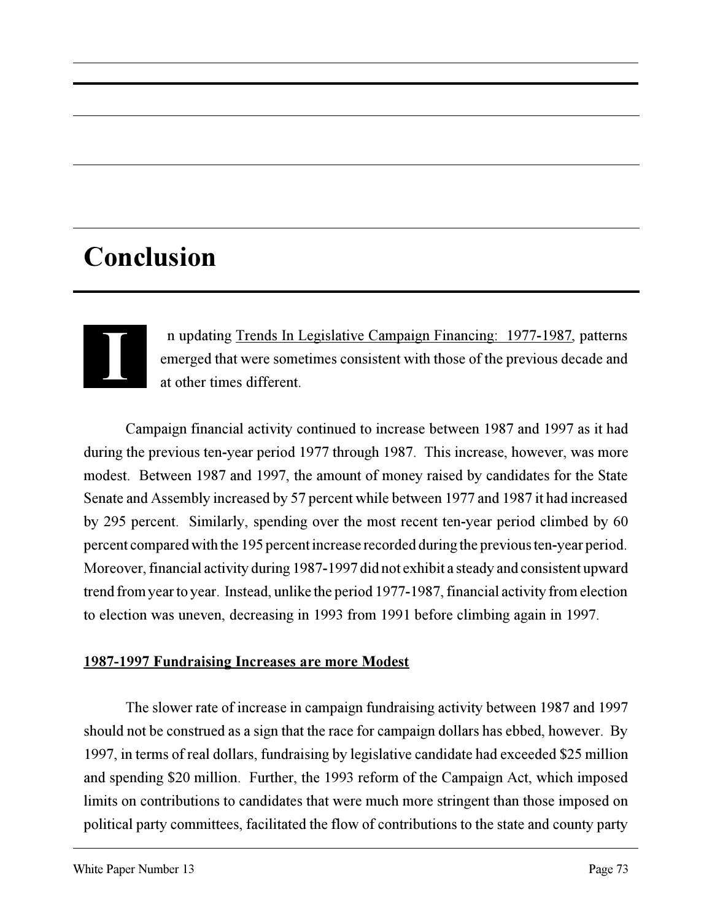# Conclusion

In updating Trends In Legislative Campaign Financing: 1977-1987, patterns emerged that were sometimes consistent with those of the previous decade and at other times different.

Campaign financial activity continued to increase between 1987 and 1997 as it had during the previous ten-year period 1977 through 1987. This increase, however, was more modest. Between 1987 and 1997, the amount of money raised by candidates for the State Senate and Assembly increased by 57 percent while between 1977 and 1987 it had increased by 295 percent. Similarly, spending over the most recent ten-year period climbed by 60 percent compared with the 195 percent increase recorded during the previous ten-year period. Moreover, financial activity during 1987-1997 did not exhibit a steady and consistent upward trend from year to year. Instead, unlike the period 1977-1987, financial activity from election to election was uneven, decreasing in 1993 from 1991 before climbing again in 1997.

**1987-1997 Fundraising Increases are more Modest**

The slower rate of increase in campaign fundraising activity between 1987 and 1997 should not be construed as a sign that the race for campaign dollars has ebbed, however. By 1997, in terms of real dollars, fundraising by legislative candidate had exceeded $25 million and spending $20 million. Further, the 1993 reform of the Campaign Act, which imposed limits on contributions to candidates that were much more stringent than those imposed on political party committees, facilitated the flow of contributions to the state and county party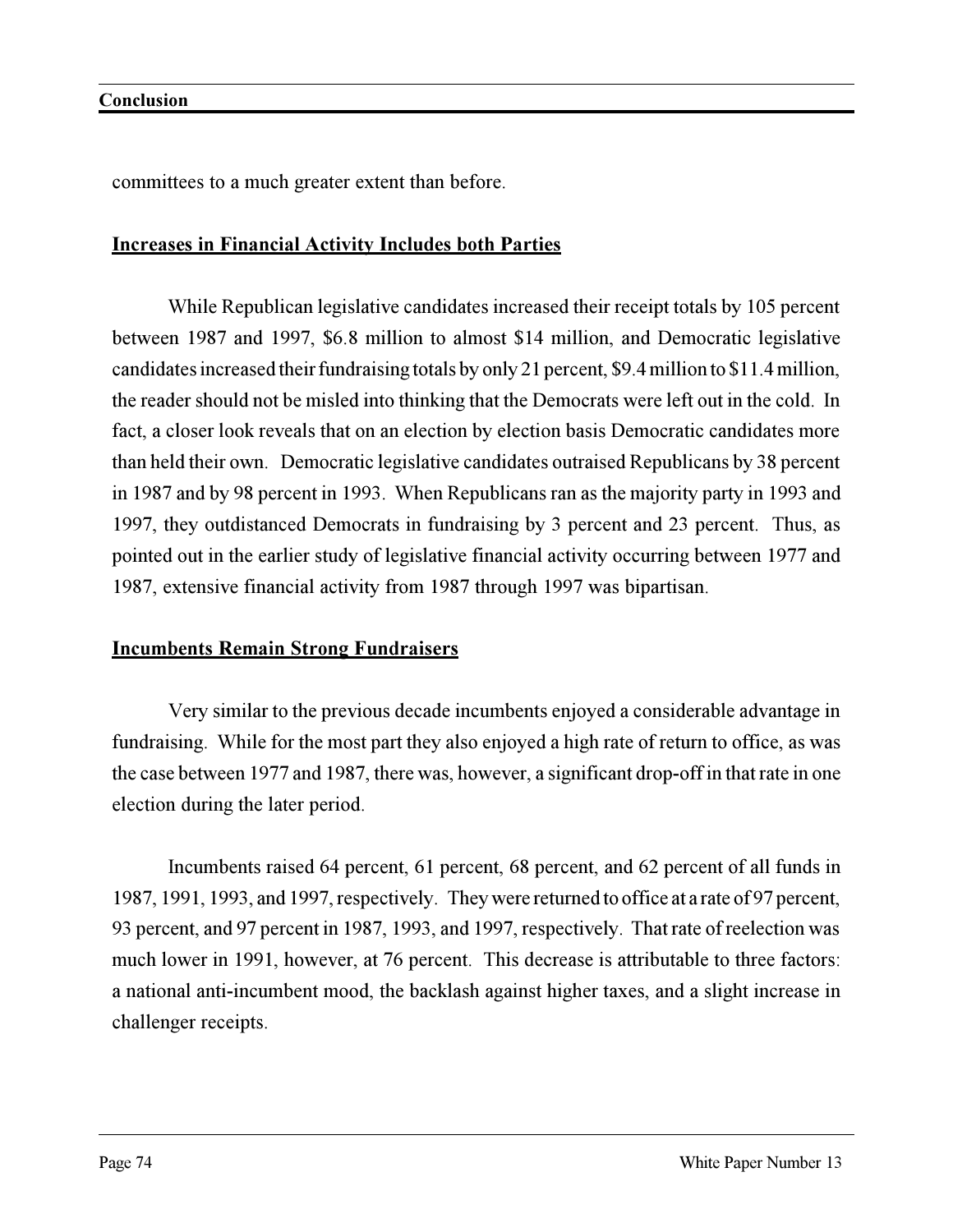committees to a much greater extent than before.

## Increases in Financial Activity Includes both Parties

While Republican legislative candidates increased their receipt totals by 105 percent between 1987 and 1997, $6.8 million to almost $14 million, and Democratic legislative candidates increased their fundraising totals by only 21 percent, $9.4 million to $11.4 million, the reader should not be misled into thinking that the Democrats were left out in the cold. In fact, a closer look reveals that on an election by election basis Democratic candidates more than held their own. Democratic legislative candidates outraised Republicans by 38 percent in 1987 and by 98 percent in 1993. When Republicans ran as the majority party in 1993 and 1997, they outdistanced Democrats in fundraising by 3 percent and 23 percent. Thus, as pointed out in the earlier study of legislative financial activity occurring between 1977 and 1987, extensive financial activity from 1987 through 1997 was bipartisan.

## Incumbents Remain Strong Fundraisers

Very similar to the previous decade incumbents enjoyed a considerable advantage in fundraising. While for the most part they also enjoyed a high rate of return to office, as was the case between 1977 and 1987, there was, however, a significant drop-off in that rate in one election during the later period.

Incumbents raised 64 percent, 61 percent, 68 percent, and 62 percent of all funds in 1987, 1991, 1993, and 1997, respectively. They were returned to office at a rate of 97 percent, 93 percent, and 97 percent in 1987, 1993, and 1997, respectively. That rate of reelection was much lower in 1991, however, at 76 percent. This decrease is attributable to three factors: a national anti-incumbent mood, the backlash against higher taxes, and a slight increase in challenger receipts.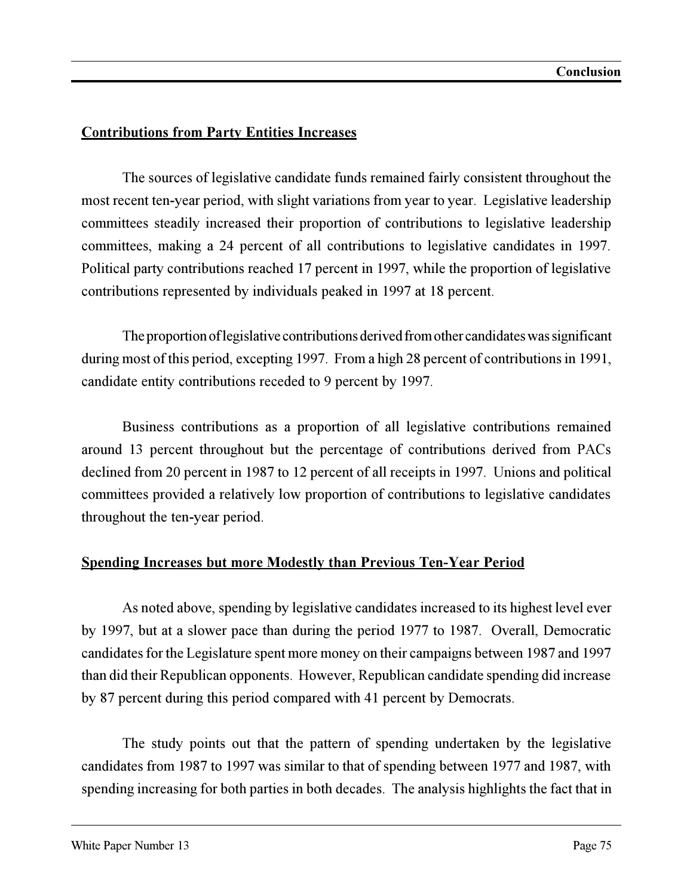**Contributions from Party Entities Increases**

The sources of legislative candidate funds remained fairly consistent throughout the most recent ten-year period, with slight variations from year to year. Legislative leadership committees steadily increased their proportion of contributions to legislative leadership committees, making a 24 percent of all contributions to legislative candidates in 1997. Political party contributions reached 17 percent in 1997, while the proportion of legislative contributions represented by individuals peaked in 1997 at 18 percent.

The proportion of legislative contributions derived from other candidates was significant during most of this period, excepting 1997. From a high 28 percent of contributions in 1991, candidate entity contributions receded to 9 percent by 1997.

Business contributions as a proportion of all legislative contributions remained around 13 percent throughout but the percentage of contributions derived from PACs declined from 20 percent in 1987 to 12 percent of all receipts in 1997. Unions and political committees provided a relatively low proportion of contributions to legislative candidates throughout the ten-year period.

**Spending Increases but more Modestly than Previous Ten-Year Period**

As noted above, spending by legislative candidates increased to its highest level ever by 1997, but at a slower pace than during the period 1977 to 1987. Overall, Democratic candidates for the Legislature spent more money on their campaigns between 1987 and 1997 than did their Republican opponents. However, Republican candidate spending did increase by 87 percent during this period compared with 41 percent by Democrats.

The study points out that the pattern of spending undertaken by the legislative candidates from 1987 to 1997 was similar to that of spending between 1977 and 1987, with spending increasing for both parties in both decades. The analysis highlights the fact that in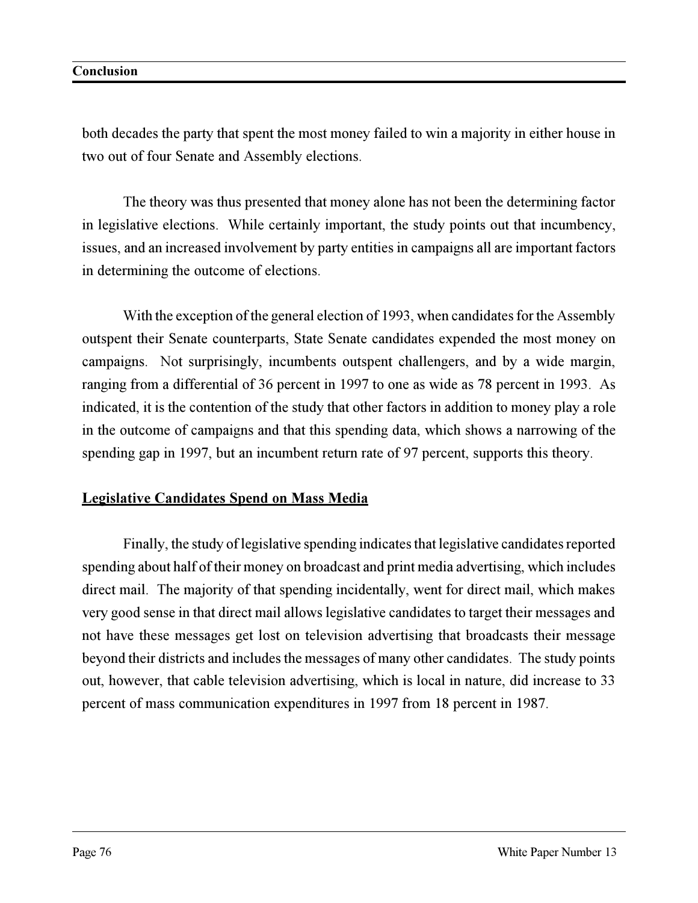both decades the party that spent the most money failed to win a majority in either house in two out of four Senate and Assembly elections.

The theory was thus presented that money alone has not been the determining factor in legislative elections. While certainly important, the study points out that incumbency, issues, and an increased involvement by party entities in campaigns all are important factors in determining the outcome of elections.

With the exception of the general election of 1993, when candidates for the Assembly outspent their Senate counterparts, State Senate candidates expended the most money on campaigns. Not surprisingly, incumbents outspent challengers, and by a wide margin, ranging from a differential of 36 percent in 1997 to one as wide as 78 percent in 1993. As indicated, it is the contention of the study that other factors in addition to money play a role in the outcome of campaigns and that this spending data, which shows a narrowing of the spending gap in 1997, but an incumbent return rate of 97 percent, supports this theory.

## Legislative Candidates Spend on Mass Media

Finally, the study of legislative spending indicates that legislative candidates reported spending about half of their money on broadcast and print media advertising, which includes direct mail. The majority of that spending incidentally, went for direct mail, which makes very good sense in that direct mail allows legislative candidates to target their messages and not have these messages get lost on television advertising that broadcasts their message beyond their districts and includes the messages of many other candidates. The study points out, however, that cable television advertising, which is local in nature, did increase to 33 percent of mass communication expenditures in 1997 from 18 percent in 1987.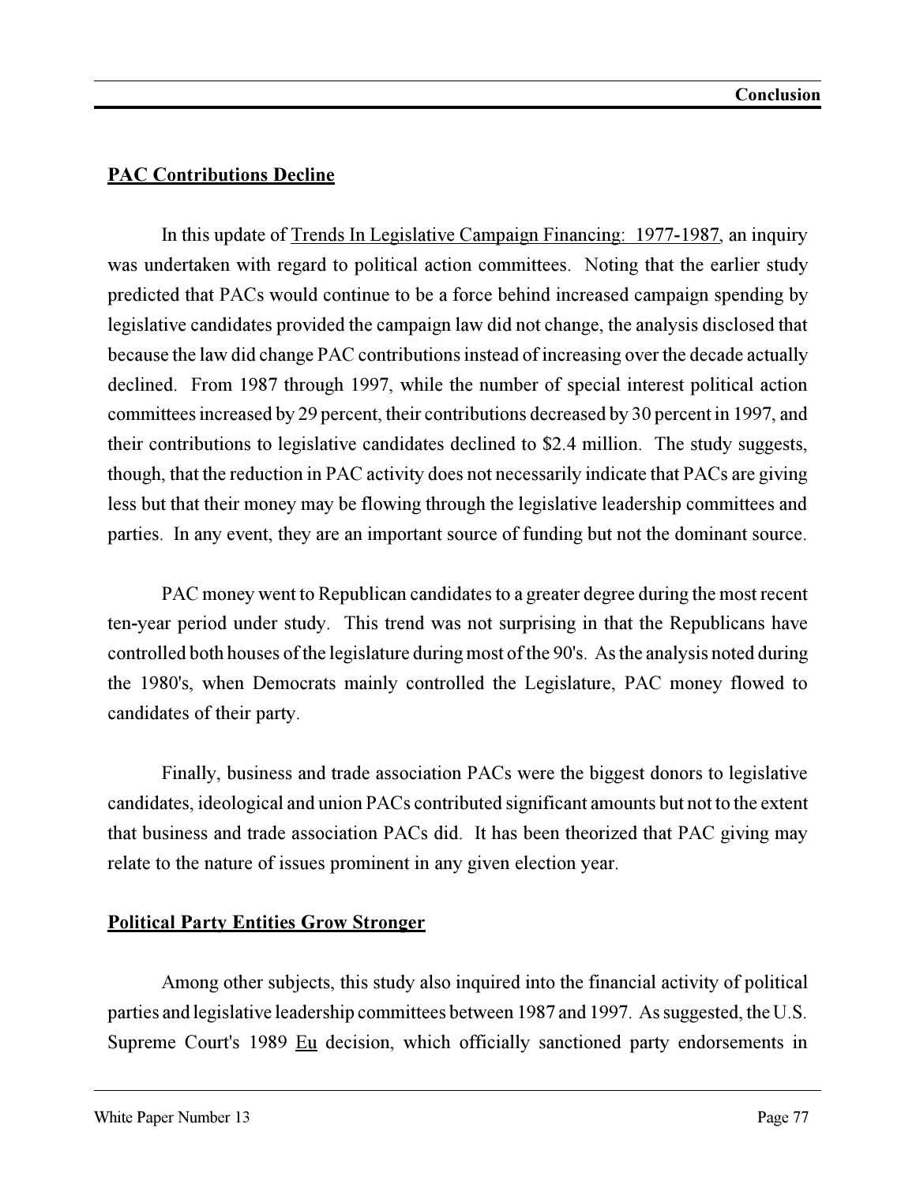## PAC Contributions Decline

In this update of Trends In Legislative Campaign Financing: 1977-1987, an inquiry was undertaken with regard to political action committees. Noting that the earlier study predicted that PACs would continue to be a force behind increased campaign spending by legislative candidates provided the campaign law did not change, the analysis disclosed that because the law did change PAC contributions instead of increasing over the decade actually declined. From 1987 through 1997, while the number of special interest political action committees increased by 29 percent, their contributions decreased by 30 percent in 1997, and their contributions to legislative candidates declined to $2.4 million. The study suggests, though, that the reduction in PAC activity does not necessarily indicate that PACs are giving less but that their money may be flowing through the legislative leadership committees and parties. In any event, they are an important source of funding but not the dominant source.

PAC money went to Republican candidates to a greater degree during the most recent ten-year period under study. This trend was not surprising in that the Republicans have controlled both houses of the legislature during most of the 90's. As the analysis noted during the 1980's, when Democrats mainly controlled the Legislature, PAC money flowed to candidates of their party.

Finally, business and trade association PACs were the biggest donors to legislative candidates, ideological and union PACs contributed significant amounts but not to the extent that business and trade association PACs did. It has been theorized that PAC giving may relate to the nature of issues prominent in any given election year.

## Political Party Entities Grow Stronger

Among other subjects, this study also inquired into the financial activity of political parties and legislative leadership committees between 1987 and 1997. As suggested, the U.S. Supreme Court's 1989 Eu decision, which officially sanctioned party endorsements in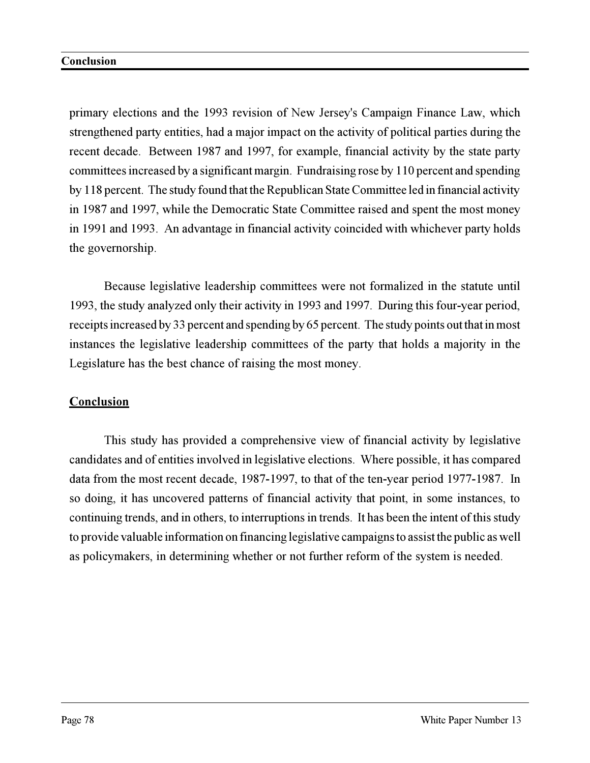primary elections and the 1993 revision of New Jersey's Campaign Finance Law, which strengthened party entities, had a major impact on the activity of political parties during the recent decade. Between 1987 and 1997, for example, financial activity by the state party committees increased by a significant margin. Fundraising rose by 110 percent and spending by 118 percent. The study found that the Republican State Committee led in financial activity in 1987 and 1997, while the Democratic State Committee raised and spent the most money in 1991 and 1993. An advantage in financial activity coincided with whichever party holds the governorship.

Because legislative leadership committees were not formalized in the statute until 1993, the study analyzed only their activity in 1993 and 1997. During this four-year period, receipts increased by 33 percent and spending by 65 percent. The study points out that in most instances the legislative leadership committees of the party that holds a majority in the Legislature has the best chance of raising the most money.

## Conclusion

This study has provided a comprehensive view of financial activity by legislative candidates and of entities involved in legislative elections. Where possible, it has compared data from the most recent decade, 1987-1997, to that of the ten-year period 1977-1987. In so doing, it has uncovered patterns of financial activity that point, in some instances, to continuing trends, and in others, to interruptions in trends. It has been the intent of this study to provide valuable information on financing legislative campaigns to assist the public as well as policymakers, in determining whether or not further reform of the system is needed.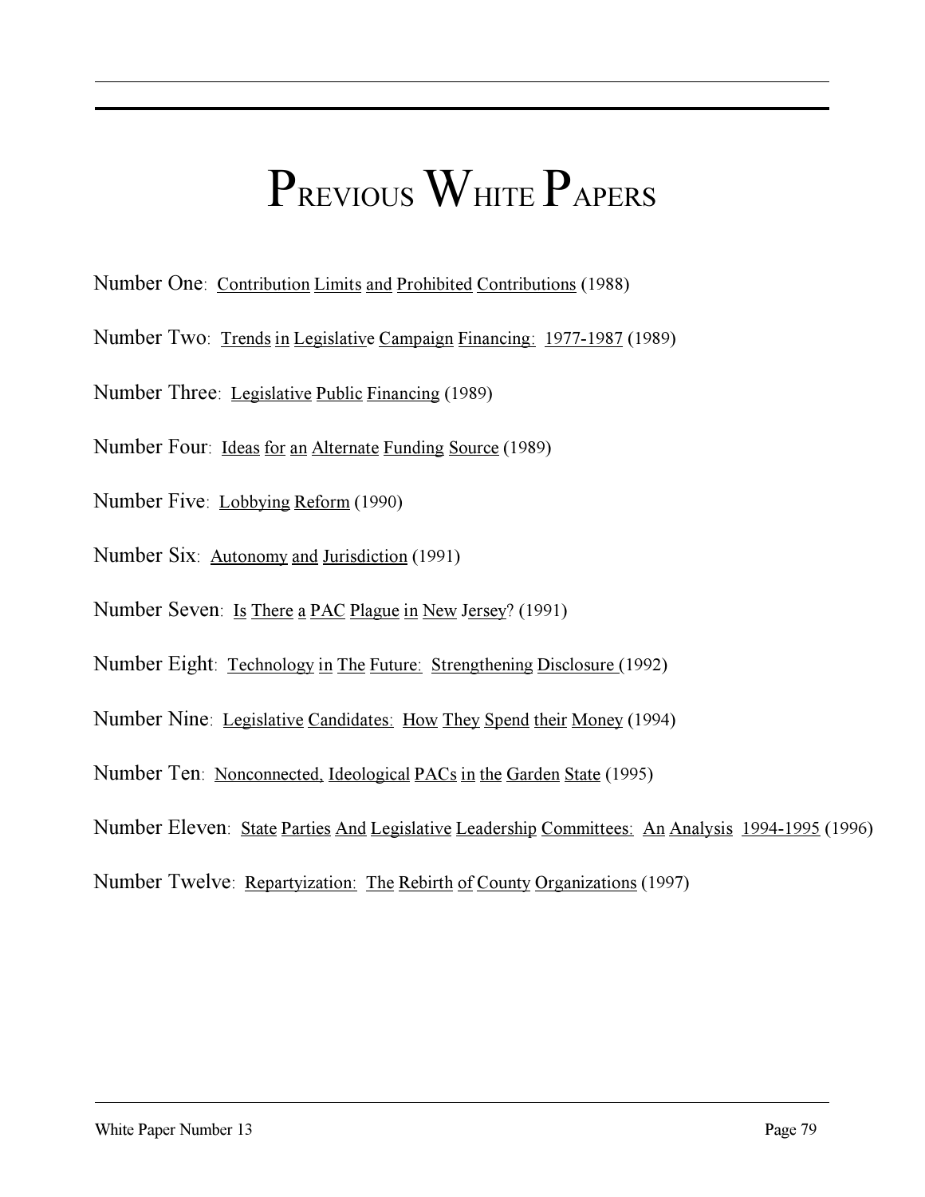# Previous White Papers

Number One: Contribution Limits and Prohibited Contributions (1988)

Number Two: Trends in Legislative Campaign Financing: 1977-1987 (1989)

Number Three: Legislative Public Financing (1989)

Number Four: Ideas for an Alternate Funding Source (1989)

Number Five: Lobbying Reform (1990)

Number Six: Autonomy and Jurisdiction (1991)

Number Seven: Is There a PAC Plague in New Jersey? (1991)

Number Eight: Technology in The Future: Strengthening Disclosure (1992)

Number Nine: Legislative Candidates: How They Spend their Money (1994)

Number Ten: Nonconnected, Ideological PACs in the Garden State (1995)

Number Eleven: State Parties And Legislative Leadership Committees: An Analysis 1994-1995 (1996)

Number Twelve: Repartyization: The Rebirth of County Organizations (1997)